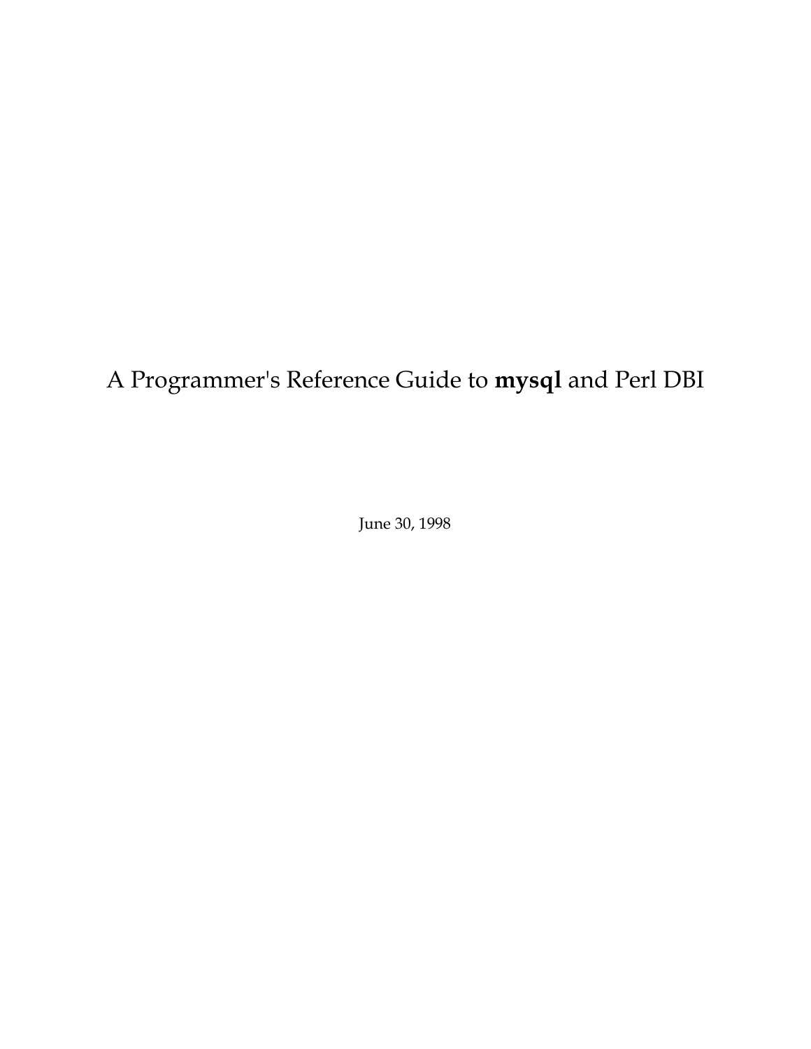# A Programmer's Reference Guide to **mysql** and Perl DBI

June 30, 1998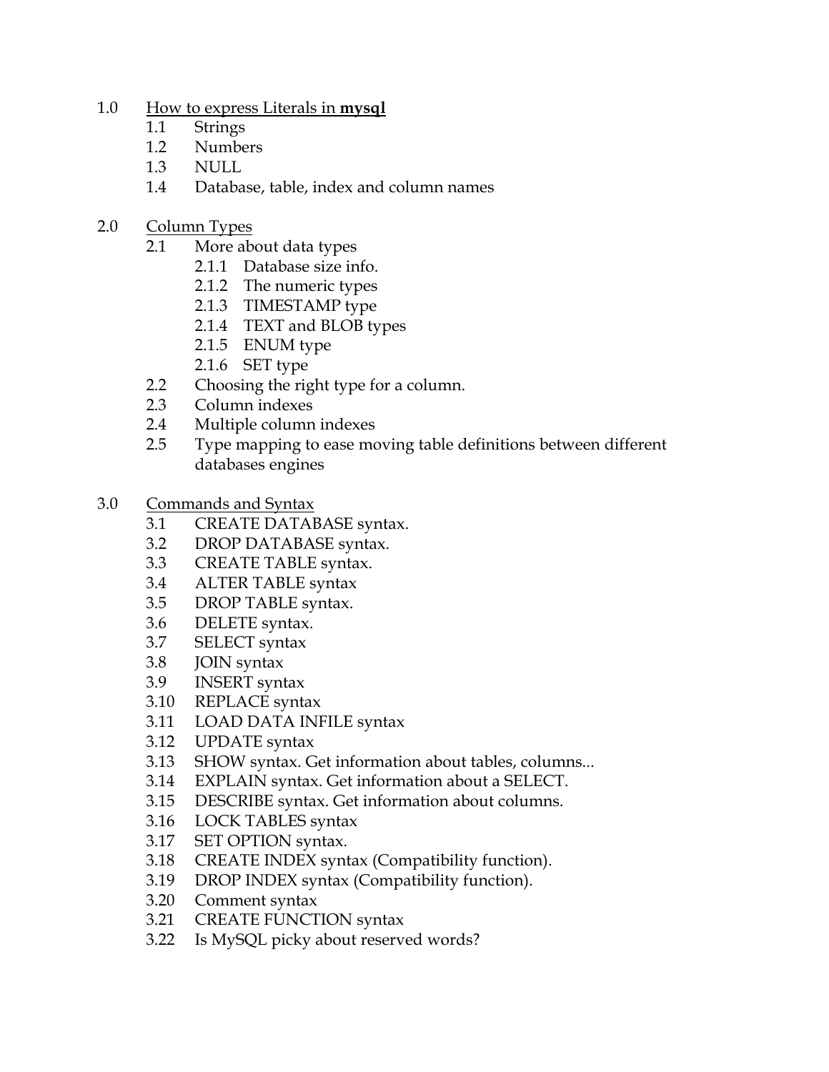1.0 How to express Literals in **mysql**
   - 1.1 Strings
   - 1.2 Numbers
   - 1.3 NULL
   - 1.4 Database, table, index and column names

2.0 Column Types
   - 2.1 More about data types
     - 2.1.1 Database size info.
     - 2.1.2 The numeric types
     - 2.1.3 TIMESTAMP type
     - 2.1.4 TEXT and BLOB types
     - 2.1.5 ENUM type
     - 2.1.6 SET type
   - 2.2 Choosing the right type for a column.
   - 2.3 Column indexes
   - 2.4 Multiple column indexes
   - 2.5 Type mapping to ease moving table definitions between different databases engines

3.0 Commands and Syntax
   - 3.1 CREATE DATABASE syntax.
   - 3.2 DROP DATABASE syntax.
   - 3.3 CREATE TABLE syntax.
   - 3.4 ALTER TABLE syntax
   - 3.5 DROP TABLE syntax.
   - 3.6 DELETE syntax.
   - 3.7 SELECT syntax
   - 3.8 JOIN syntax
   - 3.9 INSERT syntax
   - 3.10 REPLACE syntax
   - 3.11 LOAD DATA INFILE syntax
   - 3.12 UPDATE syntax
   - 3.13 SHOW syntax. Get information about tables, columns...
   - 3.14 EXPLAIN syntax. Get information about a SELECT.
   - 3.15 DESCRIBE syntax. Get information about columns.
   - 3.16 LOCK TABLES syntax
   - 3.17 SET OPTION syntax.
   - 3.18 CREATE INDEX syntax (Compatibility function).
   - 3.19 DROP INDEX syntax (Compatibility function).
   - 3.20 Comment syntax
   - 3.21 CREATE FUNCTION syntax
   - 3.22 Is MySQL picky about reserved words?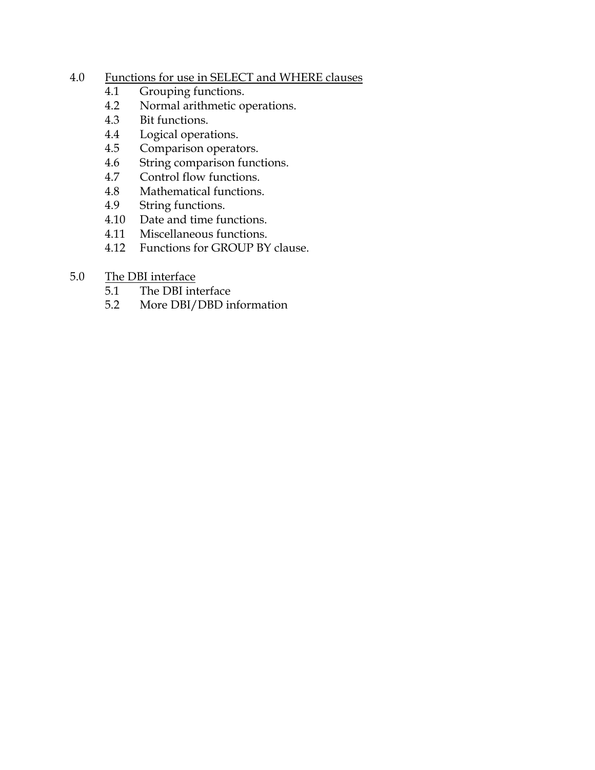4.0 Functions for use in SELECT and WHERE clauses

- 4.1 Grouping functions.
- 4.2 Normal arithmetic operations.
- 4.3 Bit functions.
- 4.4 Logical operations.
- 4.5 Comparison operators.
- 4.6 String comparison functions.
- 4.7 Control flow functions.
- 4.8 Mathematical functions.
- 4.9 String functions.
- 4.10 Date and time functions.
- 4.11 Miscellaneous functions.
- 4.12 Functions for GROUP BY clause.

5.0 The DBI interface

- 5.1 The DBI interface
- 5.2 More DBI/DBD information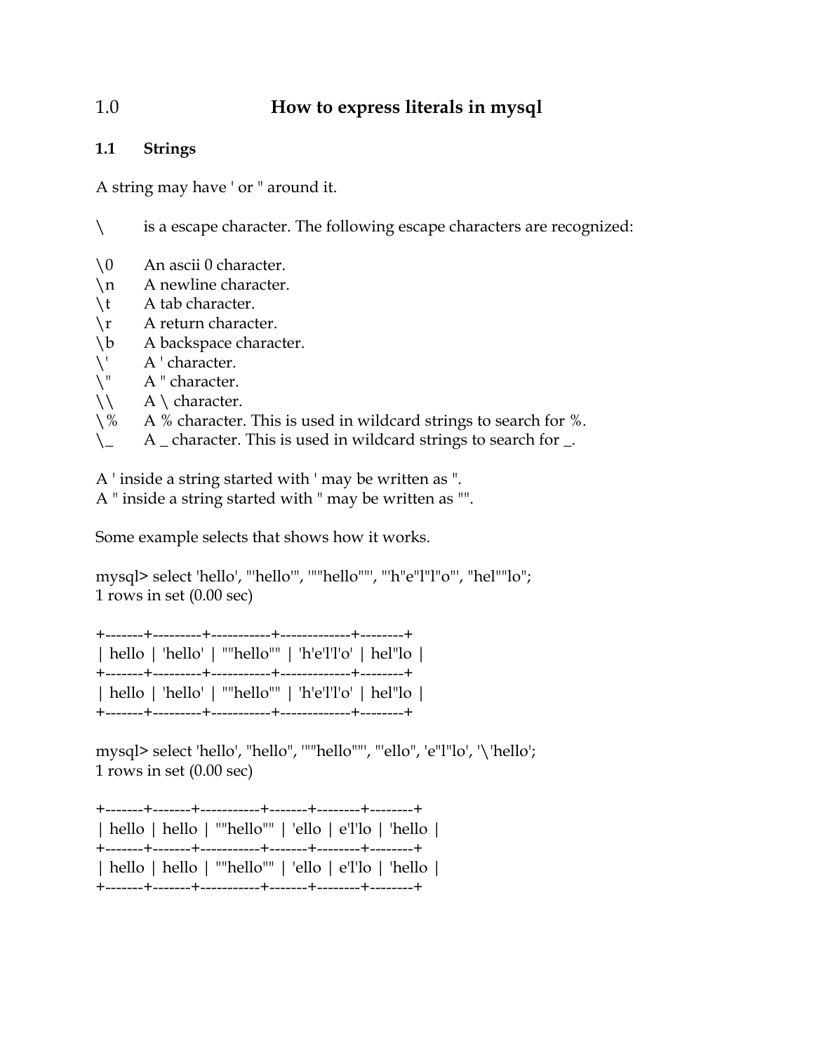# 1.0 How to express literals in mysql

## 1.1 Strings

A string may have ' or " around it.

\ is a escape character. The following escape characters are recognized:

| | |
|---|---|
| \0 | An ascii 0 character. |
| \n | A newline character. |
| \t | A tab character. |
| \r | A return character. |
| \b | A backspace character. |
| \' | A ' character. |
| \" | A " character. |
| \\ | A \ character. |
| \% | A % character. This is used in wildcard strings to search for %. |
| \_ | A _ character. This is used in wildcard strings to search for _. |

A ' inside a string started with ' may be written as ".
A " inside a string started with " may be written as "".

Some example selects that shows how it works.

```
mysql> select 'hello', "'hello'", '""hello""', "'h"e"l"l"o'", "hel""lo";
1 rows in set (0.00 sec)

+-------+---------+-----------+-------------+--------+
| hello | 'hello' | ""hello"" | 'h'e'l'l'o' | hel"lo |
+-------+---------+-----------+-------------+--------+
| hello | 'hello' | ""hello"" | 'h'e'l'l'o' | hel"lo |
+-------+---------+-----------+-------------+--------+
```

```
mysql> select 'hello', "hello", '""hello""', "'ello", 'e"l"lo', '\'hello';
1 rows in set (0.00 sec)

+-------+-------+-----------+-------+--------+--------+
| hello | hello | ""hello"" | 'ello | e'l'lo | 'hello |
+-------+-------+-----------+-------+--------+--------+
| hello | hello | ""hello"" | 'ello | e'l'lo | 'hello |
+-------+-------+-----------+-------+--------+--------+
```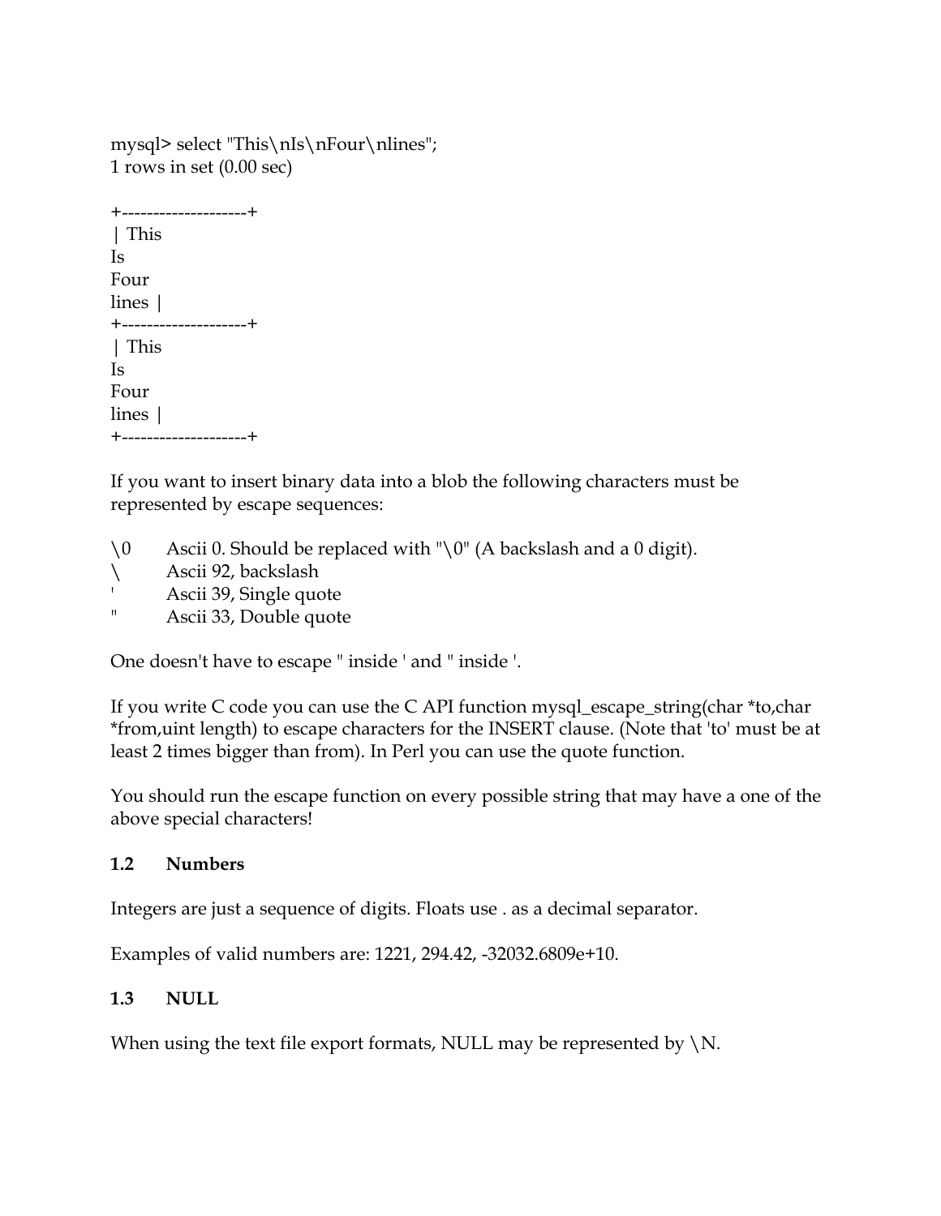```
mysql> select "This\nIs\nFour\nlines";
1 rows in set (0.00 sec)

+--------------------+
| This
Is
Four
lines |
+--------------------+
| This
Is
Four
lines |
+--------------------+
```

If you want to insert binary data into a blob the following characters must be represented by escape sequences:

| | |
|---|---|
| \0 | Ascii 0. Should be replaced with "\0" (A backslash and a 0 digit). |
| \ | Ascii 92, backslash |
| ' | Ascii 39, Single quote |
| " | Ascii 33, Double quote |

One doesn't have to escape " inside ' and " inside '.

If you write C code you can use the C API function mysql_escape_string(char *to,char *from,uint length) to escape characters for the INSERT clause. (Note that 'to' must be at least 2 times bigger than from). In Perl you can use the quote function.

You should run the escape function on every possible string that may have a one of the above special characters!

### 1.2 Numbers

Integers are just a sequence of digits. Floats use . as a decimal separator.

Examples of valid numbers are: 1221, 294.42, -32032.6809e+10.

### 1.3 NULL

When using the text file export formats, NULL may be represented by \N.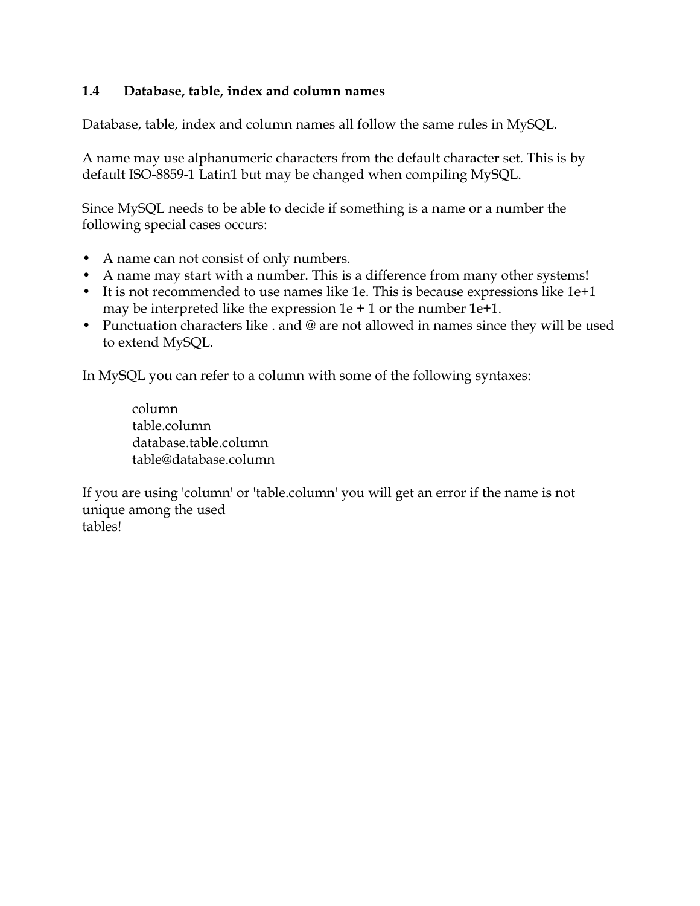## 1.4 Database, table, index and column names

Database, table, index and column names all follow the same rules in MySQL.

A name may use alphanumeric characters from the default character set. This is by default ISO-8859-1 Latin1 but may be changed when compiling MySQL.

Since MySQL needs to be able to decide if something is a name or a number the following special cases occurs:

- A name can not consist of only numbers.
- A name may start with a number. This is a difference from many other systems!
- It is not recommended to use names like 1e. This is because expressions like 1e+1 may be interpreted like the expression 1e + 1 or the number 1e+1.
- Punctuation characters like . and @ are not allowed in names since they will be used to extend MySQL.

In MySQL you can refer to a column with some of the following syntaxes:

```
column
table.column
database.table.column
table@database.column
```

If you are using 'column' or 'table.column' you will get an error if the name is not unique among the used tables!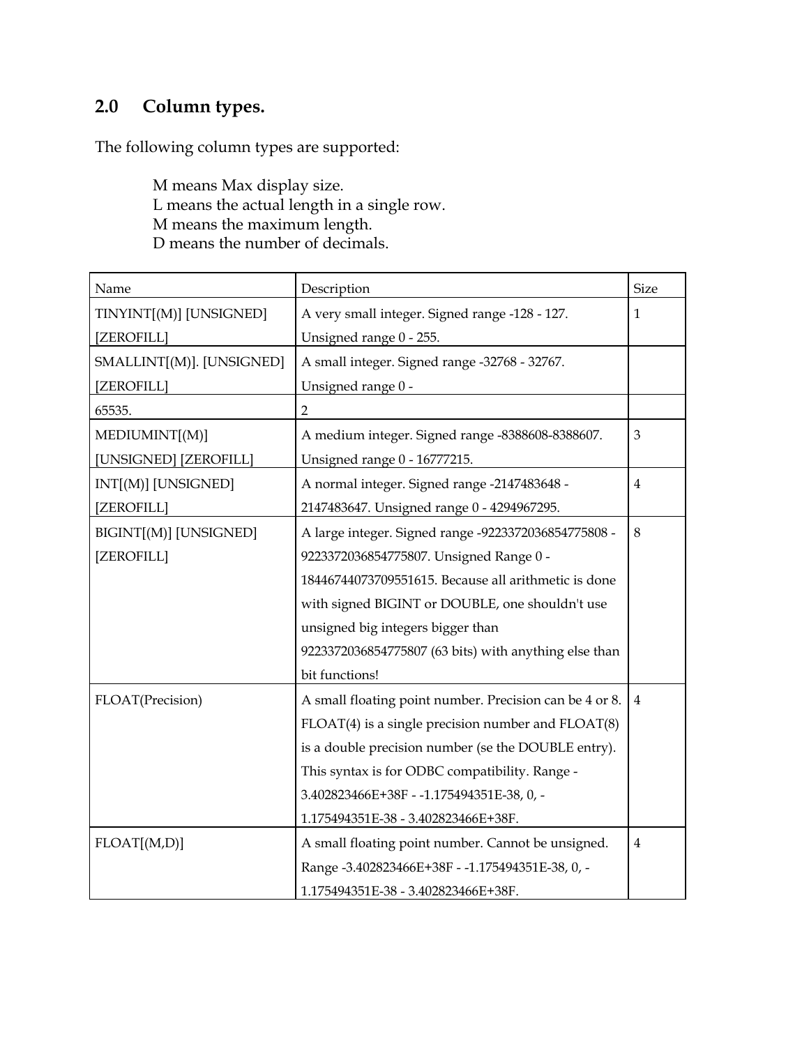## 2.0 Column types.

The following column types are supported:

> M means Max display size.
> L means the actual length in a single row.
> M means the maximum length.
> D means the number of decimals.

| Name | Description | Size |
|---|---|---|
| TINYINT[(M)] [UNSIGNED] [ZEROFILL] | A very small integer. Signed range -128 - 127. Unsigned range 0 - 255. | 1 |
| SMALLINT[(M)]. [UNSIGNED] [ZEROFILL] | A small integer. Signed range -32768 - 32767. Unsigned range 0 - | |
| 65535. | 2 | |
| MEDIUMINT[(M)] [UNSIGNED] [ZEROFILL] | A medium integer. Signed range -8388608-8388607. Unsigned range 0 - 16777215. | 3 |
| INT[(M)] [UNSIGNED] [ZEROFILL] | A normal integer. Signed range -2147483648 - 2147483647. Unsigned range 0 - 4294967295. | 4 |
| BIGINT[(M)] [UNSIGNED] [ZEROFILL] | A large integer. Signed range -9223372036854775808 - 9223372036854775807. Unsigned Range 0 - 18446744073709551615. Because all arithmetic is done with signed BIGINT or DOUBLE, one shouldn't use unsigned big integers bigger than 9223372036854775807 (63 bits) with anything else than bit functions! | 8 |
| FLOAT(Precision) | A small floating point number. Precision can be 4 or 8. FLOAT(4) is a single precision number and FLOAT(8) is a double precision number (se the DOUBLE entry). This syntax is for ODBC compatibility. Range -3.402823466E+38F - -1.175494351E-38, 0, -1.175494351E-38 - 3.402823466E+38F. | 4 |
| FLOAT[(M,D)] | A small floating point number. Cannot be unsigned. Range -3.402823466E+38F - -1.175494351E-38, 0, -1.175494351E-38 - 3.402823466E+38F. | 4 |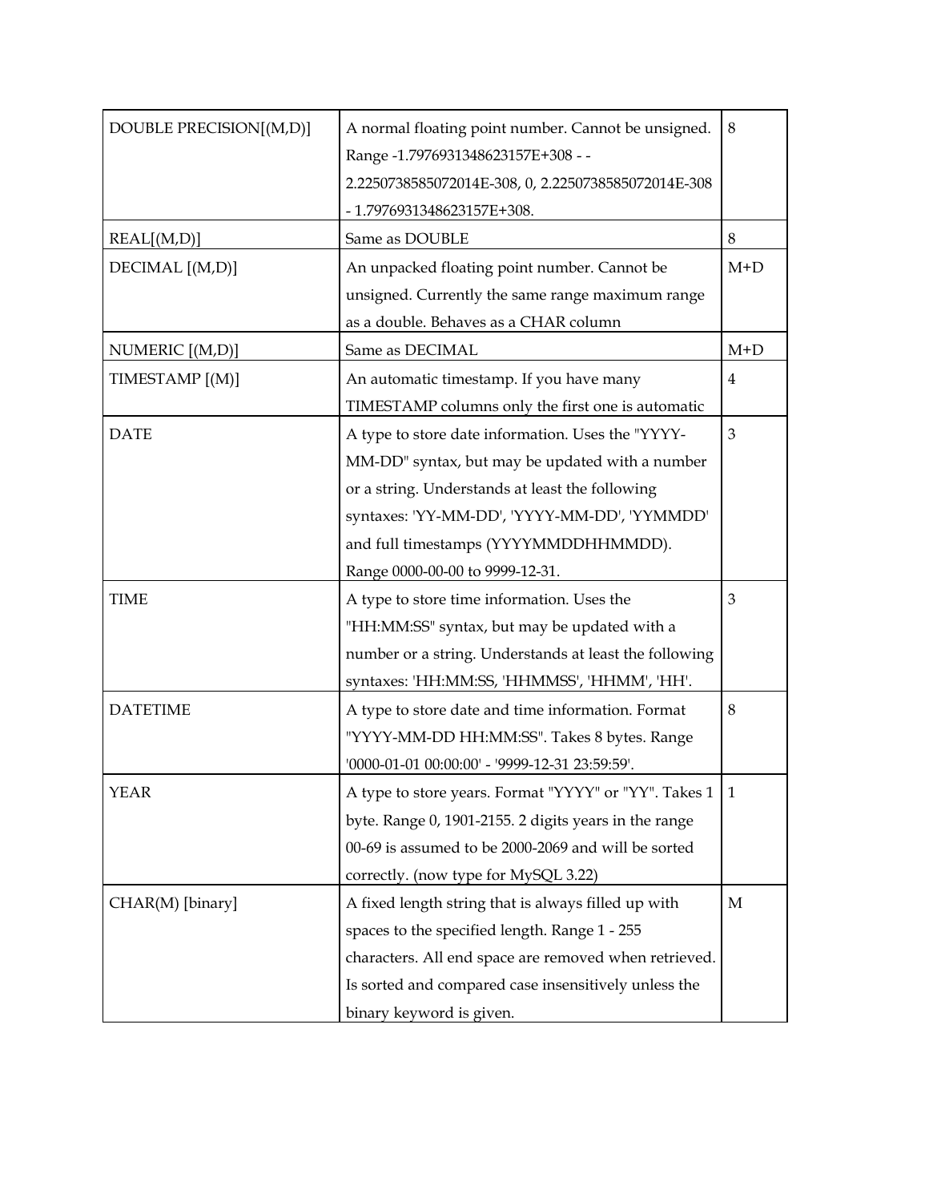| DOUBLE PRECISION[(M,D)] | A normal floating point number. Cannot be unsigned. Range -1.7976931348623157E+308 - -2.2250738585072014E-308, 0, 2.2250738585072014E-308 - 1.7976931348623157E+308. | 8 |
|---|---|---|
| REAL[(M,D)] | Same as DOUBLE | 8 |
| DECIMAL [(M,D)] | An unpacked floating point number. Cannot be unsigned. Currently the same range maximum range as a double. Behaves as a CHAR column | M+D |
| NUMERIC [(M,D)] | Same as DECIMAL | M+D |
| TIMESTAMP [(M)] | An automatic timestamp. If you have many TIMESTAMP columns only the first one is automatic | 4 |
| DATE | A type to store date information. Uses the "YYYY-MM-DD" syntax, but may be updated with a number or a string. Understands at least the following syntaxes: 'YY-MM-DD', 'YYYY-MM-DD', 'YYMMDD' and full timestamps (YYYYMMDDHHMMDD). Range 0000-00-00 to 9999-12-31. | 3 |
| TIME | A type to store time information. Uses the "HH:MM:SS" syntax, but may be updated with a number or a string. Understands at least the following syntaxes: 'HH:MM:SS, 'HHMMSS', 'HHMM', 'HH'. | 3 |
| DATETIME | A type to store date and time information. Format "YYYY-MM-DD HH:MM:SS". Takes 8 bytes. Range '0000-01-01 00:00:00' - '9999-12-31 23:59:59'. | 8 |
| YEAR | A type to store years. Format "YYYY" or "YY". Takes 1 byte. Range 0, 1901-2155. 2 digits years in the range 00-69 is assumed to be 2000-2069 and will be sorted correctly. (now type for MySQL 3.22) | 1 |
| CHAR(M) [binary] | A fixed length string that is always filled up with spaces to the specified length. Range 1 - 255 characters. All end space are removed when retrieved. Is sorted and compared case insensitively unless the binary keyword is given. | M |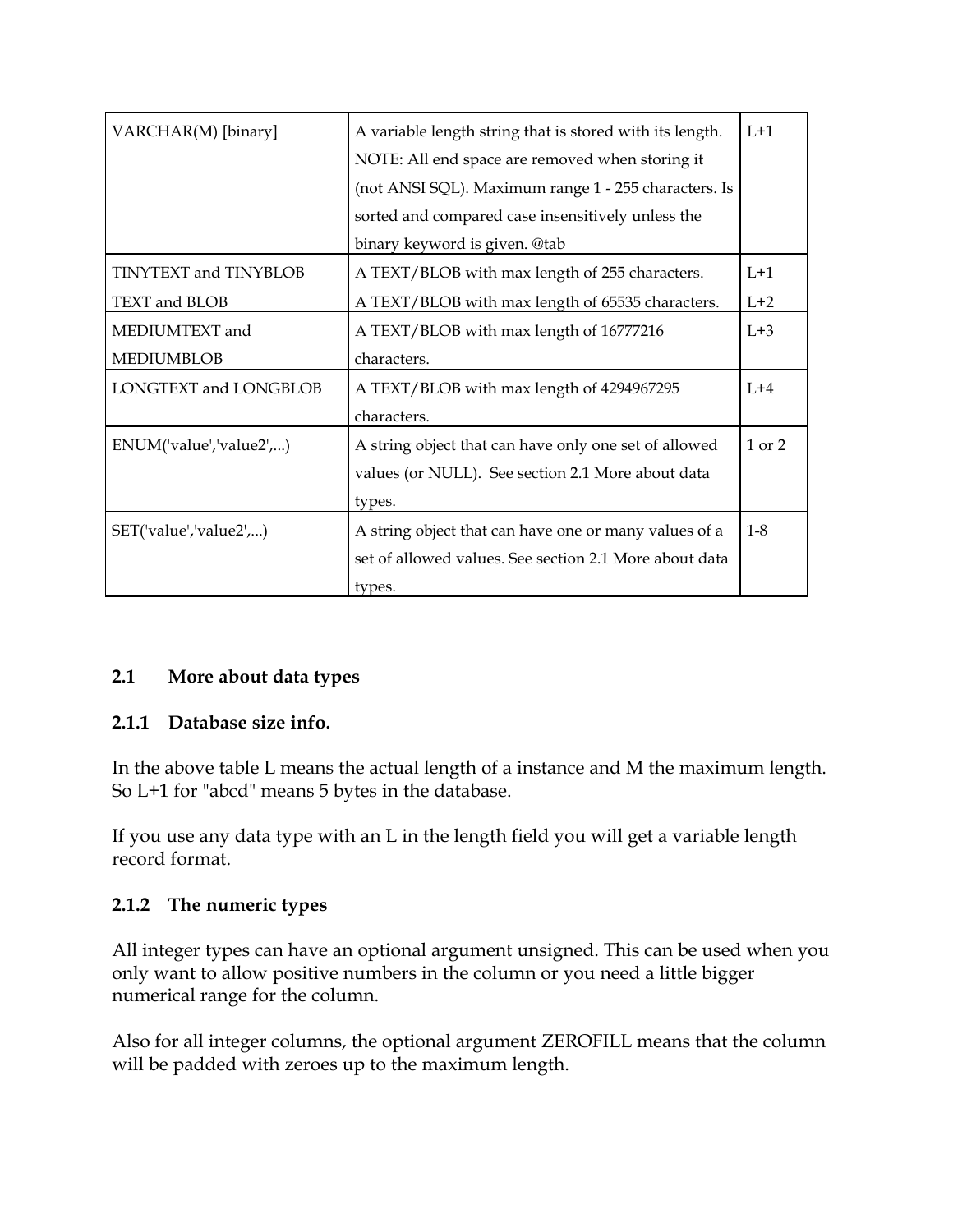| VARCHAR(M) [binary] | A variable length string that is stored with its length. NOTE: All end space are removed when storing it (not ANSI SQL). Maximum range 1 - 255 characters. Is sorted and compared case insensitively unless the binary keyword is given. @tab | L+1 |
|---|---|---|
| TINYTEXT and TINYBLOB | A TEXT/BLOB with max length of 255 characters. | L+1 |
| TEXT and BLOB | A TEXT/BLOB with max length of 65535 characters. | L+2 |
| MEDIUMTEXT and MEDIUMBLOB | A TEXT/BLOB with max length of 16777216 characters. | L+3 |
| LONGTEXT and LONGBLOB | A TEXT/BLOB with max length of 4294967295 characters. | L+4 |
| ENUM('value','value2',...) | A string object that can have only one set of allowed values (or NULL). See section 2.1 More about data types. | 1 or 2 |
| SET('value','value2',...) | A string object that can have one or many values of a set of allowed values. See section 2.1 More about data types. | 1-8 |

## 2.1 More about data types

### 2.1.1 Database size info.

In the above table L means the actual length of a instance and M the maximum length. So L+1 for "abcd" means 5 bytes in the database.

If you use any data type with an L in the length field you will get a variable length record format.

### 2.1.2 The numeric types

All integer types can have an optional argument unsigned. This can be used when you only want to allow positive numbers in the column or you need a little bigger numerical range for the column.

Also for all integer columns, the optional argument ZEROFILL means that the column will be padded with zeroes up to the maximum length.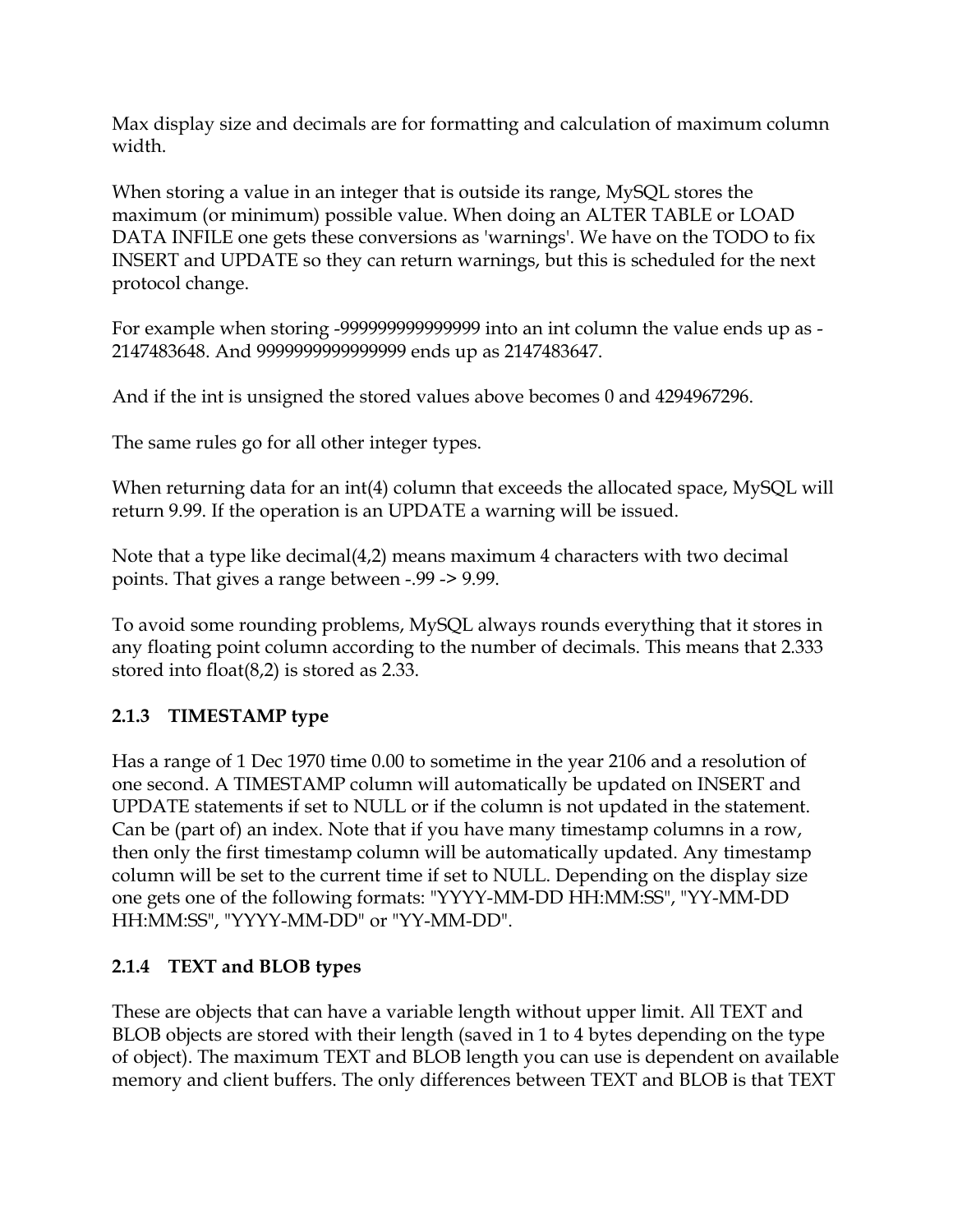Max display size and decimals are for formatting and calculation of maximum column width.

When storing a value in an integer that is outside its range, MySQL stores the maximum (or minimum) possible value. When doing an ALTER TABLE or LOAD DATA INFILE one gets these conversions as 'warnings'. We have on the TODO to fix INSERT and UPDATE so they can return warnings, but this is scheduled for the next protocol change.

For example when storing -999999999999999 into an int column the value ends up as -2147483648. And 9999999999999999 ends up as 2147483647.

And if the int is unsigned the stored values above becomes 0 and 4294967296.

The same rules go for all other integer types.

When returning data for an int(4) column that exceeds the allocated space, MySQL will return 9.99. If the operation is an UPDATE a warning will be issued.

Note that a type like decimal(4,2) means maximum 4 characters with two decimal points. That gives a range between -.99 -> 9.99.

To avoid some rounding problems, MySQL always rounds everything that it stores in any floating point column according to the number of decimals. This means that 2.333 stored into float(8,2) is stored as 2.33.

### 2.1.3 TIMESTAMP type

Has a range of 1 Dec 1970 time 0.00 to sometime in the year 2106 and a resolution of one second. A TIMESTAMP column will automatically be updated on INSERT and UPDATE statements if set to NULL or if the column is not updated in the statement. Can be (part of) an index. Note that if you have many timestamp columns in a row, then only the first timestamp column will be automatically updated. Any timestamp column will be set to the current time if set to NULL. Depending on the display size one gets one of the following formats: "YYYY-MM-DD HH:MM:SS", "YY-MM-DD HH:MM:SS", "YYYY-MM-DD" or "YY-MM-DD".

### 2.1.4 TEXT and BLOB types

These are objects that can have a variable length without upper limit. All TEXT and BLOB objects are stored with their length (saved in 1 to 4 bytes depending on the type of object). The maximum TEXT and BLOB length you can use is dependent on available memory and client buffers. The only differences between TEXT and BLOB is that TEXT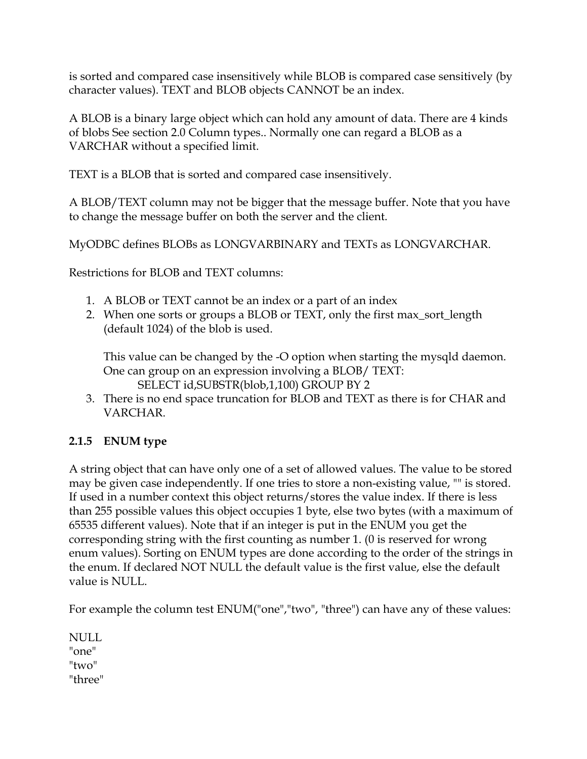is sorted and compared case insensitively while BLOB is compared case sensitively (by character values). TEXT and BLOB objects CANNOT be an index.

A BLOB is a binary large object which can hold any amount of data. There are 4 kinds of blobs See section 2.0 Column types.. Normally one can regard a BLOB as a VARCHAR without a specified limit.

TEXT is a BLOB that is sorted and compared case insensitively.

A BLOB/TEXT column may not be bigger that the message buffer. Note that you have to change the message buffer on both the server and the client.

MyODBC defines BLOBs as LONGVARBINARY and TEXTs as LONGVARCHAR.

Restrictions for BLOB and TEXT columns:

1. A BLOB or TEXT cannot be an index or a part of an index
2. When one sorts or groups a BLOB or TEXT, only the first max_sort_length (default 1024) of the blob is used.

   This value can be changed by the -O option when starting the mysqld daemon. One can group on an expression involving a BLOB/ TEXT:
   ```
   SELECT id,SUBSTR(blob,1,100) GROUP BY 2
   ```
3. There is no end space truncation for BLOB and TEXT as there is for CHAR and VARCHAR.

### 2.1.5 ENUM type

A string object that can have only one of a set of allowed values. The value to be stored may be given case independently. If one tries to store a non-existing value, "" is stored. If used in a number context this object returns/stores the value index. If there is less than 255 possible values this object occupies 1 byte, else two bytes (with a maximum of 65535 different values). Note that if an integer is put in the ENUM you get the corresponding string with the first counting as number 1. (0 is reserved for wrong enum values). Sorting on ENUM types are done according to the order of the strings in the enum. If declared NOT NULL the default value is the first value, else the default value is NULL.

For example the column test ENUM("one","two", "three") can have any of these values:

NULL
"one"
"two"
"three"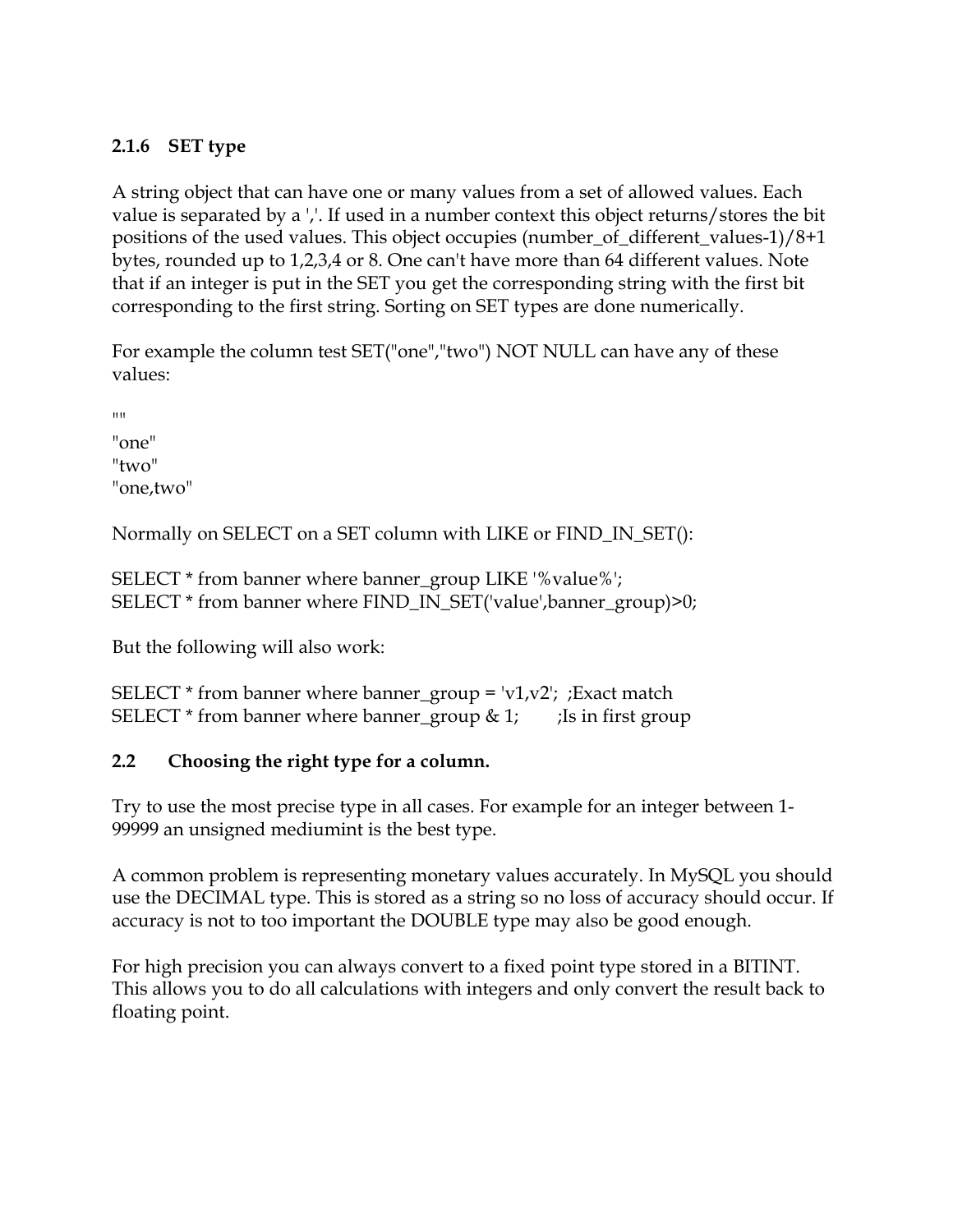### 2.1.6 SET type

A string object that can have one or many values from a set of allowed values. Each value is separated by a ','. If used in a number context this object returns/stores the bit positions of the used values. This object occupies (number_of_different_values-1)/8+1 bytes, rounded up to 1,2,3,4 or 8. One can't have more than 64 different values. Note that if an integer is put in the SET you get the corresponding string with the first bit corresponding to the first string. Sorting on SET types are done numerically.

For example the column test SET("one","two") NOT NULL can have any of these values:

```
""
"one"
"two"
"one,two"
```

Normally on SELECT on a SET column with LIKE or FIND_IN_SET():

```
SELECT * from banner where banner_group LIKE '%value%';
SELECT * from banner where FIND_IN_SET('value',banner_group)>0;
```

But the following will also work:

```
SELECT * from banner where banner_group = 'v1,v2';  ;Exact match
SELECT * from banner where banner_group & 1;        ;Is in first group
```

## 2.2 Choosing the right type for a column.

Try to use the most precise type in all cases. For example for an integer between 1-99999 an unsigned mediumint is the best type.

A common problem is representing monetary values accurately. In MySQL you should use the DECIMAL type. This is stored as a string so no loss of accuracy should occur. If accuracy is not to too important the DOUBLE type may also be good enough.

For high precision you can always convert to a fixed point type stored in a BITINT. This allows you to do all calculations with integers and only convert the result back to floating point.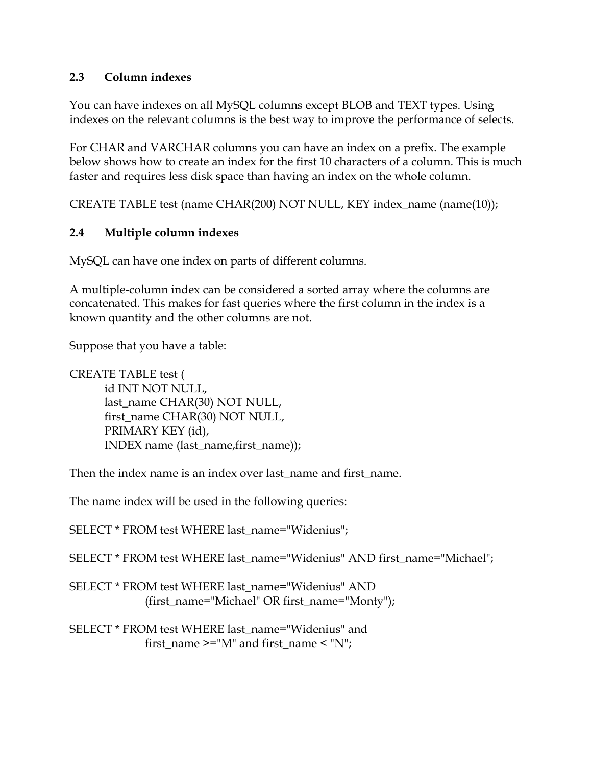## 2.3 Column indexes

You can have indexes on all MySQL columns except BLOB and TEXT types. Using indexes on the relevant columns is the best way to improve the performance of selects.

For CHAR and VARCHAR columns you can have an index on a prefix. The example below shows how to create an index for the first 10 characters of a column. This is much faster and requires less disk space than having an index on the whole column.

```
CREATE TABLE test (name CHAR(200) NOT NULL, KEY index_name (name(10));
```

## 2.4 Multiple column indexes

MySQL can have one index on parts of different columns.

A multiple-column index can be considered a sorted array where the columns are concatenated. This makes for fast queries where the first column in the index is a known quantity and the other columns are not.

Suppose that you have a table:

```
CREATE TABLE test (
    id INT NOT NULL,
    last_name CHAR(30) NOT NULL,
    first_name CHAR(30) NOT NULL,
    PRIMARY KEY (id),
    INDEX name (last_name,first_name));
```

Then the index name is an index over last_name and first_name.

The name index will be used in the following queries:

```
SELECT * FROM test WHERE last_name="Widenius";

SELECT * FROM test WHERE last_name="Widenius" AND first_name="Michael";

SELECT * FROM test WHERE last_name="Widenius" AND
        (first_name="Michael" OR first_name="Monty");

SELECT * FROM test WHERE last_name="Widenius" and
        first_name >="M" and first_name < "N";
```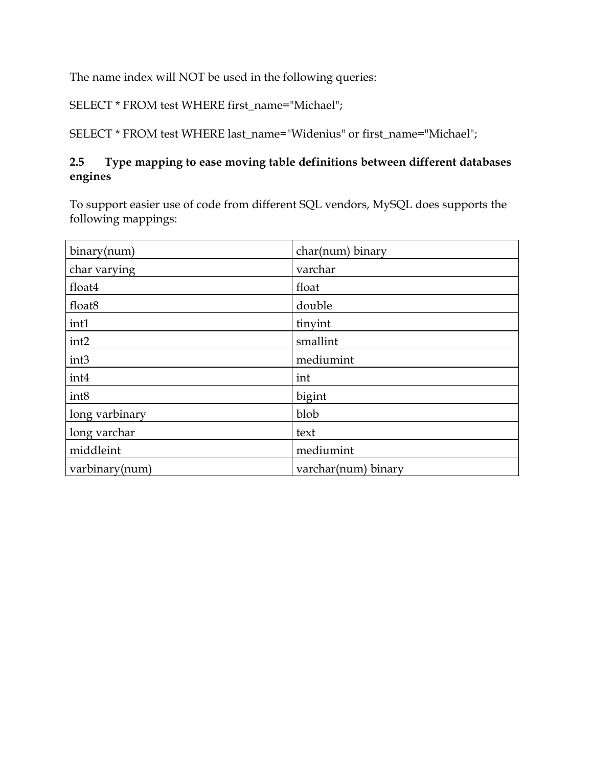The name index will NOT be used in the following queries:

SELECT * FROM test WHERE first_name="Michael";

SELECT * FROM test WHERE last_name="Widenius" or first_name="Michael";

### 2.5 Type mapping to ease moving table definitions between different databases engines

To support easier use of code from different SQL vendors, MySQL does supports the following mappings:

| | |
|---|---|
| binary(num) | char(num) binary |
| char varying | varchar |
| float4 | float |
| float8 | double |
| int1 | tinyint |
| int2 | smallint |
| int3 | mediumint |
| int4 | int |
| int8 | bigint |
| long varbinary | blob |
| long varchar | text |
| middleint | mediumint |
| varbinary(num) | varchar(num) binary |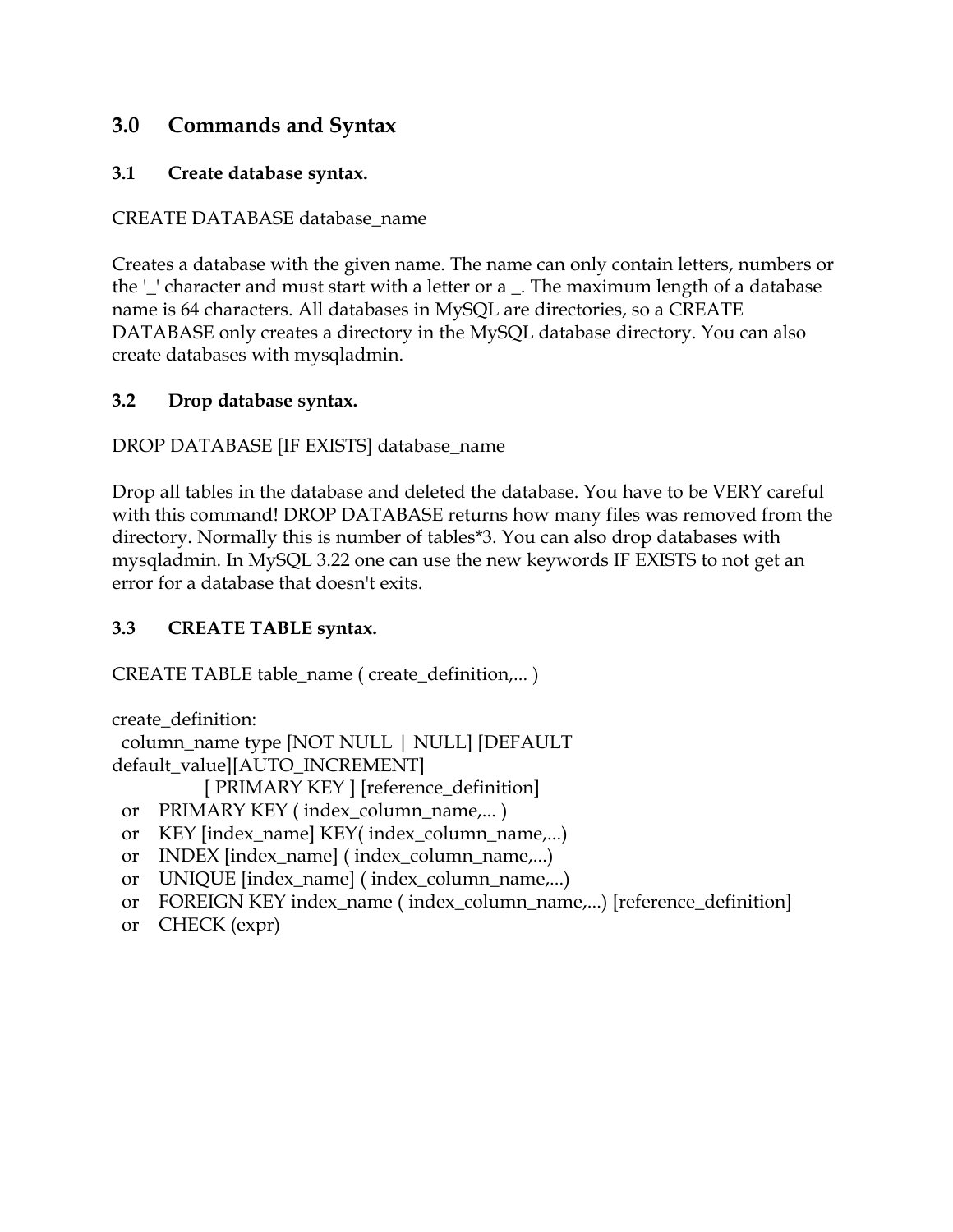## 3.0 Commands and Syntax

### 3.1 Create database syntax.

CREATE DATABASE database_name

Creates a database with the given name. The name can only contain letters, numbers or the '_' character and must start with a letter or a _. The maximum length of a database name is 64 characters. All databases in MySQL are directories, so a CREATE DATABASE only creates a directory in the MySQL database directory. You can also create databases with mysqladmin.

### 3.2 Drop database syntax.

DROP DATABASE [IF EXISTS] database_name

Drop all tables in the database and deleted the database. You have to be VERY careful with this command! DROP DATABASE returns how many files was removed from the directory. Normally this is number of tables*3. You can also drop databases with mysqladmin. In MySQL 3.22 one can use the new keywords IF EXISTS to not get an error for a database that doesn't exits.

### 3.3 CREATE TABLE syntax.

CREATE TABLE table_name ( create_definition,... )

```
create_definition:
  column_name type [NOT NULL | NULL] [DEFAULT
default_value][AUTO_INCREMENT]
            [ PRIMARY KEY ] [reference_definition]
  or   PRIMARY KEY ( index_column_name,... )
  or   KEY [index_name] KEY( index_column_name,...)
  or   INDEX [index_name] ( index_column_name,...)
  or   UNIQUE [index_name] ( index_column_name,...)
  or   FOREIGN KEY index_name ( index_column_name,...) [reference_definition]
  or   CHECK (expr)
```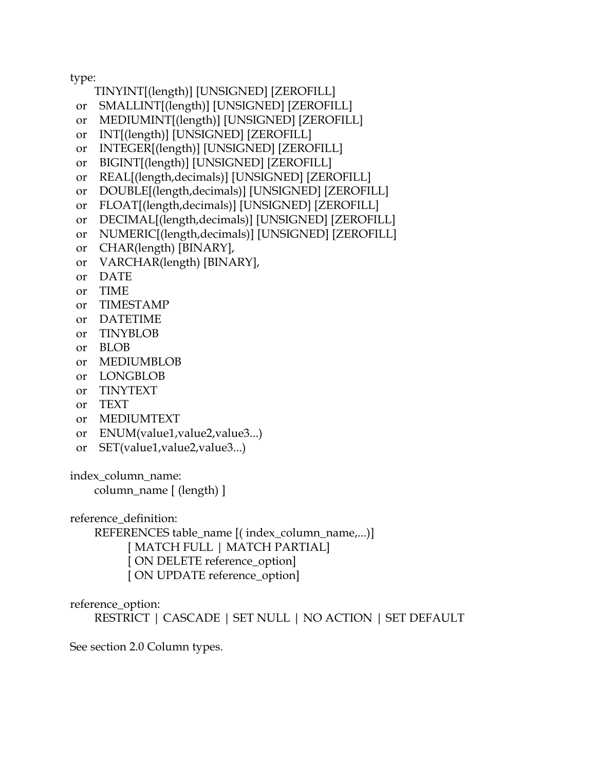```
type:
      TINYINT[(length)] [UNSIGNED] [ZEROFILL]
  or   SMALLINT[(length)] [UNSIGNED] [ZEROFILL]
  or   MEDIUMINT[(length)] [UNSIGNED] [ZEROFILL]
  or   INT[(length)] [UNSIGNED] [ZEROFILL]
  or   INTEGER[(length)] [UNSIGNED] [ZEROFILL]
  or   BIGINT[(length)] [UNSIGNED] [ZEROFILL]
  or   REAL[(length,decimals)] [UNSIGNED] [ZEROFILL]
  or   DOUBLE[(length,decimals)] [UNSIGNED] [ZEROFILL]
  or   FLOAT[(length,decimals)] [UNSIGNED] [ZEROFILL]
  or   DECIMAL[(length,decimals)] [UNSIGNED] [ZEROFILL]
  or   NUMERIC[(length,decimals)] [UNSIGNED] [ZEROFILL]
  or   CHAR(length) [BINARY],
  or   VARCHAR(length) [BINARY],
  or   DATE
  or   TIME
  or   TIMESTAMP
  or   DATETIME
  or   TINYBLOB
  or   BLOB
  or   MEDIUMBLOB
  or   LONGBLOB
  or   TINYTEXT
  or   TEXT
  or   MEDIUMTEXT
  or   ENUM(value1,value2,value3...)
  or   SET(value1,value2,value3...)

index_column_name:
      column_name [ (length) ]

reference_definition:
      REFERENCES table_name [( index_column_name,...)]
            [ MATCH FULL | MATCH PARTIAL]
            [ ON DELETE reference_option]
            [ ON UPDATE reference_option]

reference_option:
      RESTRICT | CASCADE | SET NULL | NO ACTION | SET DEFAULT
```

See section 2.0 Column types.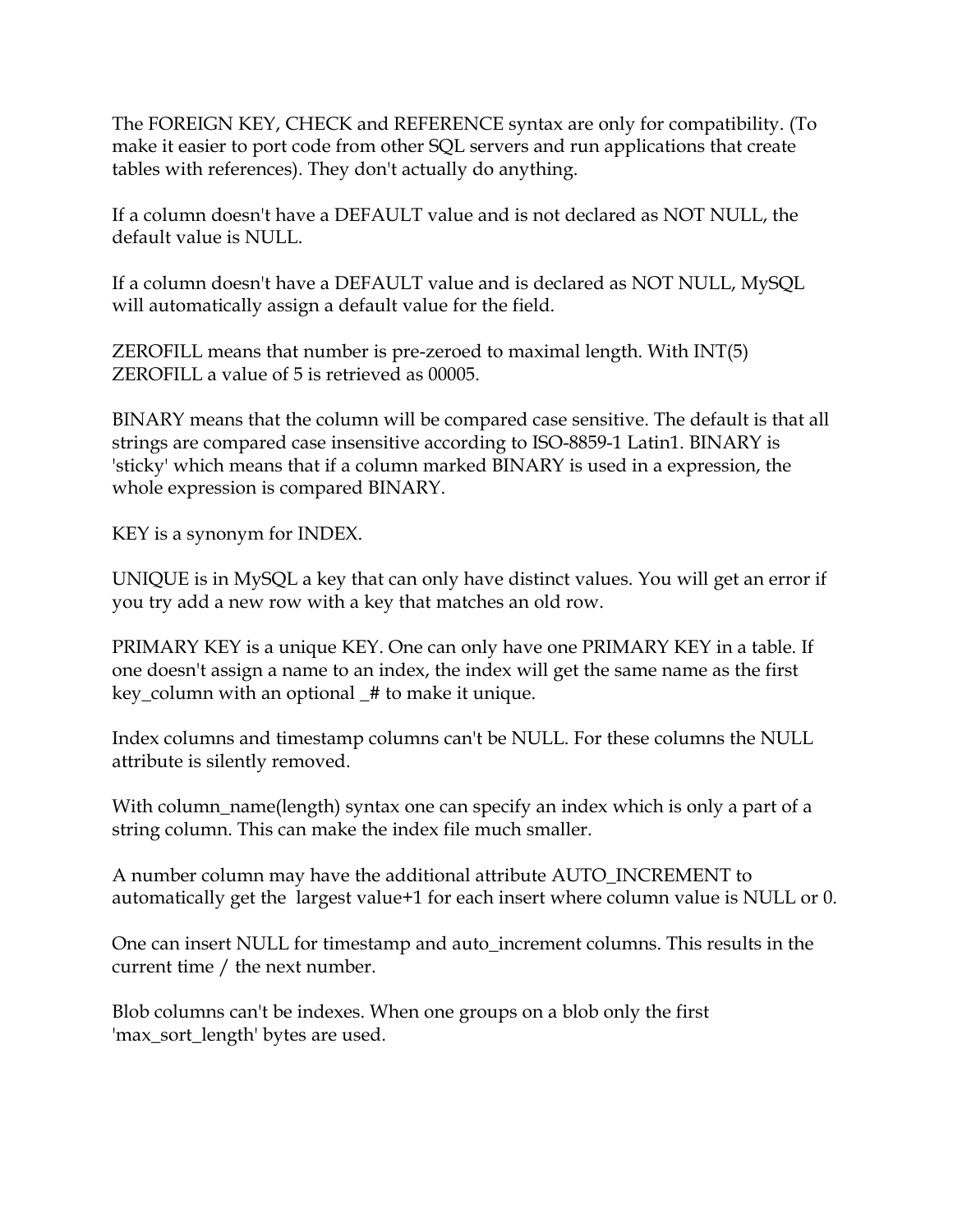The FOREIGN KEY, CHECK and REFERENCE syntax are only for compatibility. (To make it easier to port code from other SQL servers and run applications that create tables with references). They don't actually do anything.

If a column doesn't have a DEFAULT value and is not declared as NOT NULL, the default value is NULL.

If a column doesn't have a DEFAULT value and is declared as NOT NULL, MySQL will automatically assign a default value for the field.

ZEROFILL means that number is pre-zeroed to maximal length. With INT(5) ZEROFILL a value of 5 is retrieved as 00005.

BINARY means that the column will be compared case sensitive. The default is that all strings are compared case insensitive according to ISO-8859-1 Latin1. BINARY is 'sticky' which means that if a column marked BINARY is used in a expression, the whole expression is compared BINARY.

KEY is a synonym for INDEX.

UNIQUE is in MySQL a key that can only have distinct values. You will get an error if you try add a new row with a key that matches an old row.

PRIMARY KEY is a unique KEY. One can only have one PRIMARY KEY in a table. If one doesn't assign a name to an index, the index will get the same name as the first key_column with an optional _# to make it unique.

Index columns and timestamp columns can't be NULL. For these columns the NULL attribute is silently removed.

With column_name(length) syntax one can specify an index which is only a part of a string column. This can make the index file much smaller.

A number column may have the additional attribute AUTO_INCREMENT to automatically get the largest value+1 for each insert where column value is NULL or 0.

One can insert NULL for timestamp and auto_increment columns. This results in the current time / the next number.

Blob columns can't be indexes. When one groups on a blob only the first 'max_sort_length' bytes are used.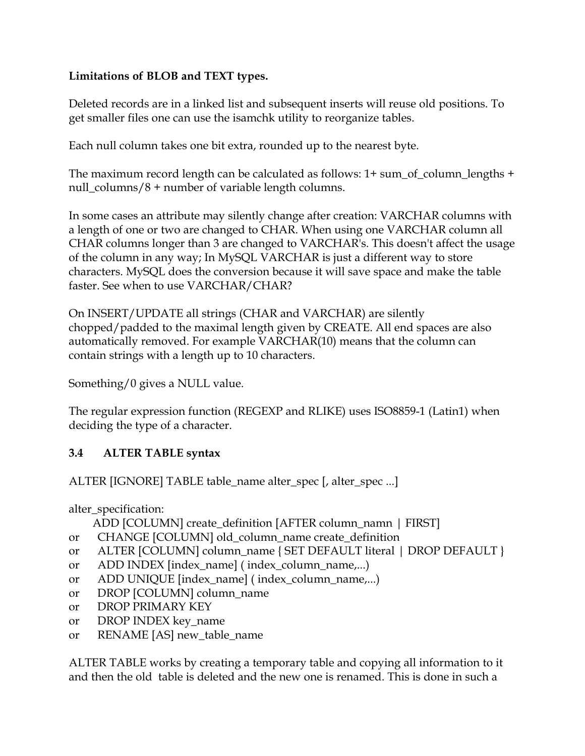**Limitations of BLOB and TEXT types.**

Deleted records are in a linked list and subsequent inserts will reuse old positions. To get smaller files one can use the isamchk utility to reorganize tables.

Each null column takes one bit extra, rounded up to the nearest byte.

The maximum record length can be calculated as follows: 1+ sum_of_column_lengths + null_columns/8 + number of variable length columns.

In some cases an attribute may silently change after creation: VARCHAR columns with a length of one or two are changed to CHAR. When using one VARCHAR column all CHAR columns longer than 3 are changed to VARCHAR's. This doesn't affect the usage of the column in any way; In MySQL VARCHAR is just a different way to store characters. MySQL does the conversion because it will save space and make the table faster. See when to use VARCHAR/CHAR?

On INSERT/UPDATE all strings (CHAR and VARCHAR) are silently chopped/padded to the maximal length given by CREATE. All end spaces are also automatically removed. For example VARCHAR(10) means that the column can contain strings with a length up to 10 characters.

Something/0 gives a NULL value.

The regular expression function (REGEXP and RLIKE) uses ISO8859-1 (Latin1) when deciding the type of a character.

### 3.4 ALTER TABLE syntax

ALTER [IGNORE] TABLE table_name alter_spec [, alter_spec ...]

```
alter_specification:
      ADD [COLUMN] create_definition [AFTER column_namn | FIRST]
or    CHANGE [COLUMN] old_column_name create_definition
or    ALTER [COLUMN] column_name { SET DEFAULT literal | DROP DEFAULT }
or    ADD INDEX [index_name] ( index_column_name,...)
or    ADD UNIQUE [index_name] ( index_column_name,...)
or    DROP [COLUMN] column_name
or    DROP PRIMARY KEY
or    DROP INDEX key_name
or    RENAME [AS] new_table_name
```

ALTER TABLE works by creating a temporary table and copying all information to it and then the old table is deleted and the new one is renamed. This is done in such a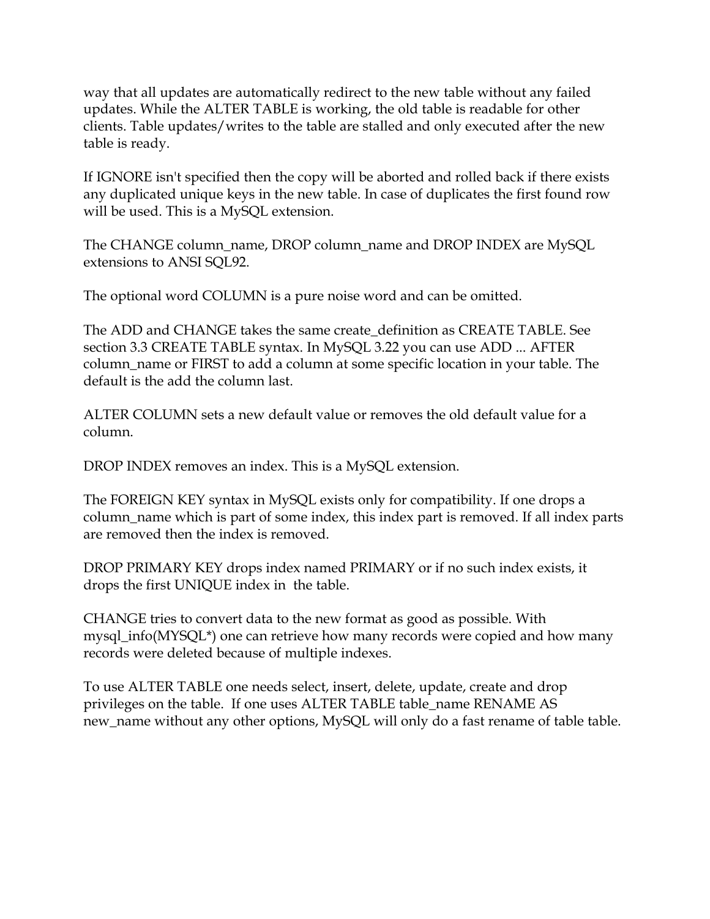way that all updates are automatically redirect to the new table without any failed updates. While the ALTER TABLE is working, the old table is readable for other clients. Table updates/writes to the table are stalled and only executed after the new table is ready.

If IGNORE isn't specified then the copy will be aborted and rolled back if there exists any duplicated unique keys in the new table. In case of duplicates the first found row will be used. This is a MySQL extension.

The CHANGE column_name, DROP column_name and DROP INDEX are MySQL extensions to ANSI SQL92.

The optional word COLUMN is a pure noise word and can be omitted.

The ADD and CHANGE takes the same create_definition as CREATE TABLE. See section 3.3 CREATE TABLE syntax. In MySQL 3.22 you can use ADD ... AFTER column_name or FIRST to add a column at some specific location in your table. The default is the add the column last.

ALTER COLUMN sets a new default value or removes the old default value for a column.

DROP INDEX removes an index. This is a MySQL extension.

The FOREIGN KEY syntax in MySQL exists only for compatibility. If one drops a column_name which is part of some index, this index part is removed. If all index parts are removed then the index is removed.

DROP PRIMARY KEY drops index named PRIMARY or if no such index exists, it drops the first UNIQUE index in the table.

CHANGE tries to convert data to the new format as good as possible. With mysql_info(MYSQL*) one can retrieve how many records were copied and how many records were deleted because of multiple indexes.

To use ALTER TABLE one needs select, insert, delete, update, create and drop privileges on the table. If one uses ALTER TABLE table_name RENAME AS new_name without any other options, MySQL will only do a fast rename of table table.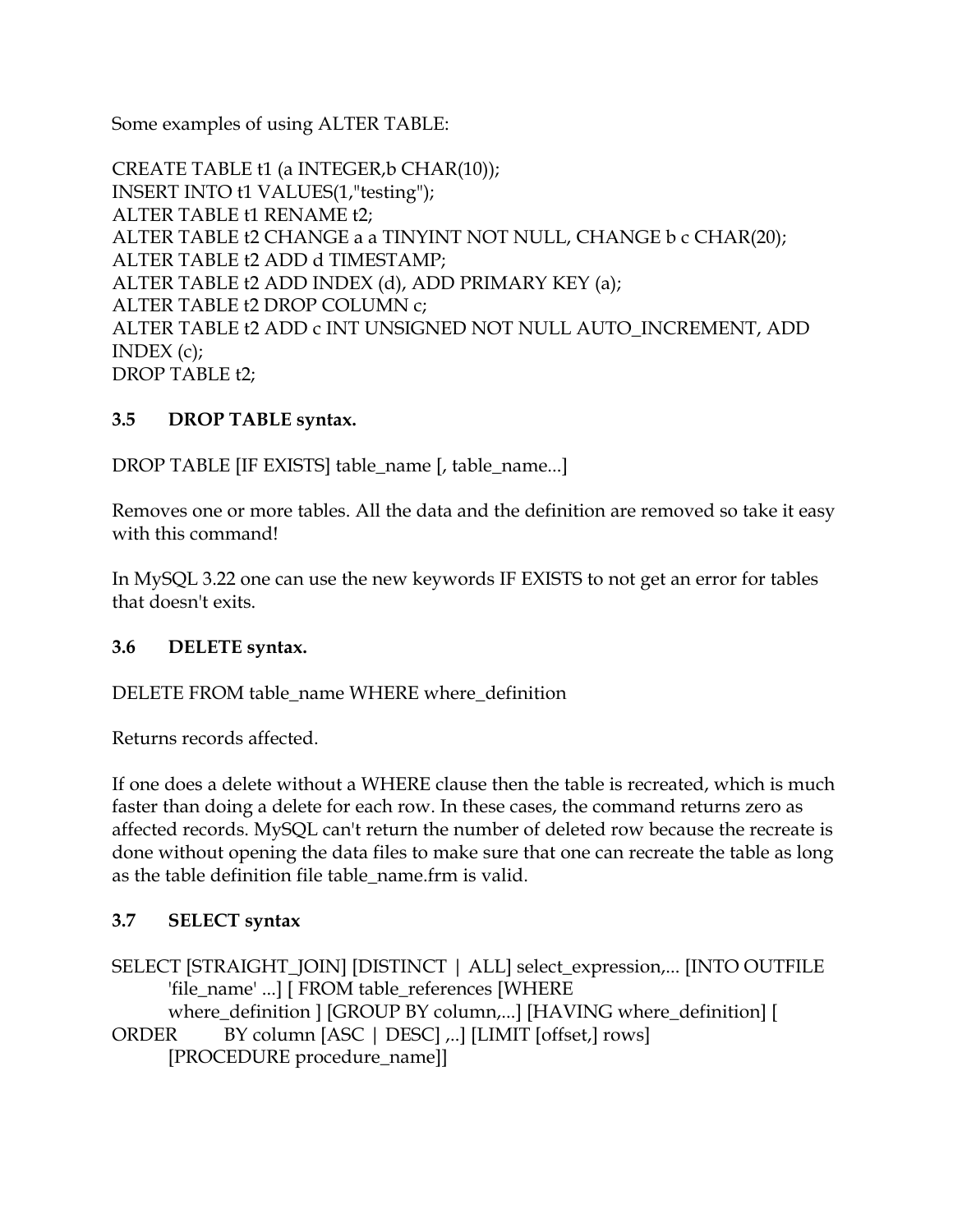Some examples of using ALTER TABLE:

```
CREATE TABLE t1 (a INTEGER,b CHAR(10));
INSERT INTO t1 VALUES(1,"testing");
ALTER TABLE t1 RENAME t2;
ALTER TABLE t2 CHANGE a a TINYINT NOT NULL, CHANGE b c CHAR(20);
ALTER TABLE t2 ADD d TIMESTAMP;
ALTER TABLE t2 ADD INDEX (d), ADD PRIMARY KEY (a);
ALTER TABLE t2 DROP COLUMN c;
ALTER TABLE t2 ADD c INT UNSIGNED NOT NULL AUTO_INCREMENT, ADD
INDEX (c);
DROP TABLE t2;
```

### 3.5 DROP TABLE syntax.

```
DROP TABLE [IF EXISTS] table_name [, table_name...]
```

Removes one or more tables. All the data and the definition are removed so take it easy with this command!

In MySQL 3.22 one can use the new keywords IF EXISTS to not get an error for tables that doesn't exits.

### 3.6 DELETE syntax.

```
DELETE FROM table_name WHERE where_definition
```

Returns records affected.

If one does a delete without a WHERE clause then the table is recreated, which is much faster than doing a delete for each row. In these cases, the command returns zero as affected records. MySQL can't return the number of deleted row because the recreate is done without opening the data files to make sure that one can recreate the table as long as the table definition file table_name.frm is valid.

### 3.7 SELECT syntax

```
SELECT [STRAIGHT_JOIN] [DISTINCT | ALL] select_expression,... [INTO OUTFILE
        'file_name' ...] [ FROM table_references [WHERE
        where_definition ] [GROUP BY column,...] [HAVING where_definition] [
ORDER   BY column [ASC | DESC] ,..] [LIMIT [offset,] rows]
        [PROCEDURE procedure_name]]
```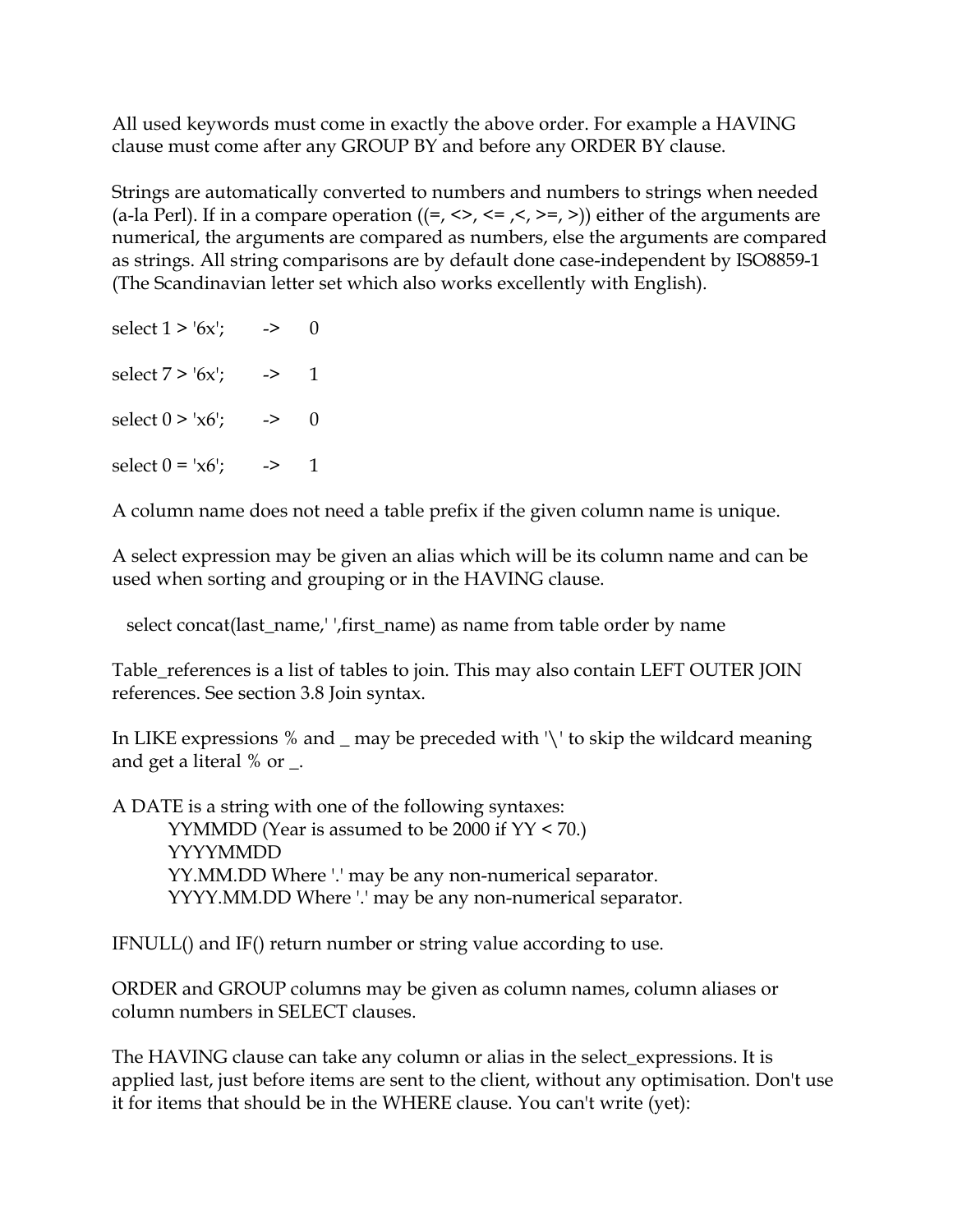All used keywords must come in exactly the above order. For example a HAVING clause must come after any GROUP BY and before any ORDER BY clause.

Strings are automatically converted to numbers and numbers to strings when needed (a-la Perl). If in a compare operation ((=, <>, <= ,<, >=, >)) either of the arguments are numerical, the arguments are compared as numbers, else the arguments are compared as strings. All string comparisons are by default done case-independent by ISO8859-1 (The Scandinavian letter set which also works excellently with English).

```
select 1 > '6x';      ->    0

select 7 > '6x';      ->    1

select 0 > 'x6';      ->    0

select 0 = 'x6';      ->    1
```

A column name does not need a table prefix if the given column name is unique.

A select expression may be given an alias which will be its column name and can be used when sorting and grouping or in the HAVING clause.

```
select concat(last_name,' ',first_name) as name from table order by name
```

Table_references is a list of tables to join. This may also contain LEFT OUTER JOIN references. See section 3.8 Join syntax.

In LIKE expressions % and _ may be preceded with '\' to skip the wildcard meaning and get a literal % or _.

A DATE is a string with one of the following syntaxes:

- YYMMDD (Year is assumed to be 2000 if YY < 70.)
- YYYYMMDD
- YY.MM.DD Where '.' may be any non-numerical separator.
- YYYY.MM.DD Where '.' may be any non-numerical separator.

IFNULL() and IF() return number or string value according to use.

ORDER and GROUP columns may be given as column names, column aliases or column numbers in SELECT clauses.

The HAVING clause can take any column or alias in the select_expressions. It is applied last, just before items are sent to the client, without any optimisation. Don't use it for items that should be in the WHERE clause. You can't write (yet):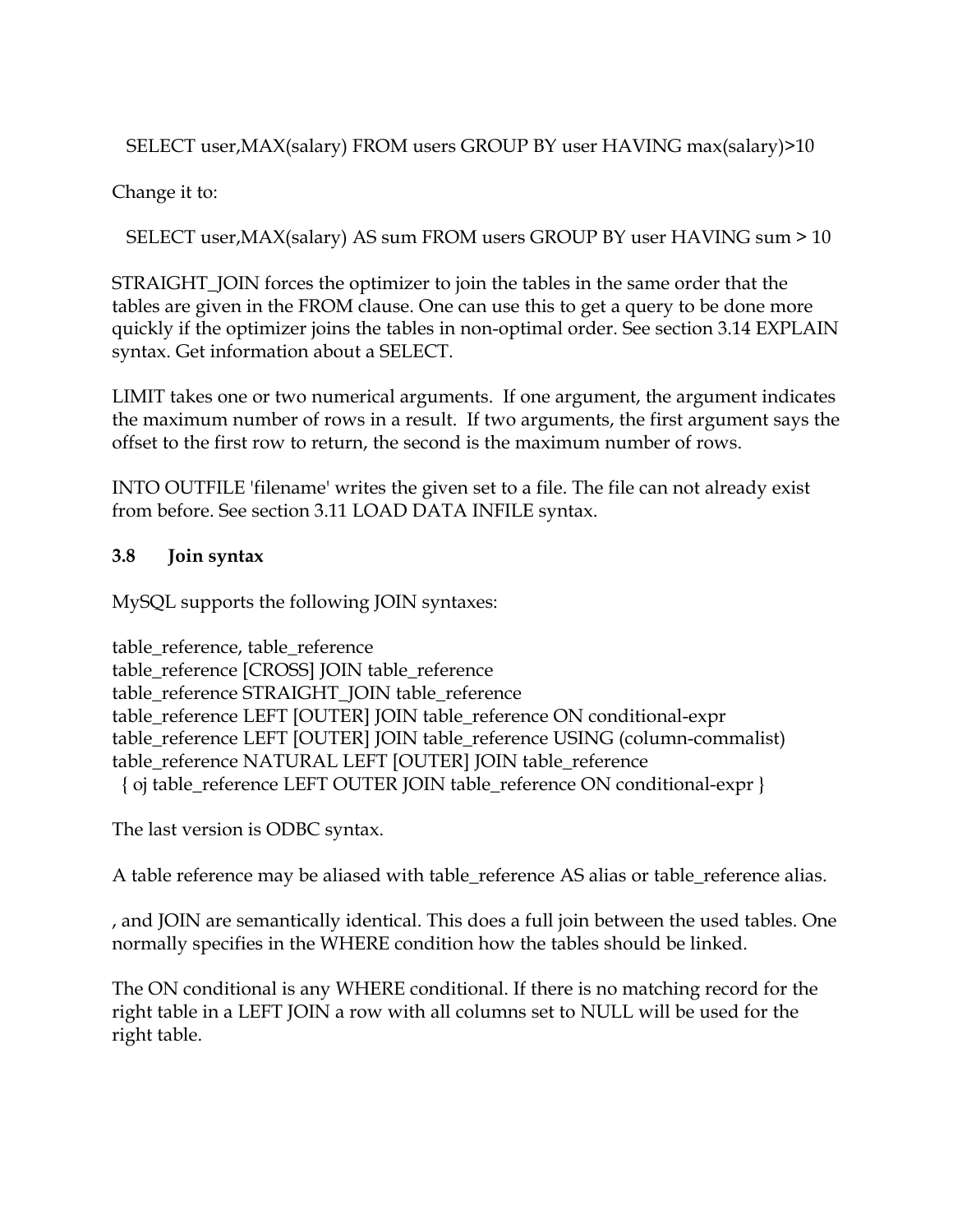```
SELECT user,MAX(salary) FROM users GROUP BY user HAVING max(salary)>10
```

Change it to:

```
SELECT user,MAX(salary) AS sum FROM users GROUP BY user HAVING sum > 10
```

STRAIGHT_JOIN forces the optimizer to join the tables in the same order that the tables are given in the FROM clause. One can use this to get a query to be done more quickly if the optimizer joins the tables in non-optimal order. See section 3.14 EXPLAIN syntax. Get information about a SELECT.

LIMIT takes one or two numerical arguments. If one argument, the argument indicates the maximum number of rows in a result. If two arguments, the first argument says the offset to the first row to return, the second is the maximum number of rows.

INTO OUTFILE 'filename' writes the given set to a file. The file can not already exist from before. See section 3.11 LOAD DATA INFILE syntax.

### 3.8 Join syntax

MySQL supports the following JOIN syntaxes:

```
table_reference, table_reference
table_reference [CROSS] JOIN table_reference
table_reference STRAIGHT_JOIN table_reference
table_reference LEFT [OUTER] JOIN table_reference ON conditional-expr
table_reference LEFT [OUTER] JOIN table_reference USING (column-commalist)
table_reference NATURAL LEFT [OUTER] JOIN table_reference
 { oj table_reference LEFT OUTER JOIN table_reference ON conditional-expr }
```

The last version is ODBC syntax.

A table reference may be aliased with table_reference AS alias or table_reference alias.

, and JOIN are semantically identical. This does a full join between the used tables. One normally specifies in the WHERE condition how the tables should be linked.

The ON conditional is any WHERE conditional. If there is no matching record for the right table in a LEFT JOIN a row with all columns set to NULL will be used for the right table.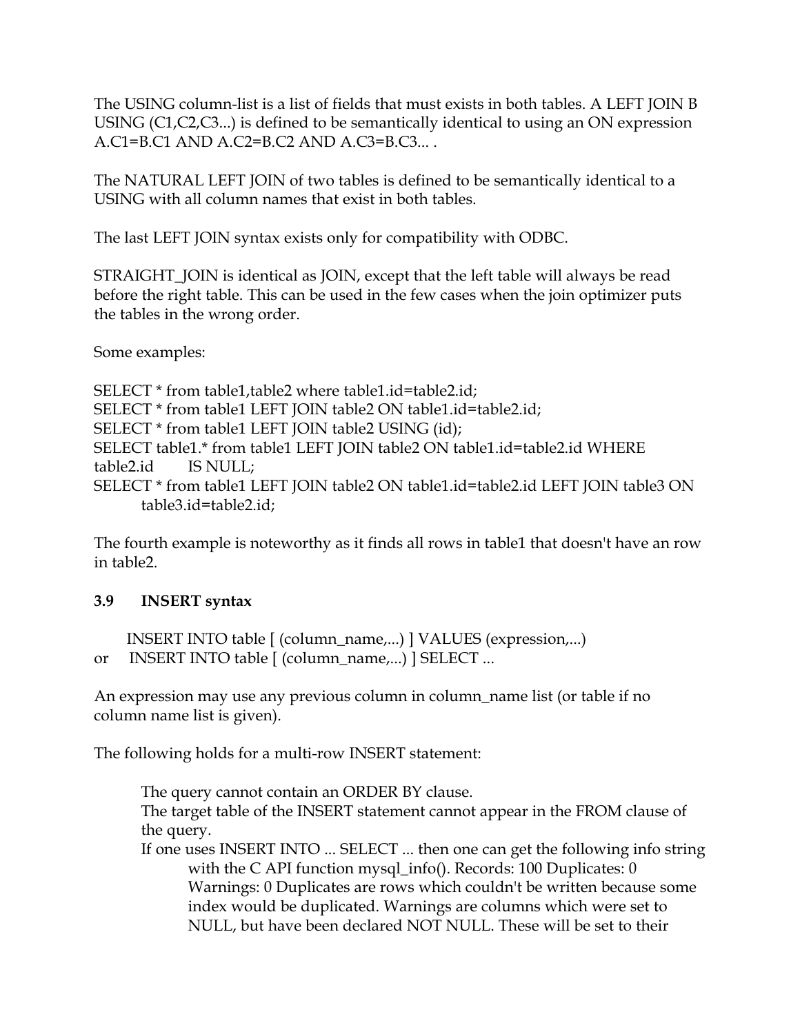The USING column-list is a list of fields that must exists in both tables. A LEFT JOIN B USING (C1,C2,C3...) is defined to be semantically identical to using an ON expression A.C1=B.C1 AND A.C2=B.C2 AND A.C3=B.C3... .

The NATURAL LEFT JOIN of two tables is defined to be semantically identical to a USING with all column names that exist in both tables.

The last LEFT JOIN syntax exists only for compatibility with ODBC.

STRAIGHT_JOIN is identical as JOIN, except that the left table will always be read before the right table. This can be used in the few cases when the join optimizer puts the tables in the wrong order.

Some examples:

```
SELECT * from table1,table2 where table1.id=table2.id;
SELECT * from table1 LEFT JOIN table2 ON table1.id=table2.id;
SELECT * from table1 LEFT JOIN table2 USING (id);
SELECT table1.* from table1 LEFT JOIN table2 ON table1.id=table2.id WHERE
table2.id IS NULL;
SELECT * from table1 LEFT JOIN table2 ON table1.id=table2.id LEFT JOIN table3 ON
    table3.id=table2.id;
```

The fourth example is noteworthy as it finds all rows in table1 that doesn't have an row in table2.

### 3.9 INSERT syntax

```
   INSERT INTO table [ (column_name,...) ] VALUES (expression,...)
or INSERT INTO table [ (column_name,...) ] SELECT ...
```

An expression may use any previous column in column_name list (or table if no column name list is given).

The following holds for a multi-row INSERT statement:

- The query cannot contain an ORDER BY clause.
- The target table of the INSERT statement cannot appear in the FROM clause of the query.
- If one uses INSERT INTO ... SELECT ... then one can get the following info string with the C API function mysql_info(). Records: 100 Duplicates: 0 Warnings: 0 Duplicates are rows which couldn't be written because some index would be duplicated. Warnings are columns which were set to NULL, but have been declared NOT NULL. These will be set to their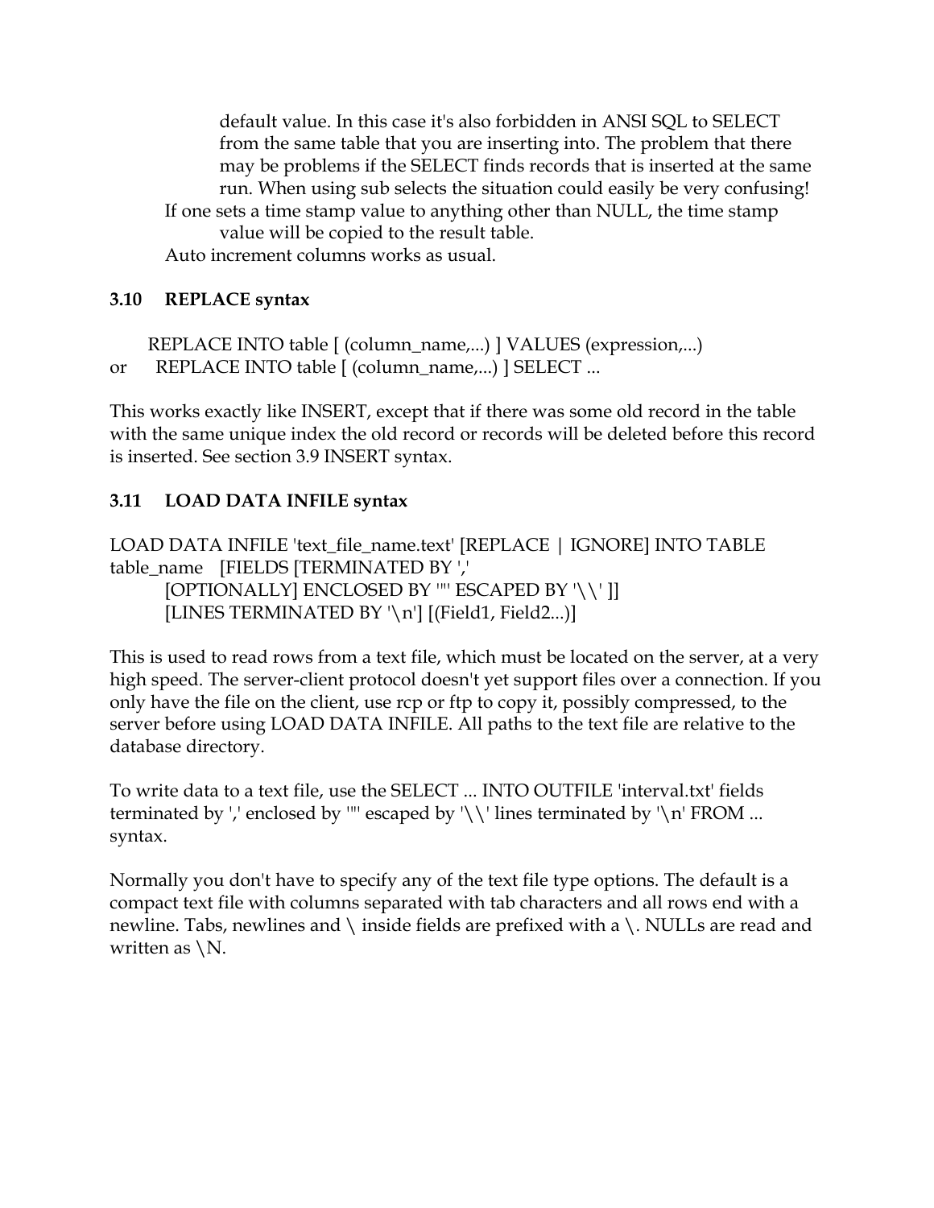default value. In this case it's also forbidden in ANSI SQL to SELECT from the same table that you are inserting into. The problem that there may be problems if the SELECT finds records that is inserted at the same run. When using sub selects the situation could easily be very confusing!

If one sets a time stamp value to anything other than NULL, the time stamp value will be copied to the result table.

Auto increment columns works as usual.

### 3.10 REPLACE syntax

```
    REPLACE INTO table [ (column_name,...) ] VALUES (expression,...)
or  REPLACE INTO table [ (column_name,...) ] SELECT ...
```

This works exactly like INSERT, except that if there was some old record in the table with the same unique index the old record or records will be deleted before this record is inserted. See section 3.9 INSERT syntax.

### 3.11 LOAD DATA INFILE syntax

```
LOAD DATA INFILE 'text_file_name.text' [REPLACE | IGNORE] INTO TABLE
table_name   [FIELDS [TERMINATED BY ','
        [OPTIONALLY] ENCLOSED BY '"' ESCAPED BY '\\' ]]
        [LINES TERMINATED BY '\n'] [(Field1, Field2...)]
```

This is used to read rows from a text file, which must be located on the server, at a very high speed. The server-client protocol doesn't yet support files over a connection. If you only have the file on the client, use rcp or ftp to copy it, possibly compressed, to the server before using LOAD DATA INFILE. All paths to the text file are relative to the database directory.

To write data to a text file, use the SELECT ... INTO OUTFILE 'interval.txt' fields terminated by ',' enclosed by '"' escaped by '\\' lines terminated by '\n' FROM ... syntax.

Normally you don't have to specify any of the text file type options. The default is a compact text file with columns separated with tab characters and all rows end with a newline. Tabs, newlines and \ inside fields are prefixed with a \. NULLs are read and written as \N.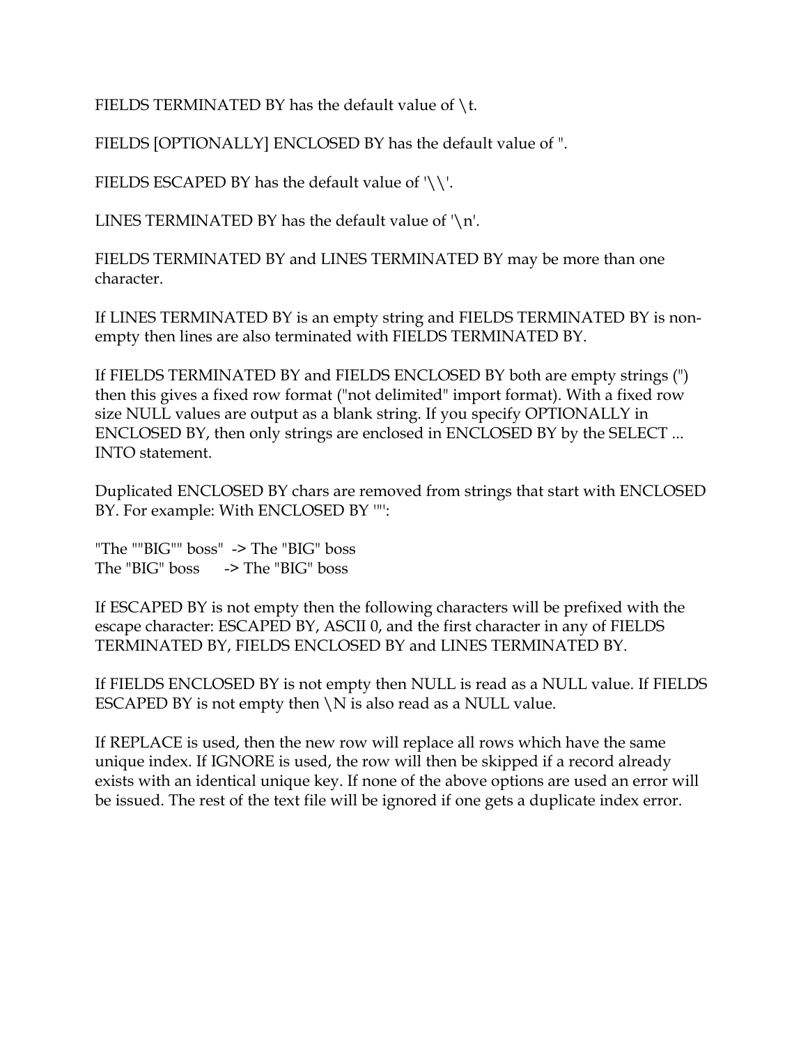FIELDS TERMINATED BY has the default value of \t.

FIELDS [OPTIONALLY] ENCLOSED BY has the default value of ".

FIELDS ESCAPED BY has the default value of '\\'.

LINES TERMINATED BY has the default value of '\n'.

FIELDS TERMINATED BY and LINES TERMINATED BY may be more than one character.

If LINES TERMINATED BY is an empty string and FIELDS TERMINATED BY is non-empty then lines are also terminated with FIELDS TERMINATED BY.

If FIELDS TERMINATED BY and FIELDS ENCLOSED BY both are empty strings (") then this gives a fixed row format ("not delimited" import format). With a fixed row size NULL values are output as a blank string. If you specify OPTIONALLY in ENCLOSED BY, then only strings are enclosed in ENCLOSED BY by the SELECT ... INTO statement.

Duplicated ENCLOSED BY chars are removed from strings that start with ENCLOSED BY. For example: With ENCLOSED BY '"':

```
"The ""BIG"" boss"  -> The "BIG" boss
The "BIG" boss      -> The "BIG" boss
```

If ESCAPED BY is not empty then the following characters will be prefixed with the escape character: ESCAPED BY, ASCII 0, and the first character in any of FIELDS TERMINATED BY, FIELDS ENCLOSED BY and LINES TERMINATED BY.

If FIELDS ENCLOSED BY is not empty then NULL is read as a NULL value. If FIELDS ESCAPED BY is not empty then \N is also read as a NULL value.

If REPLACE is used, then the new row will replace all rows which have the same unique index. If IGNORE is used, the row will then be skipped if a record already exists with an identical unique key. If none of the above options are used an error will be issued. The rest of the text file will be ignored if one gets a duplicate index error.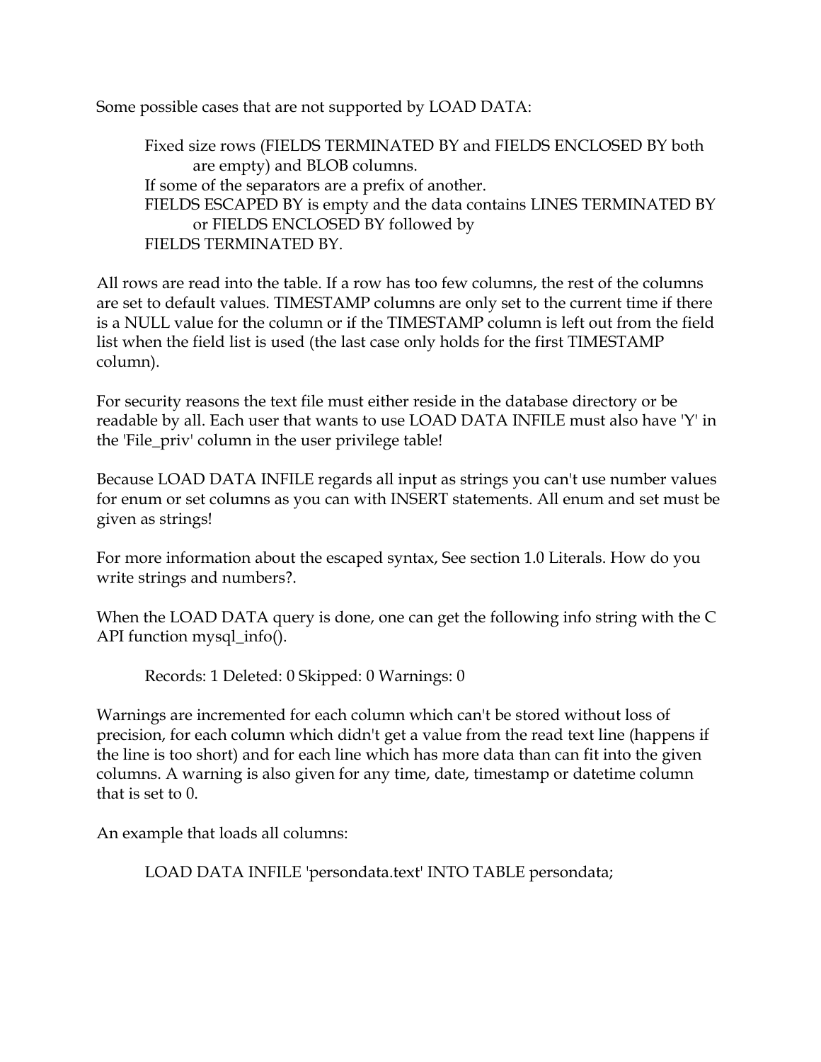Some possible cases that are not supported by LOAD DATA:

- Fixed size rows (FIELDS TERMINATED BY and FIELDS ENCLOSED BY both are empty) and BLOB columns.
- If some of the separators are a prefix of another.
- FIELDS ESCAPED BY is empty and the data contains LINES TERMINATED BY or FIELDS ENCLOSED BY followed by FIELDS TERMINATED BY.

All rows are read into the table. If a row has too few columns, the rest of the columns are set to default values. TIMESTAMP columns are only set to the current time if there is a NULL value for the column or if the TIMESTAMP column is left out from the field list when the field list is used (the last case only holds for the first TIMESTAMP column).

For security reasons the text file must either reside in the database directory or be readable by all. Each user that wants to use LOAD DATA INFILE must also have 'Y' in the 'File_priv' column in the user privilege table!

Because LOAD DATA INFILE regards all input as strings you can't use number values for enum or set columns as you can with INSERT statements. All enum and set must be given as strings!

For more information about the escaped syntax, See section 1.0 Literals. How do you write strings and numbers?.

When the LOAD DATA query is done, one can get the following info string with the C API function mysql_info().

```
Records: 1 Deleted: 0 Skipped: 0 Warnings: 0
```

Warnings are incremented for each column which can't be stored without loss of precision, for each column which didn't get a value from the read text line (happens if the line is too short) and for each line which has more data than can fit into the given columns. A warning is also given for any time, date, timestamp or datetime column that is set to 0.

An example that loads all columns:

```
LOAD DATA INFILE 'persondata.text' INTO TABLE persondata;
```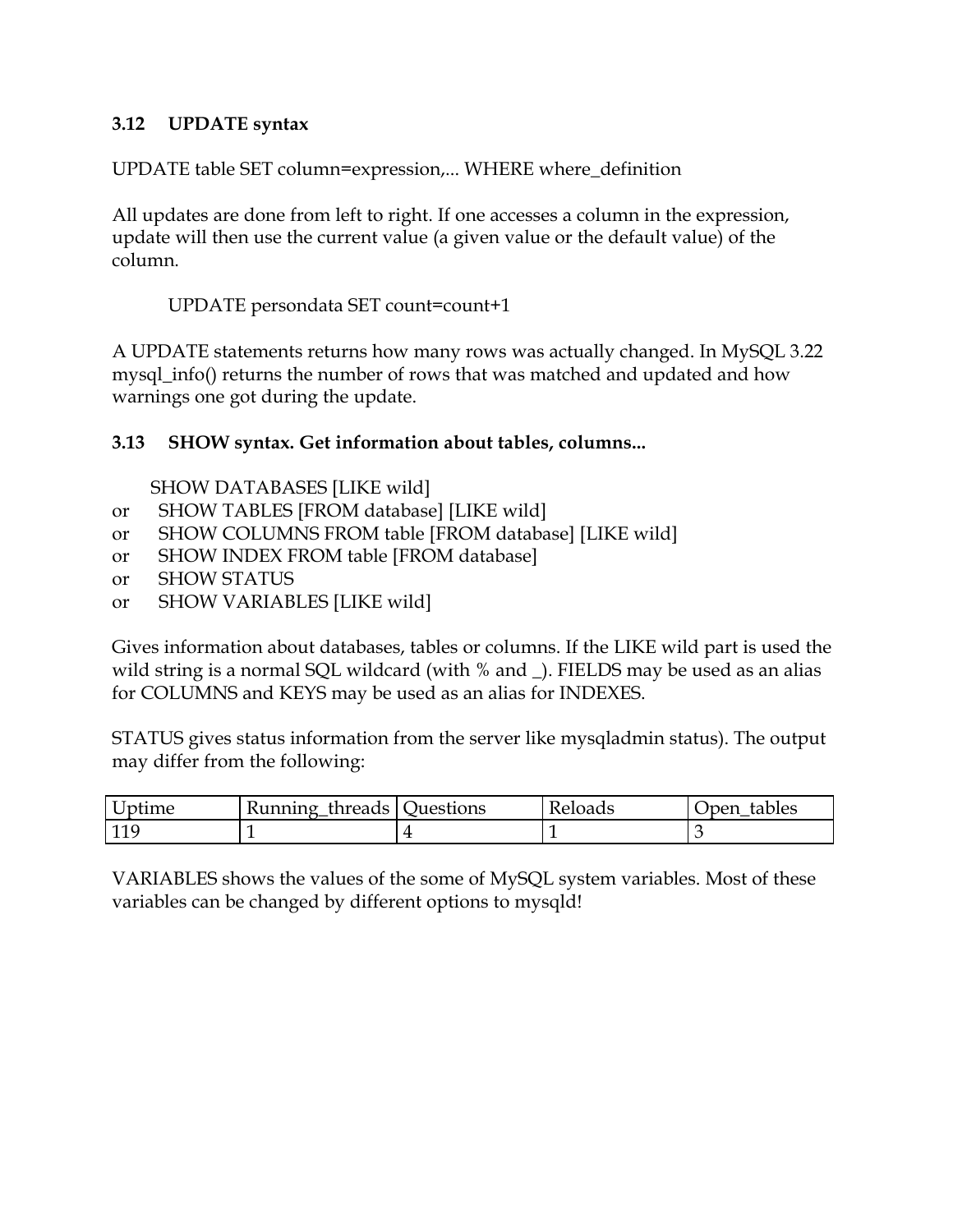### 3.12 UPDATE syntax

UPDATE table SET column=expression,... WHERE where_definition

All updates are done from left to right. If one accesses a column in the expression, update will then use the current value (a given value or the default value) of the column.

```
UPDATE persondata SET count=count+1
```

A UPDATE statements returns how many rows was actually changed. In MySQL 3.22 mysql_info() returns the number of rows that was matched and updated and how warnings one got during the update.

### 3.13 SHOW syntax. Get information about tables, columns...

```
   SHOW DATABASES [LIKE wild]
or SHOW TABLES [FROM database] [LIKE wild]
or SHOW COLUMNS FROM table [FROM database] [LIKE wild]
or SHOW INDEX FROM table [FROM database]
or SHOW STATUS
or SHOW VARIABLES [LIKE wild]
```

Gives information about databases, tables or columns. If the LIKE wild part is used the wild string is a normal SQL wildcard (with % and _). FIELDS may be used as an alias for COLUMNS and KEYS may be used as an alias for INDEXES.

STATUS gives status information from the server like mysqladmin status). The output may differ from the following:

| Uptime | Running_threads | Questions | Reloads | Open_tables |
|---|---|---|---|---|
| 119 | 1 | 4 | 1 | 3 |

VARIABLES shows the values of the some of MySQL system variables. Most of these variables can be changed by different options to mysqld!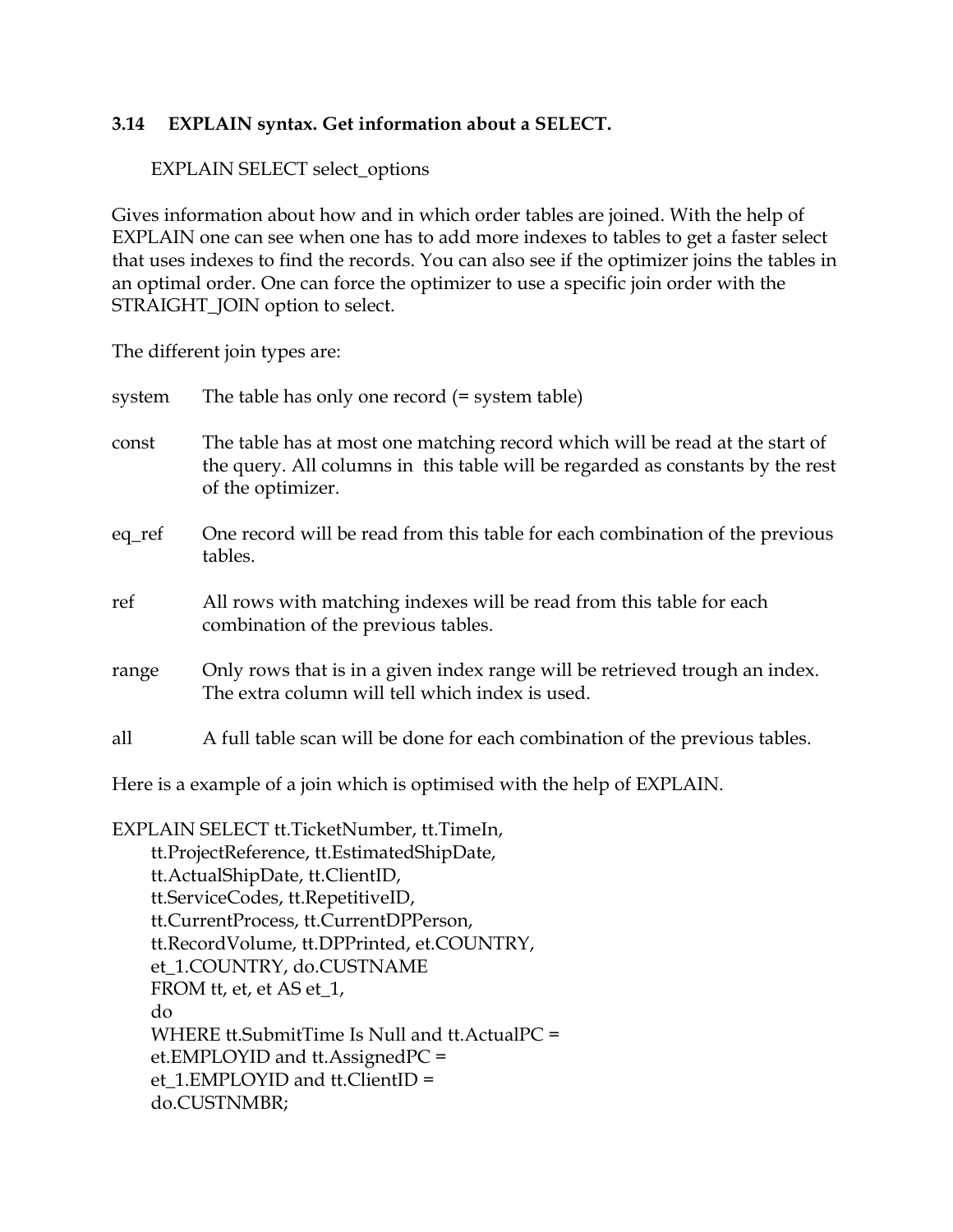### 3.14 EXPLAIN syntax. Get information about a SELECT.

```
EXPLAIN SELECT select_options
```

Gives information about how and in which order tables are joined. With the help of EXPLAIN one can see when one has to add more indexes to tables to get a faster select that uses indexes to find the records. You can also see if the optimizer joins the tables in an optimal order. One can force the optimizer to use a specific join order with the STRAIGHT_JOIN option to select.

The different join types are:

- **system** The table has only one record (= system table)
- **const** The table has at most one matching record which will be read at the start of the query. All columns in this table will be regarded as constants by the rest of the optimizer.
- **eq_ref** One record will be read from this table for each combination of the previous tables.
- **ref** All rows with matching indexes will be read from this table for each combination of the previous tables.
- **range** Only rows that is in a given index range will be retrieved trough an index. The extra column will tell which index is used.
- **all** A full table scan will be done for each combination of the previous tables.

Here is a example of a join which is optimised with the help of EXPLAIN.

```
EXPLAIN SELECT tt.TicketNumber, tt.TimeIn,
    tt.ProjectReference, tt.EstimatedShipDate,
    tt.ActualShipDate, tt.ClientID,
    tt.ServiceCodes, tt.RepetitiveID,
    tt.CurrentProcess, tt.CurrentDPPerson,
    tt.RecordVolume, tt.DPPrinted, et.COUNTRY,
    et_1.COUNTRY, do.CUSTNAME
    FROM tt, et, et AS et_1,
    do
    WHERE tt.SubmitTime Is Null and tt.ActualPC =
    et.EMPLOYID and tt.AssignedPC =
    et_1.EMPLOYID and tt.ClientID =
    do.CUSTNMBR;
```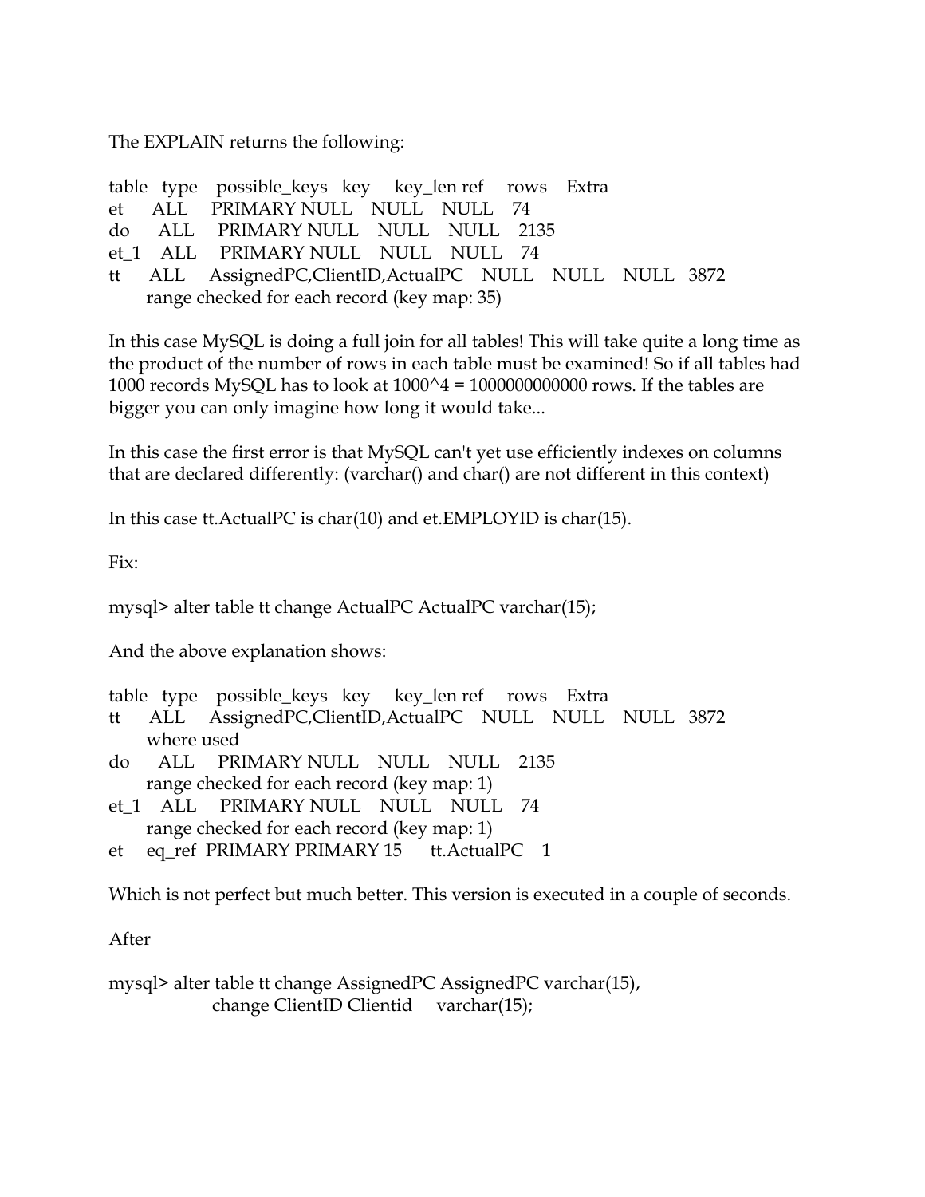The EXPLAIN returns the following:

```
table   type    possible_keys   key     key_len ref     rows    Extra
et      ALL     PRIMARY NULL    NULL    NULL    74
do      ALL     PRIMARY NULL    NULL    NULL    2135
et_1    ALL     PRIMARY NULL    NULL    NULL    74
tt      ALL     AssignedPC,ClientID,ActualPC    NULL    NULL    NULL    3872
        range checked for each record (key map: 35)
```

In this case MySQL is doing a full join for all tables! This will take quite a long time as the product of the number of rows in each table must be examined! So if all tables had 1000 records MySQL has to look at 1000^4 = 1000000000000 rows. If the tables are bigger you can only imagine how long it would take...

In this case the first error is that MySQL can't yet use efficiently indexes on columns that are declared differently: (varchar() and char() are not different in this context)

In this case tt.ActualPC is char(10) and et.EMPLOYID is char(15).

Fix:

```
mysql> alter table tt change ActualPC ActualPC varchar(15);
```

And the above explanation shows:

```
table   type    possible_keys   key     key_len ref     rows    Extra
tt      ALL     AssignedPC,ClientID,ActualPC    NULL    NULL    NULL    3872
        where used
do      ALL     PRIMARY NULL    NULL    NULL    2135
        range checked for each record (key map: 1)
et_1    ALL     PRIMARY NULL    NULL    NULL    74
        range checked for each record (key map: 1)
et      eq_ref  PRIMARY PRIMARY 15      tt.ActualPC     1
```

Which is not perfect but much better. This version is executed in a couple of seconds.

After

```
mysql> alter table tt change AssignedPC AssignedPC varchar(15),
              change ClientID Clientid     varchar(15);
```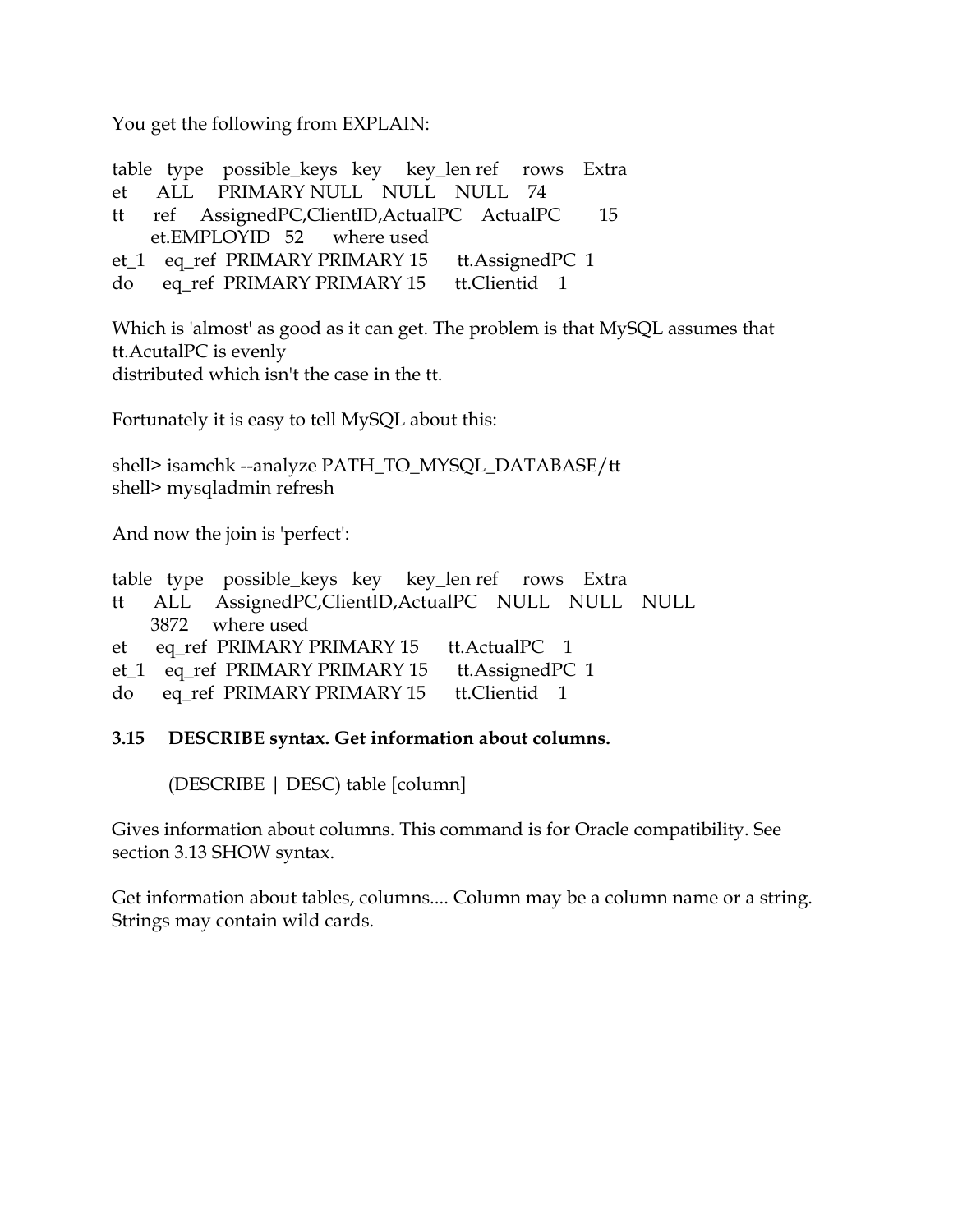You get the following from EXPLAIN:

| table | type | possible_keys | key | key_len | ref | rows | Extra |
| --- | --- | --- | --- | --- | --- | --- | --- |
| et | ALL | PRIMARY | NULL | NULL | NULL | 74 | |
| tt | ref | AssignedPC,ClientID,ActualPC | ActualPC | 15 | et.EMPLOYID | 52 | where used |
| et_1 | eq_ref | PRIMARY | PRIMARY | 15 | tt.AssignedPC | 1 | |
| do | eq_ref | PRIMARY | PRIMARY | 15 | tt.Clientid | 1 | |

Which is 'almost' as good as it can get. The problem is that MySQL assumes that tt.AcutalPC is evenly
distributed which isn't the case in the tt.

Fortunately it is easy to tell MySQL about this:

```
shell> isamchk --analyze PATH_TO_MYSQL_DATABASE/tt
shell> mysqladmin refresh
```

And now the join is 'perfect':

| table | type | possible_keys | key | key_len | ref | rows | Extra |
| --- | --- | --- | --- | --- | --- | --- | --- |
| tt | ALL | AssignedPC,ClientID,ActualPC | NULL | NULL | NULL | 3872 | where used |
| et | eq_ref | PRIMARY | PRIMARY | 15 | tt.ActualPC | 1 | |
| et_1 | eq_ref | PRIMARY | PRIMARY | 15 | tt.AssignedPC | 1 | |
| do | eq_ref | PRIMARY | PRIMARY | 15 | tt.Clientid | 1 | |

### 3.15 DESCRIBE syntax. Get information about columns.

```
(DESCRIBE | DESC) table [column]
```

Gives information about columns. This command is for Oracle compatibility. See section 3.13 SHOW syntax.

Get information about tables, columns.... Column may be a column name or a string. Strings may contain wild cards.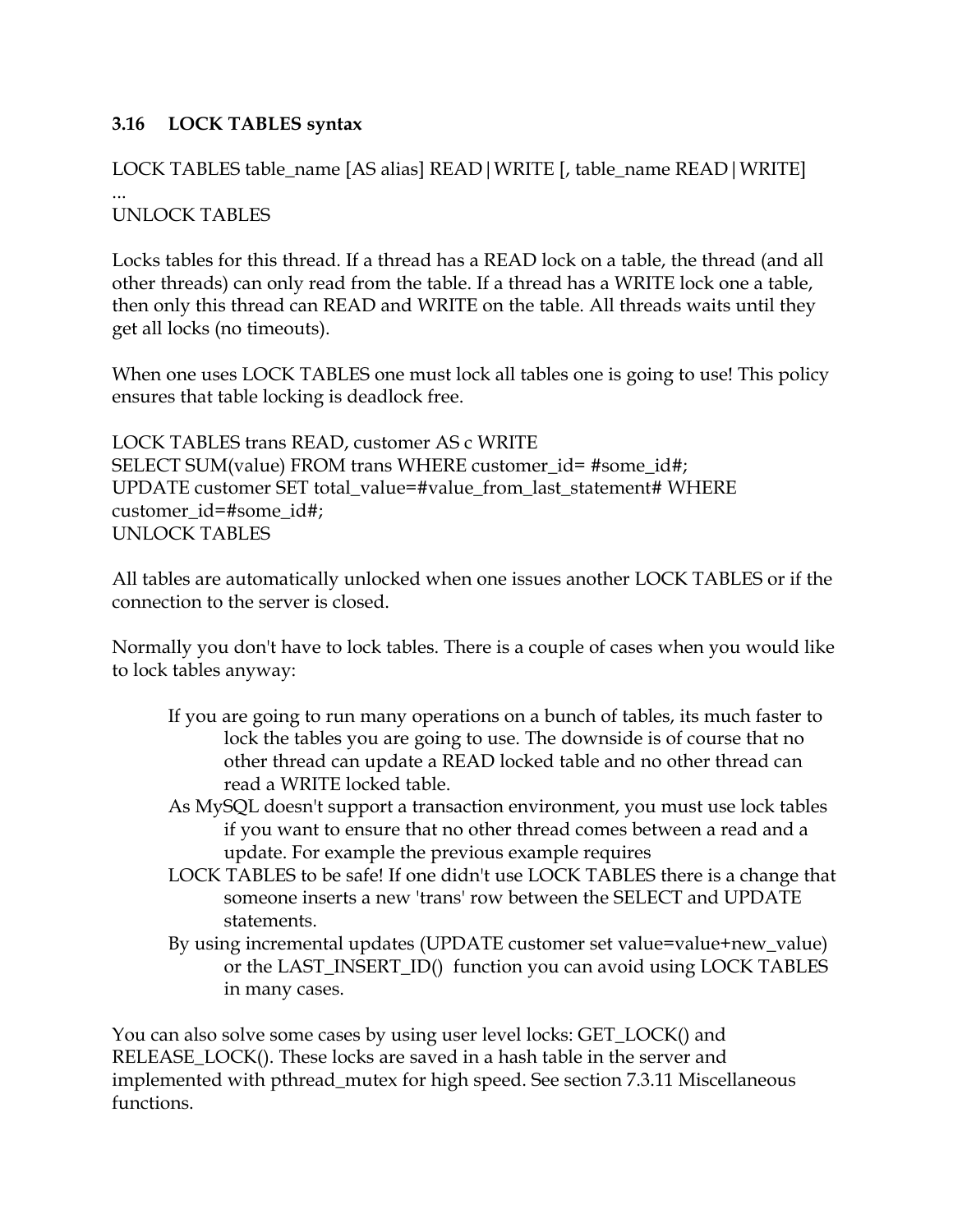### 3.16 LOCK TABLES syntax

```
LOCK TABLES table_name [AS alias] READ|WRITE [, table_name READ|WRITE]
...
UNLOCK TABLES
```

Locks tables for this thread. If a thread has a READ lock on a table, the thread (and all other threads) can only read from the table. If a thread has a WRITE lock one a table, then only this thread can READ and WRITE on the table. All threads waits until they get all locks (no timeouts).

When one uses LOCK TABLES one must lock all tables one is going to use! This policy ensures that table locking is deadlock free.

```
LOCK TABLES trans READ, customer AS c WRITE
SELECT SUM(value) FROM trans WHERE customer_id= #some_id#;
UPDATE customer SET total_value=#value_from_last_statement# WHERE
customer_id=#some_id#;
UNLOCK TABLES
```

All tables are automatically unlocked when one issues another LOCK TABLES or if the connection to the server is closed.

Normally you don't have to lock tables. There is a couple of cases when you would like to lock tables anyway:

- If you are going to run many operations on a bunch of tables, its much faster to lock the tables you are going to use. The downside is of course that no other thread can update a READ locked table and no other thread can read a WRITE locked table.
- As MySQL doesn't support a transaction environment, you must use lock tables if you want to ensure that no other thread comes between a read and a update. For example the previous example requires
- LOCK TABLES to be safe! If one didn't use LOCK TABLES there is a change that someone inserts a new 'trans' row between the SELECT and UPDATE statements.
- By using incremental updates (UPDATE customer set value=value+new_value) or the LAST_INSERT_ID() function you can avoid using LOCK TABLES in many cases.

You can also solve some cases by using user level locks: GET_LOCK() and RELEASE_LOCK(). These locks are saved in a hash table in the server and implemented with pthread_mutex for high speed. See section 7.3.11 Miscellaneous functions.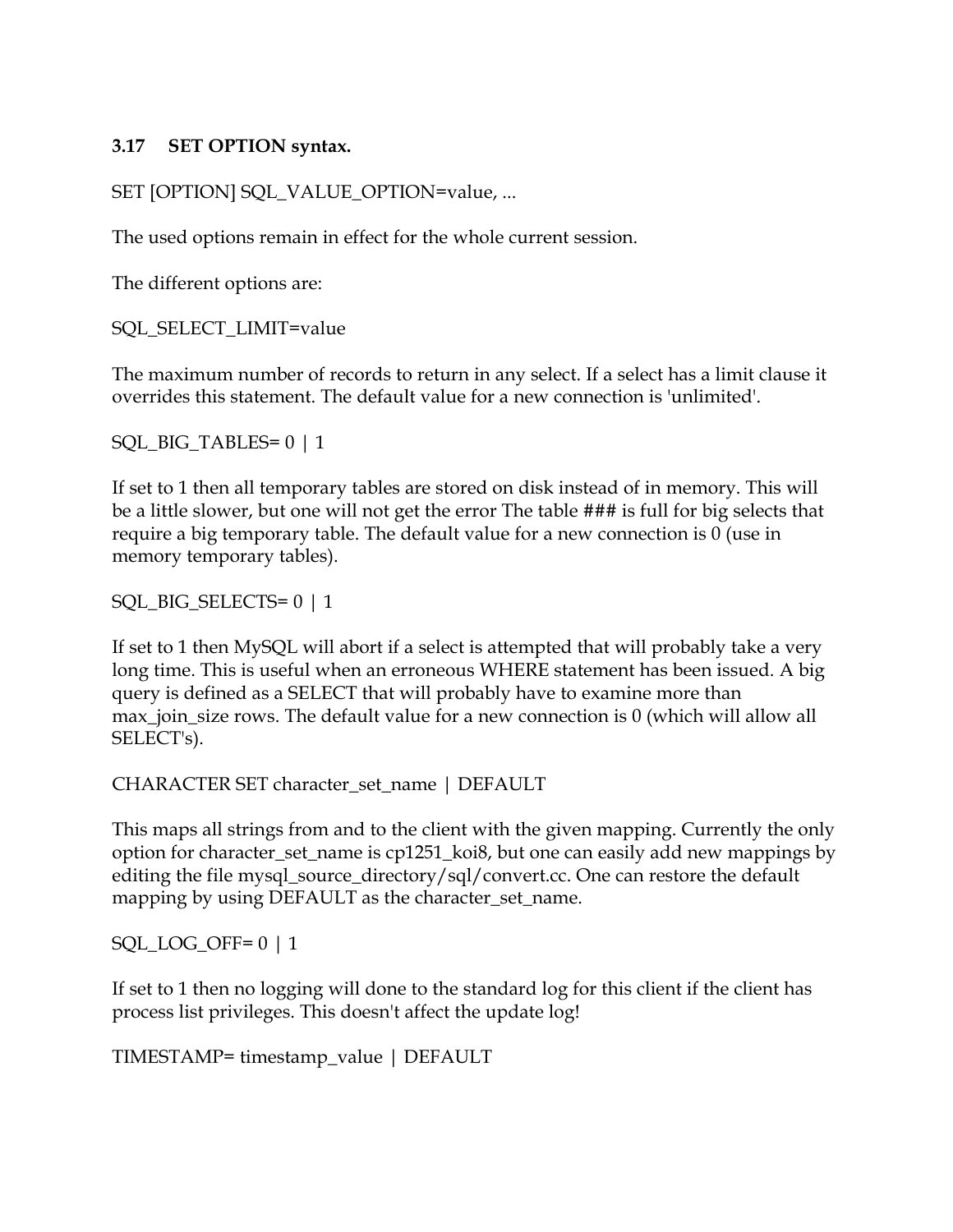### 3.17 SET OPTION syntax.

SET [OPTION] SQL_VALUE_OPTION=value, ...

The used options remain in effect for the whole current session.

The different options are:

SQL_SELECT_LIMIT=value

The maximum number of records to return in any select. If a select has a limit clause it overrides this statement. The default value for a new connection is 'unlimited'.

SQL_BIG_TABLES= 0 | 1

If set to 1 then all temporary tables are stored on disk instead of in memory. This will be a little slower, but one will not get the error The table ### is full for big selects that require a big temporary table. The default value for a new connection is 0 (use in memory temporary tables).

SQL_BIG_SELECTS= 0 | 1

If set to 1 then MySQL will abort if a select is attempted that will probably take a very long time. This is useful when an erroneous WHERE statement has been issued. A big query is defined as a SELECT that will probably have to examine more than max_join_size rows. The default value for a new connection is 0 (which will allow all SELECT's).

CHARACTER SET character_set_name | DEFAULT

This maps all strings from and to the client with the given mapping. Currently the only option for character_set_name is cp1251_koi8, but one can easily add new mappings by editing the file mysql_source_directory/sql/convert.cc. One can restore the default mapping by using DEFAULT as the character_set_name.

SQL_LOG_OFF= 0 | 1

If set to 1 then no logging will done to the standard log for this client if the client has process list privileges. This doesn't affect the update log!

TIMESTAMP= timestamp_value | DEFAULT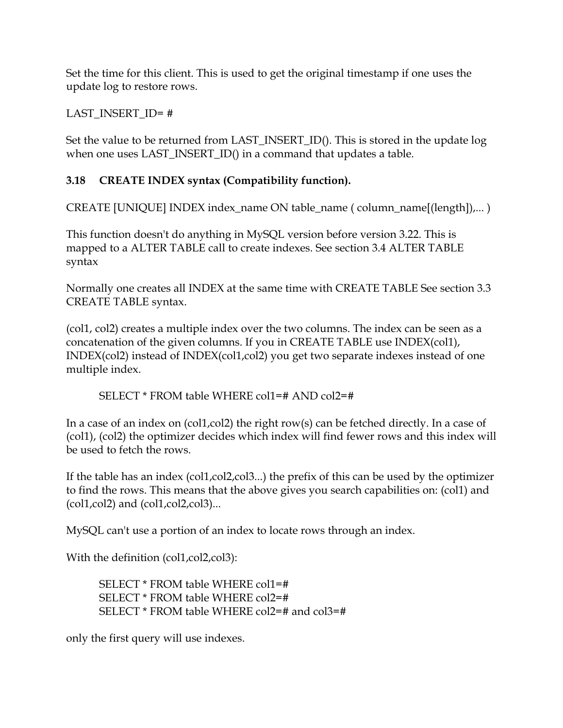Set the time for this client. This is used to get the original timestamp if one uses the update log to restore rows.

LAST_INSERT_ID= #

Set the value to be returned from LAST_INSERT_ID(). This is stored in the update log when one uses LAST_INSERT_ID() in a command that updates a table.

### 3.18 CREATE INDEX syntax (Compatibility function).

CREATE [UNIQUE] INDEX index_name ON table_name ( column_name[(length]),... )

This function doesn't do anything in MySQL version before version 3.22. This is mapped to a ALTER TABLE call to create indexes. See section 3.4 ALTER TABLE syntax

Normally one creates all INDEX at the same time with CREATE TABLE See section 3.3 CREATE TABLE syntax.

(col1, col2) creates a multiple index over the two columns. The index can be seen as a concatenation of the given columns. If you in CREATE TABLE use INDEX(col1), INDEX(col2) instead of INDEX(col1,col2) you get two separate indexes instead of one multiple index.

```
SELECT * FROM table WHERE col1=# AND col2=#
```

In a case of an index on (col1,col2) the right row(s) can be fetched directly. In a case of (col1), (col2) the optimizer decides which index will find fewer rows and this index will be used to fetch the rows.

If the table has an index (col1,col2,col3...) the prefix of this can be used by the optimizer to find the rows. This means that the above gives you search capabilities on: (col1) and (col1,col2) and (col1,col2,col3)...

MySQL can't use a portion of an index to locate rows through an index.

With the definition (col1,col2,col3):

```
SELECT * FROM table WHERE col1=#
SELECT * FROM table WHERE col2=#
SELECT * FROM table WHERE col2=# and col3=#
```

only the first query will use indexes.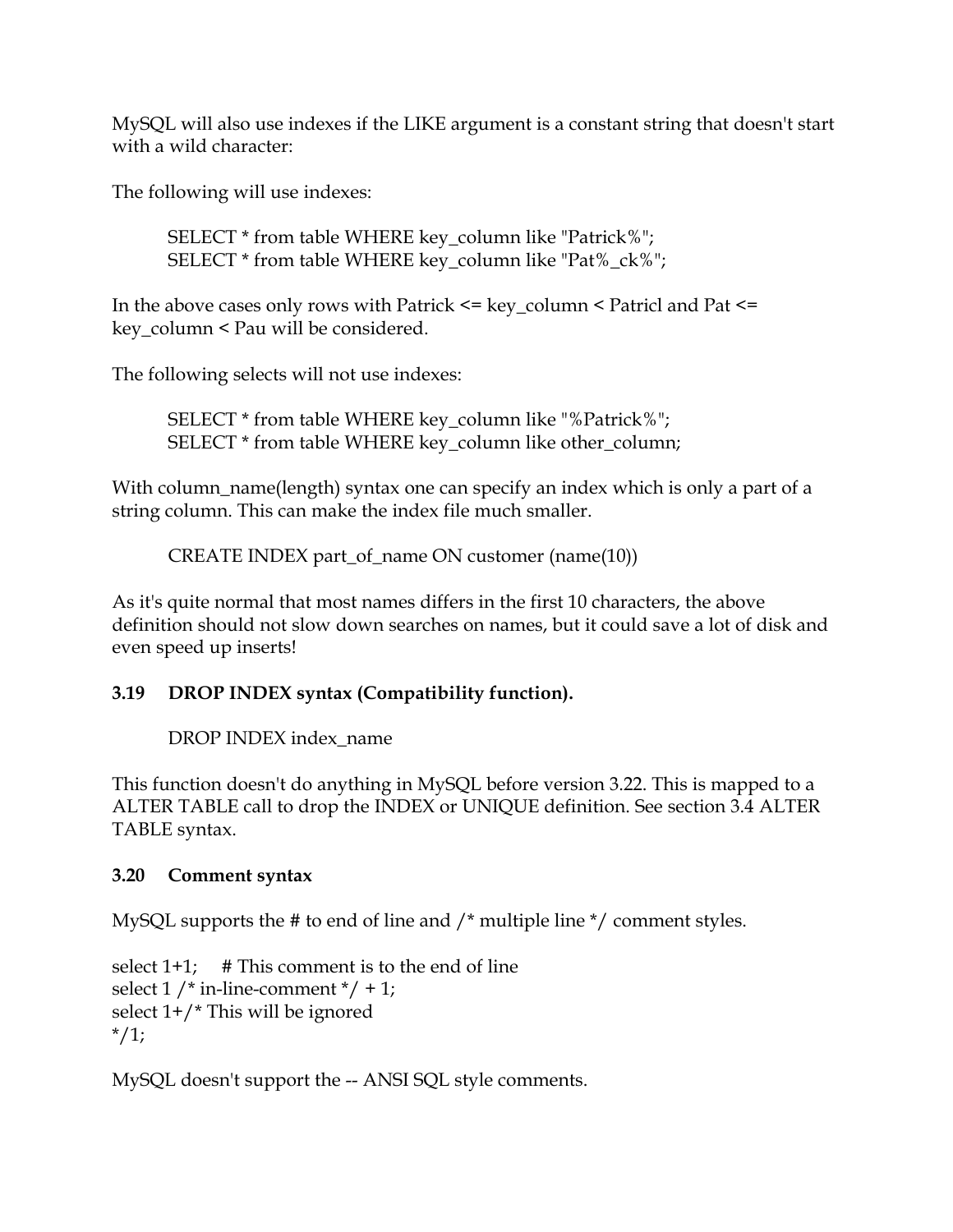MySQL will also use indexes if the LIKE argument is a constant string that doesn't start with a wild character:

The following will use indexes:

```
SELECT * from table WHERE key_column like "Patrick%";
SELECT * from table WHERE key_column like "Pat%_ck%";
```

In the above cases only rows with Patrick <= key_column < Patricl and Pat <= key_column < Pau will be considered.

The following selects will not use indexes:

```
SELECT * from table WHERE key_column like "%Patrick%";
SELECT * from table WHERE key_column like other_column;
```

With column_name(length) syntax one can specify an index which is only a part of a string column. This can make the index file much smaller.

```
CREATE INDEX part_of_name ON customer (name(10))
```

As it's quite normal that most names differs in the first 10 characters, the above definition should not slow down searches on names, but it could save a lot of disk and even speed up inserts!

### 3.19 DROP INDEX syntax (Compatibility function).

```
DROP INDEX index_name
```

This function doesn't do anything in MySQL before version 3.22. This is mapped to a ALTER TABLE call to drop the INDEX or UNIQUE definition. See section 3.4 ALTER TABLE syntax.

### 3.20 Comment syntax

MySQL supports the # to end of line and /* multiple line */ comment styles.

```
select 1+1;     # This comment is to the end of line
select 1 /* in-line-comment */ + 1;
select 1+/* This will be ignored
*/1;
```

MySQL doesn't support the -- ANSI SQL style comments.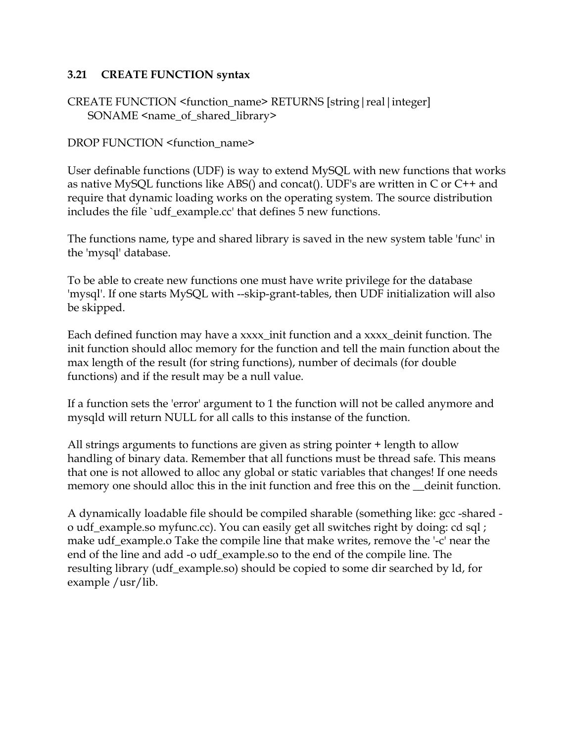### 3.21 CREATE FUNCTION syntax

```
CREATE FUNCTION <function_name> RETURNS [string|real|integer]
    SONAME <name_of_shared_library>
```

```
DROP FUNCTION <function_name>
```

User definable functions (UDF) is way to extend MySQL with new functions that works as native MySQL functions like ABS() and concat(). UDF's are written in C or C++ and require that dynamic loading works on the operating system. The source distribution includes the file `udf_example.cc' that defines 5 new functions.

The functions name, type and shared library is saved in the new system table 'func' in the 'mysql' database.

To be able to create new functions one must have write privilege for the database 'mysql'. If one starts MySQL with --skip-grant-tables, then UDF initialization will also be skipped.

Each defined function may have a xxxx_init function and a xxxx_deinit function. The init function should alloc memory for the function and tell the main function about the max length of the result (for string functions), number of decimals (for double functions) and if the result may be a null value.

If a function sets the 'error' argument to 1 the function will not be called anymore and mysqld will return NULL for all calls to this instanse of the function.

All strings arguments to functions are given as string pointer + length to allow handling of binary data. Remember that all functions must be thread safe. This means that one is not allowed to alloc any global or static variables that changes! If one needs memory one should alloc this in the init function and free this on the __deinit function.

A dynamically loadable file should be compiled sharable (something like: gcc -shared -o udf_example.so myfunc.cc). You can easily get all switches right by doing: cd sql ; make udf_example.o Take the compile line that make writes, remove the '-c' near the end of the line and add -o udf_example.so to the end of the compile line. The resulting library (udf_example.so) should be copied to some dir searched by ld, for example /usr/lib.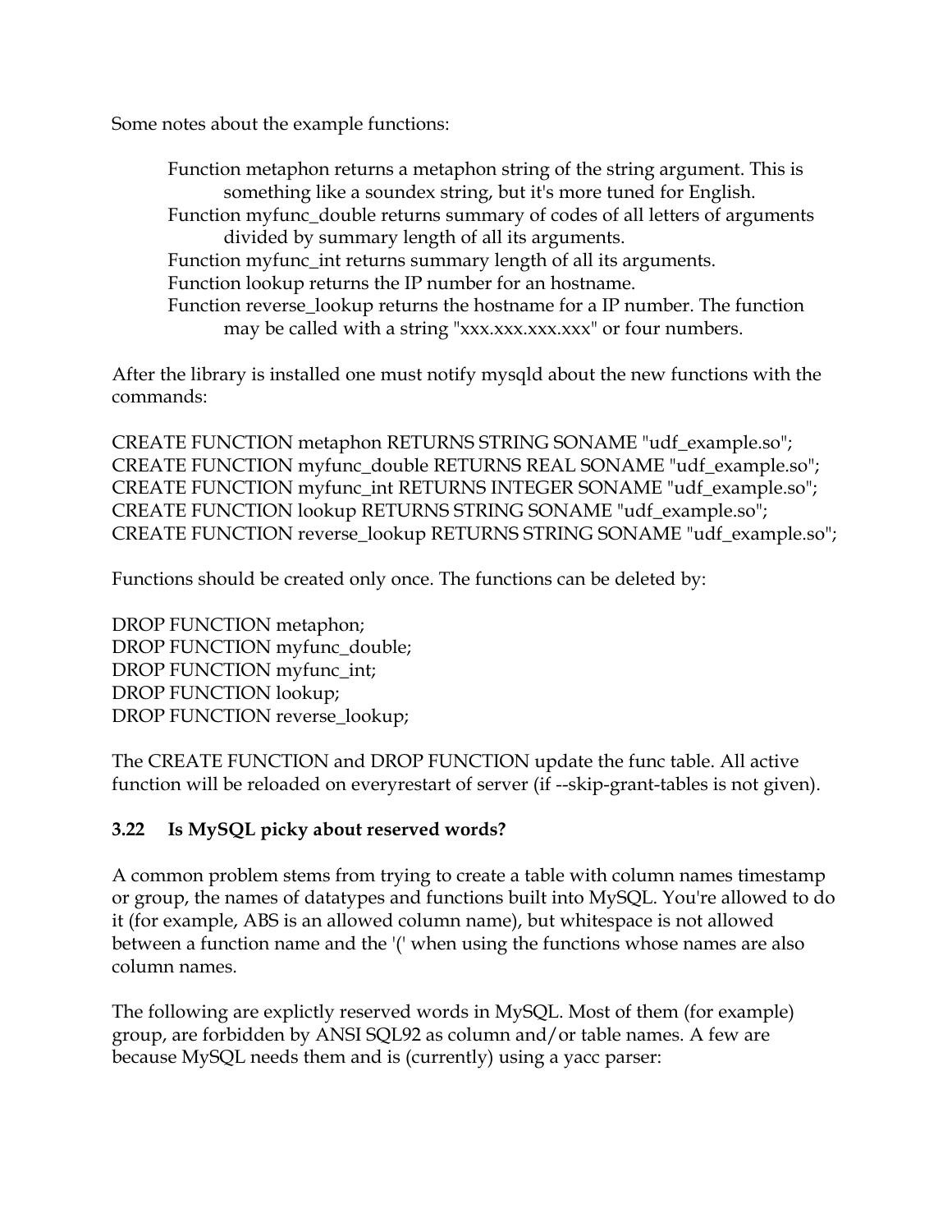Some notes about the example functions:

Function metaphon returns a metaphon string of the string argument. This is something like a soundex string, but it's more tuned for English.
Function myfunc_double returns summary of codes of all letters of arguments divided by summary length of all its arguments.
Function myfunc_int returns summary length of all its arguments.
Function lookup returns the IP number for an hostname.
Function reverse_lookup returns the hostname for a IP number. The function may be called with a string "xxx.xxx.xxx.xxx" or four numbers.

After the library is installed one must notify mysqld about the new functions with the commands:

```
CREATE FUNCTION metaphon RETURNS STRING SONAME "udf_example.so";
CREATE FUNCTION myfunc_double RETURNS REAL SONAME "udf_example.so";
CREATE FUNCTION myfunc_int RETURNS INTEGER SONAME "udf_example.so";
CREATE FUNCTION lookup RETURNS STRING SONAME "udf_example.so";
CREATE FUNCTION reverse_lookup RETURNS STRING SONAME "udf_example.so";
```

Functions should be created only once. The functions can be deleted by:

```
DROP FUNCTION metaphon;
DROP FUNCTION myfunc_double;
DROP FUNCTION myfunc_int;
DROP FUNCTION lookup;
DROP FUNCTION reverse_lookup;
```

The CREATE FUNCTION and DROP FUNCTION update the func table. All active function will be reloaded on everyrestart of server (if --skip-grant-tables is not given).

### 3.22 Is MySQL picky about reserved words?

A common problem stems from trying to create a table with column names timestamp or group, the names of datatypes and functions built into MySQL. You're allowed to do it (for example, ABS is an allowed column name), but whitespace is not allowed between a function name and the '(' when using the functions whose names are also column names.

The following are explictly reserved words in MySQL. Most of them (for example) group, are forbidden by ANSI SQL92 as column and/or table names. A few are because MySQL needs them and is (currently) using a yacc parser: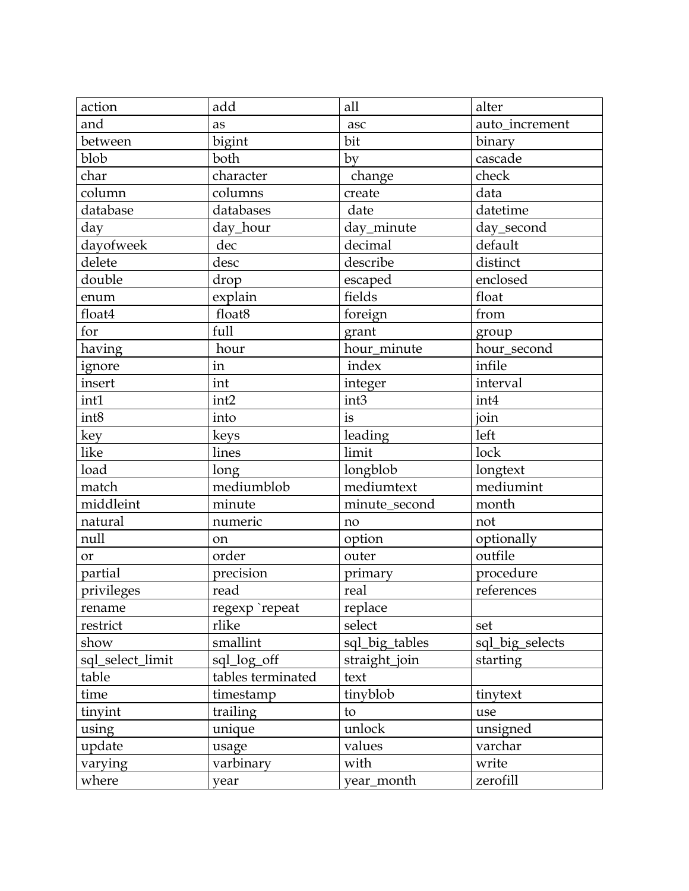| action | add | all | alter |
|---|---|---|---|
| and | as | asc | auto_increment |
| between | bigint | bit | binary |
| blob | both | by | cascade |
| char | character | change | check |
| column | columns | create | data |
| database | databases | date | datetime |
| day | day_hour | day_minute | day_second |
| dayofweek | dec | decimal | default |
| delete | desc | describe | distinct |
| double | drop | escaped | enclosed |
| enum | explain | fields | float |
| float4 | float8 | foreign | from |
| for | full | grant | group |
| having | hour | hour_minute | hour_second |
| ignore | in | index | infile |
| insert | int | integer | interval |
| int1 | int2 | int3 | int4 |
| int8 | into | is | join |
| key | keys | leading | left |
| like | lines | limit | lock |
| load | long | longblob | longtext |
| match | mediumblob | mediumtext | mediumint |
| middleint | minute | minute_second | month |
| natural | numeric | no | not |
| null | on | option | optionally |
| or | order | outer | outfile |
| partial | precision | primary | procedure |
| privileges | read | real | references |
| rename | regexp `repeat | replace | |
| restrict | rlike | select | set |
| show | smallint | sql_big_tables | sql_big_selects |
| sql_select_limit | sql_log_off | straight_join | starting |
| table | tables terminated | text | |
| time | timestamp | tinyblob | tinytext |
| tinyint | trailing | to | use |
| using | unique | unlock | unsigned |
| update | usage | values | varchar |
| varying | varbinary | with | write |
| where | year | year_month | zerofill |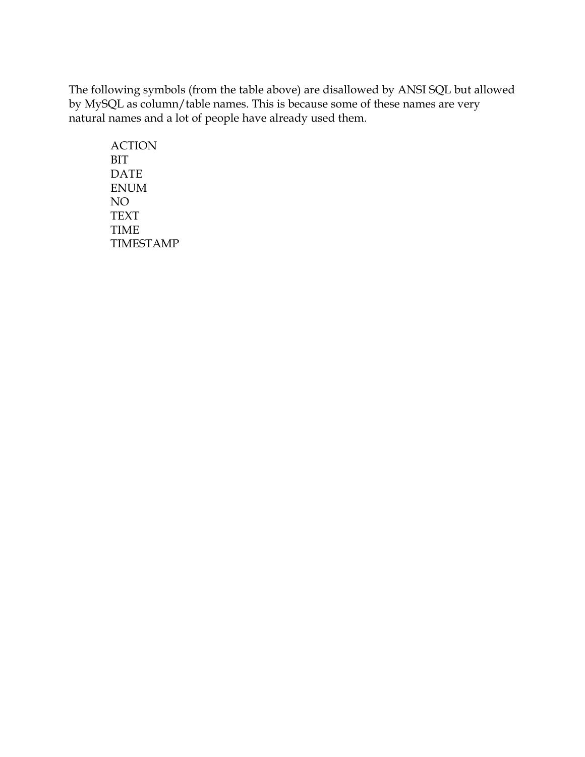The following symbols (from the table above) are disallowed by ANSI SQL but allowed by MySQL as column/table names. This is because some of these names are very natural names and a lot of people have already used them.

ACTION
BIT
DATE
ENUM
NO
TEXT
TIME
TIMESTAMP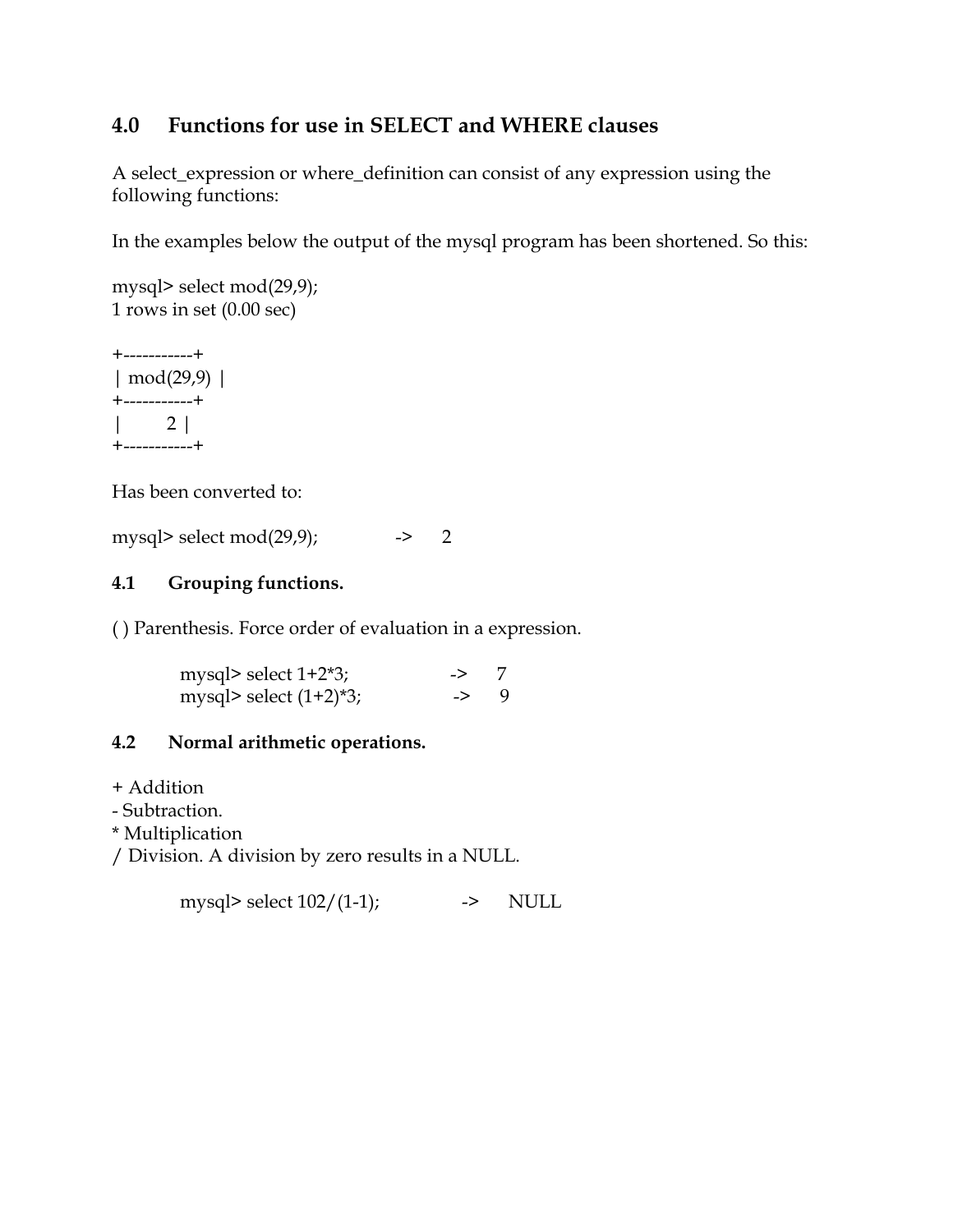## 4.0 Functions for use in SELECT and WHERE clauses

A select_expression or where_definition can consist of any expression using the following functions:

In the examples below the output of the mysql program has been shortened. So this:

```
mysql> select mod(29,9);
1 rows in set (0.00 sec)

+-----------+
| mod(29,9) |
+-----------+
|         2 |
+-----------+
```

Has been converted to:

```
mysql> select mod(29,9);            ->      2
```

### 4.1 Grouping functions.

( ) Parenthesis. Force order of evaluation in a expression.

```
mysql> select 1+2*3;              ->     7
mysql> select (1+2)*3;            ->     9
```

### 4.2 Normal arithmetic operations.

+ Addition
- Subtraction.
* Multiplication
/ Division. A division by zero results in a NULL.

```
mysql> select 102/(1-1);          ->     NULL
```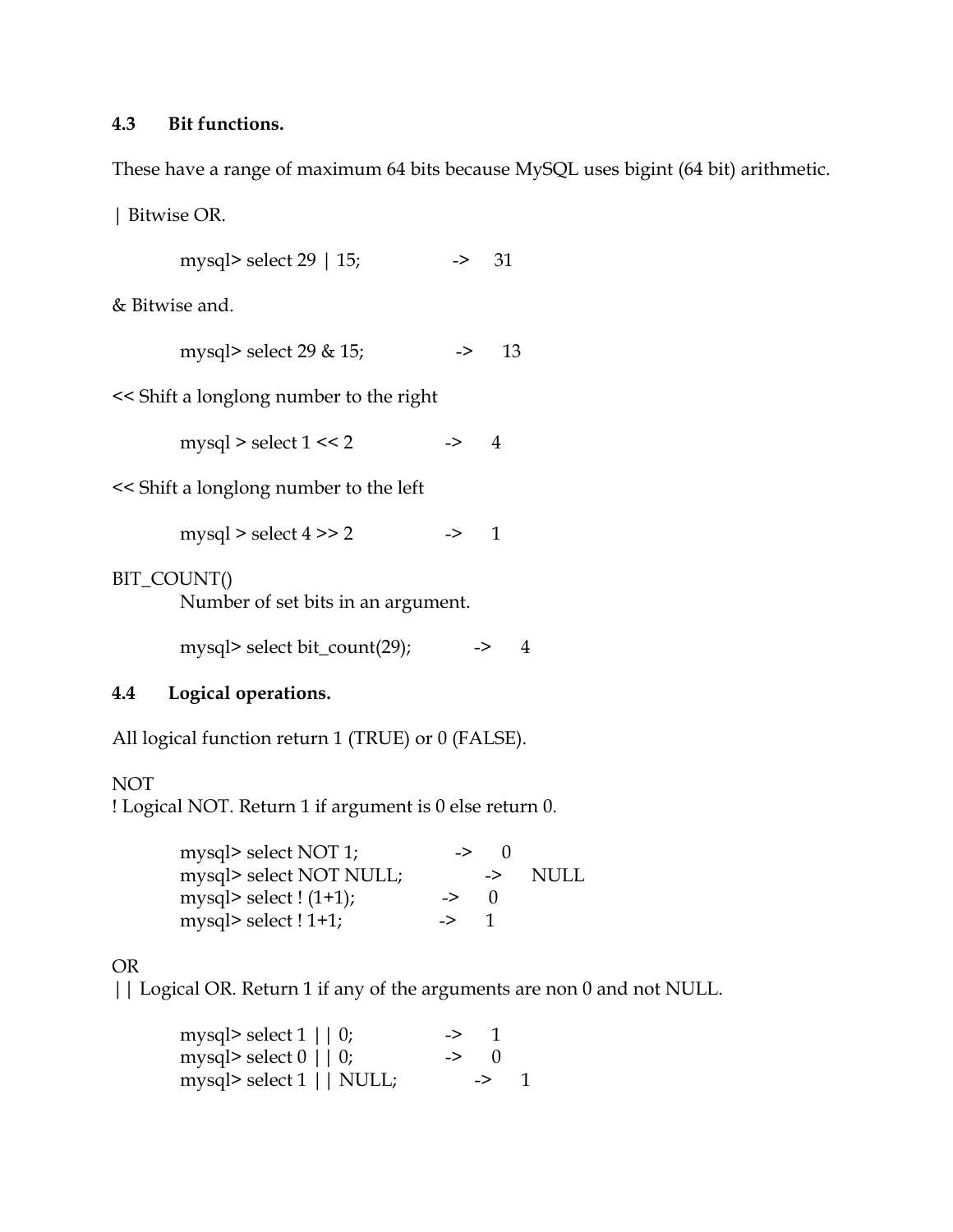## 4.3 Bit functions.

These have a range of maximum 64 bits because MySQL uses bigint (64 bit) arithmetic.

| Bitwise OR.

```
mysql> select 29 | 15;          ->   31
```

& Bitwise and.

```
mysql> select 29 & 15;          ->   13
```

<< Shift a longlong number to the right

```
mysql > select 1 << 2           ->   4
```

<< Shift a longlong number to the left

```
mysql > select 4 >> 2           ->   1
```

BIT_COUNT()
Number of set bits in an argument.

```
mysql> select bit_count(29);        ->   4
```

## 4.4 Logical operations.

All logical function return 1 (TRUE) or 0 (FALSE).

NOT
! Logical NOT. Return 1 if argument is 0 else return 0.

```
mysql> select NOT 1;            ->   0
mysql> select NOT NULL;             ->   NULL
mysql> select ! (1+1);          ->   0
mysql> select ! 1+1;            ->   1
```

OR
|| Logical OR. Return 1 if any of the arguments are non 0 and not NULL.

```
mysql> select 1 || 0;           ->   1
mysql> select 0 || 0;           ->   0
mysql> select 1 || NULL;            ->   1
```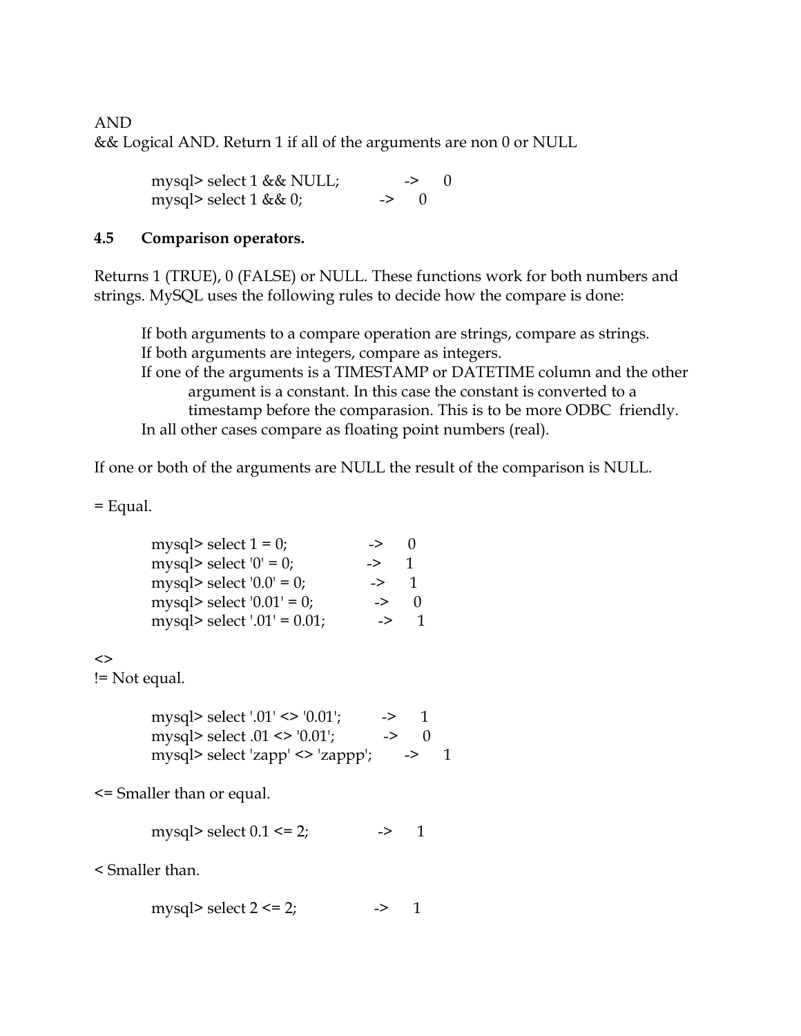AND
&& Logical AND. Return 1 if all of the arguments are non 0 or NULL

```
mysql> select 1 && NULL;        ->   0
mysql> select 1 && 0;           ->   0
```

### 4.5 Comparison operators.

Returns 1 (TRUE), 0 (FALSE) or NULL. These functions work for both numbers and strings. MySQL uses the following rules to decide how the compare is done:

If both arguments to a compare operation are strings, compare as strings.
If both arguments are integers, compare as integers.
If one of the arguments is a TIMESTAMP or DATETIME column and the other argument is a constant. In this case the constant is converted to a timestamp before the comparasion. This is to be more ODBC friendly.
In all other cases compare as floating point numbers (real).

If one or both of the arguments are NULL the result of the comparison is NULL.

= Equal.

```
mysql> select 1 = 0;            ->   0
mysql> select '0' = 0;          ->   1
mysql> select '0.0' = 0;        ->   1
mysql> select '0.01' = 0;       ->   0
mysql> select '.01' = 0.01;     ->   1
```

<>
!= Not equal.

```
mysql> select '.01' <> '0.01';      ->   1
mysql> select .01 <> '0.01';        ->   0
mysql> select 'zapp' <> 'zappp';    ->   1
```

<= Smaller than or equal.

```
mysql> select 0.1 <= 2;         ->   1
```

< Smaller than.

```
mysql> select 2 <= 2;           ->   1
```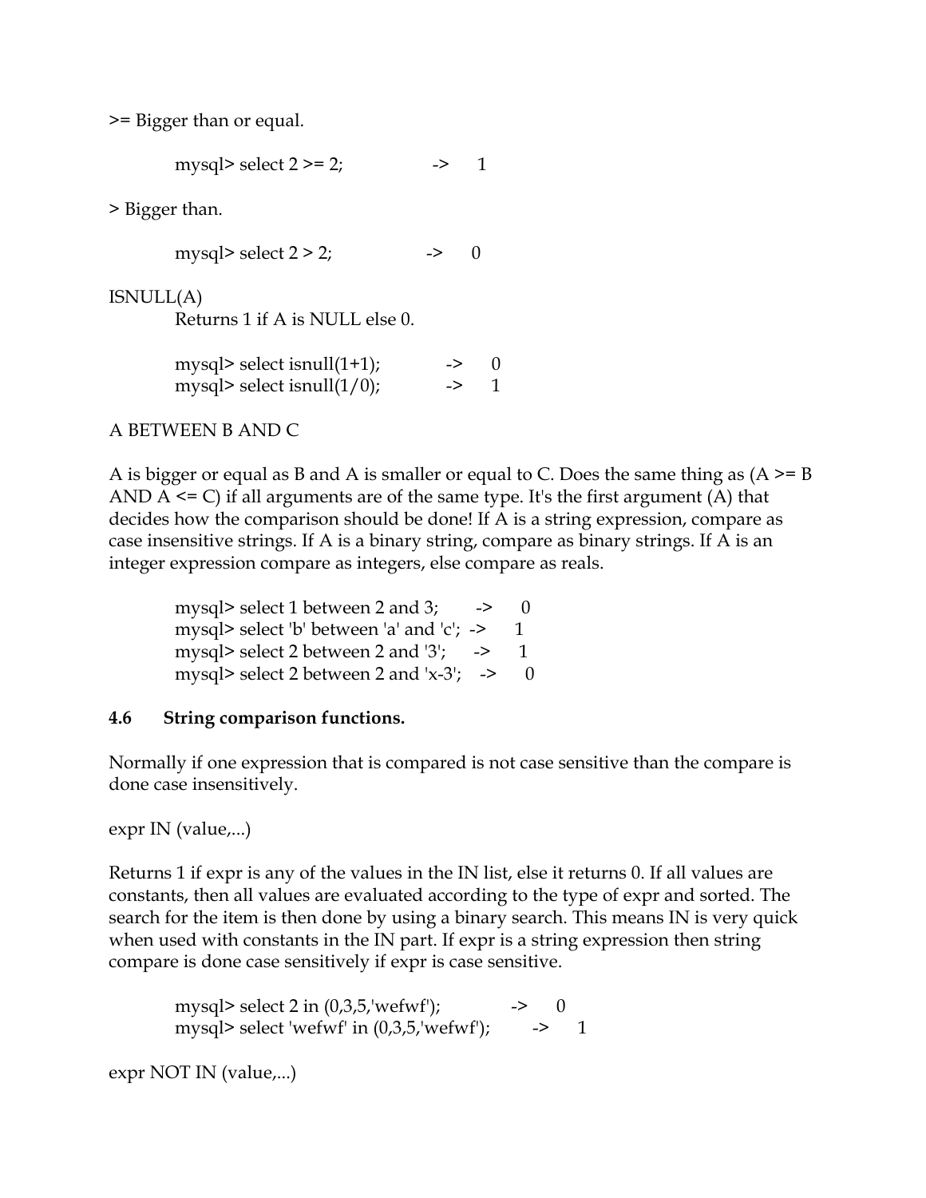>= Bigger than or equal.

```
mysql> select 2 >= 2;                ->    1
```

> Bigger than.

```
mysql> select 2 > 2;                 ->    0
```

ISNULL(A)

Returns 1 if A is NULL else 0.

```
mysql> select isnull(1+1);           ->    0
mysql> select isnull(1/0);           ->    1
```

A BETWEEN B AND C

A is bigger or equal as B and A is smaller or equal to C. Does the same thing as (A >= B AND A <= C) if all arguments are of the same type. It's the first argument (A) that decides how the comparison should be done! If A is a string expression, compare as case insensitive strings. If A is a binary string, compare as binary strings. If A is an integer expression compare as integers, else compare as reals.

```
mysql> select 1 between 2 and 3;      ->    0
mysql> select 'b' between 'a' and 'c';  ->    1
mysql> select 2 between 2 and '3';      ->    1
mysql> select 2 between 2 and 'x-3';    ->    0
```

### 4.6 String comparison functions.

Normally if one expression that is compared is not case sensitive than the compare is done case insensitively.

expr IN (value,...)

Returns 1 if expr is any of the values in the IN list, else it returns 0. If all values are constants, then all values are evaluated according to the type of expr and sorted. The search for the item is then done by using a binary search. This means IN is very quick when used with constants in the IN part. If expr is a string expression then string compare is done case sensitively if expr is case sensitive.

```
mysql> select 2 in (0,3,5,'wefwf');          ->    0
mysql> select 'wefwf' in (0,3,5,'wefwf');     ->    1
```

expr NOT IN (value,...)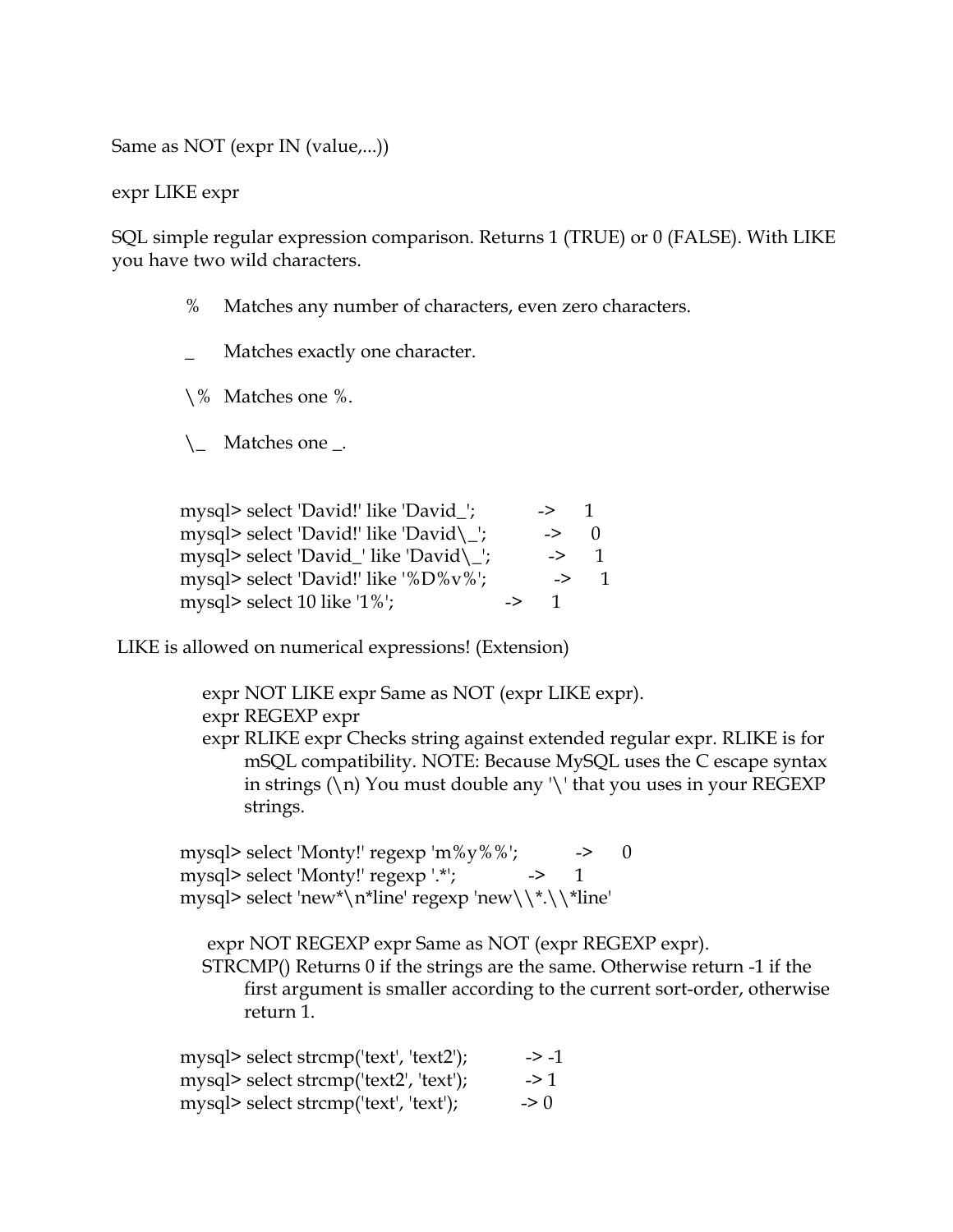Same as NOT (expr IN (value,...))

expr LIKE expr

SQL simple regular expression comparison. Returns 1 (TRUE) or 0 (FALSE). With LIKE you have two wild characters.

- % Matches any number of characters, even zero characters.
- _ Matches exactly one character.
- \% Matches one %.
- \_ Matches one _.

```
mysql> select 'David!' like 'David_';        ->   1
mysql> select 'David!' like 'David\_';       ->   0
mysql> select 'David_' like 'David\_';       ->   1
mysql> select 'David!' like '%D%v%';         ->   1
mysql> select 10 like '1%';                  ->   1
```

LIKE is allowed on numerical expressions! (Extension)

expr NOT LIKE expr Same as NOT (expr LIKE expr).

expr REGEXP expr

expr RLIKE expr Checks string against extended regular expr. RLIKE is for mSQL compatibility. NOTE: Because MySQL uses the C escape syntax in strings (\n) You must double any '\' that you uses in your REGEXP strings.

```
mysql> select 'Monty!' regexp 'm%y%%';       ->   0
mysql> select 'Monty!' regexp '.*';          ->   1
mysql> select 'new*\n*line' regexp 'new\\*.\\*line'
```

expr NOT REGEXP expr Same as NOT (expr REGEXP expr).

STRCMP() Returns 0 if the strings are the same. Otherwise return -1 if the first argument is smaller according to the current sort-order, otherwise return 1.

```
mysql> select strcmp('text', 'text2');       -> -1
mysql> select strcmp('text2', 'text');       -> 1
mysql> select strcmp('text', 'text');        -> 0
```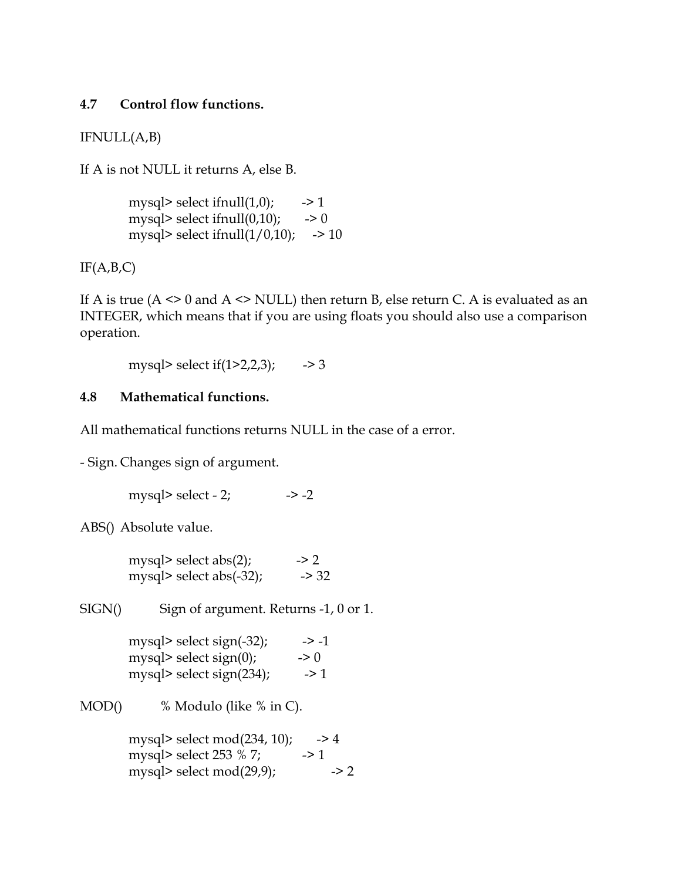### 4.7 Control flow functions.

IFNULL(A,B)

If A is not NULL it returns A, else B.

```
mysql> select ifnull(1,0);        -> 1
mysql> select ifnull(0,10);       -> 0
mysql> select ifnull(1/0,10);     -> 10
```

IF(A,B,C)

If A is true (A <> 0 and A <> NULL) then return B, else return C. A is evaluated as an INTEGER, which means that if you are using floats you should also use a comparison operation.

```
mysql> select if(1>2,2,3);        -> 3
```

### 4.8 Mathematical functions.

All mathematical functions returns NULL in the case of a error.

- Sign. Changes sign of argument.

```
mysql> select - 2;                -> -2
```

ABS() Absolute value.

```
mysql> select abs(2);             -> 2
mysql> select abs(-32);           -> 32
```

SIGN() Sign of argument. Returns -1, 0 or 1.

```
mysql> select sign(-32);          -> -1
mysql> select sign(0);            -> 0
mysql> select sign(234);          -> 1
```

MOD() % Modulo (like % in C).

```
mysql> select mod(234, 10);       -> 4
mysql> select 253 % 7;            -> 1
mysql> select mod(29,9);          -> 2
```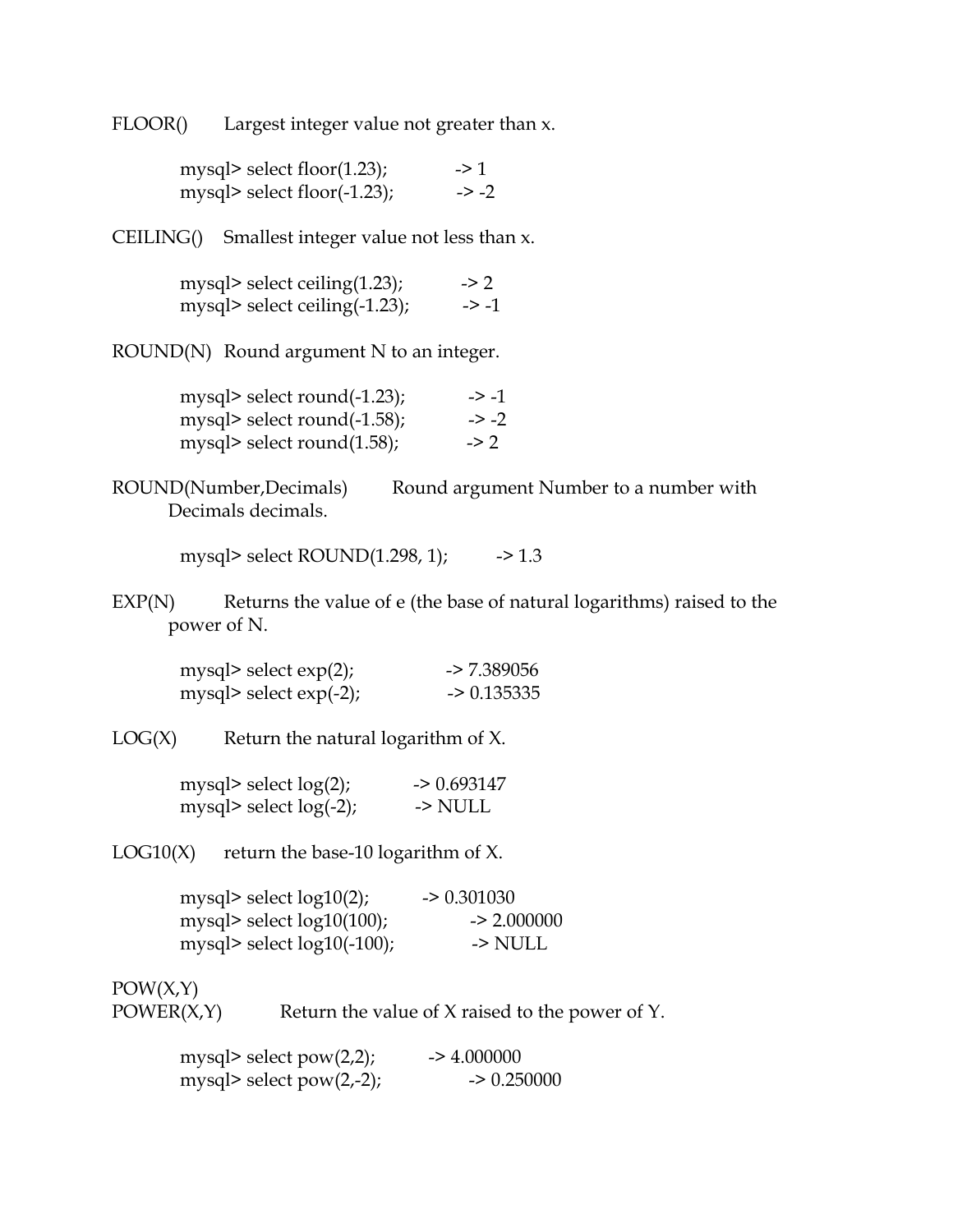FLOOR() Largest integer value not greater than x.

```
mysql> select floor(1.23);          -> 1
mysql> select floor(-1.23);         -> -2
```

CEILING() Smallest integer value not less than x.

```
mysql> select ceiling(1.23);        -> 2
mysql> select ceiling(-1.23);       -> -1
```

ROUND(N) Round argument N to an integer.

```
mysql> select round(-1.23);         -> -1
mysql> select round(-1.58);         -> -2
mysql> select round(1.58);          -> 2
```

ROUND(Number,Decimals) Round argument Number to a number with Decimals decimals.

```
mysql> select ROUND(1.298, 1);      -> 1.3
```

EXP(N) Returns the value of e (the base of natural logarithms) raised to the power of N.

```
mysql> select exp(2);               -> 7.389056
mysql> select exp(-2);              -> 0.135335
```

LOG(X) Return the natural logarithm of X.

```
mysql> select log(2);               -> 0.693147
mysql> select log(-2);              -> NULL
```

LOG10(X) return the base-10 logarithm of X.

```
mysql> select log10(2);             -> 0.301030
mysql> select log10(100);           -> 2.000000
mysql> select log10(-100);          -> NULL
```

POW(X,Y)
POWER(X,Y) Return the value of X raised to the power of Y.

```
mysql> select pow(2,2);             -> 4.000000
mysql> select pow(2,-2);            -> 0.250000
```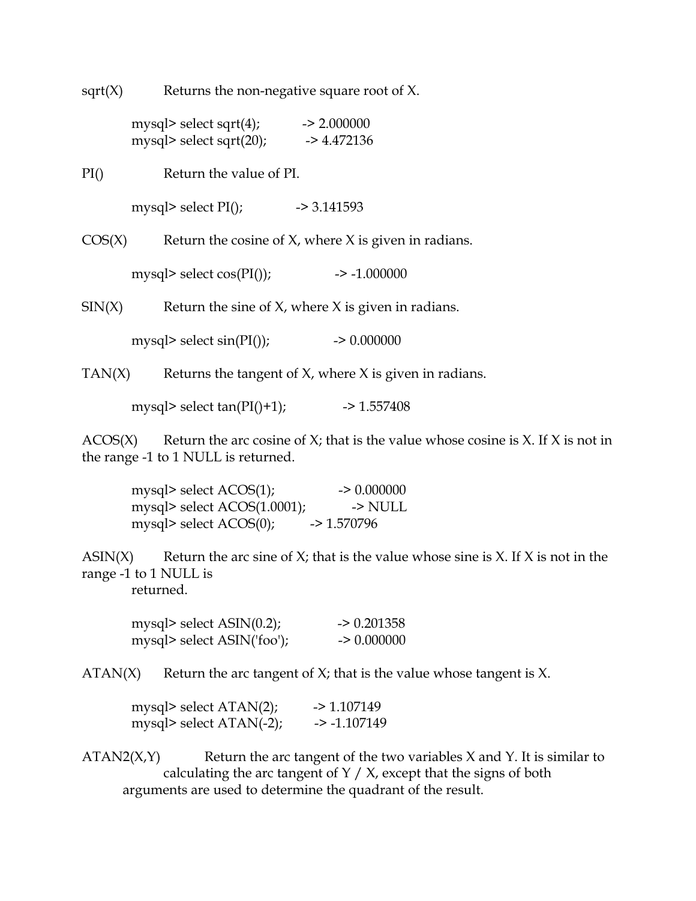sqrt(X)    Returns the non-negative square root of X.

```
mysql> select sqrt(4);          -> 2.000000
mysql> select sqrt(20);         -> 4.472136
```

PI()    Return the value of PI.

```
mysql> select PI();             -> 3.141593
```

COS(X)    Return the cosine of X, where X is given in radians.

```
mysql> select cos(PI());        -> -1.000000
```

SIN(X)    Return the sine of X, where X is given in radians.

```
mysql> select sin(PI());        -> 0.000000
```

TAN(X)    Returns the tangent of X, where X is given in radians.

```
mysql> select tan(PI()+1);      -> 1.557408
```

ACOS(X)    Return the arc cosine of X; that is the value whose cosine is X. If X is not in the range -1 to 1 NULL is returned.

```
mysql> select ACOS(1);          -> 0.000000
mysql> select ACOS(1.0001);     -> NULL
mysql> select ACOS(0);          -> 1.570796
```

ASIN(X)    Return the arc sine of X; that is the value whose sine is X. If X is not in the range -1 to 1 NULL is returned.

```
mysql> select ASIN(0.2);        -> 0.201358
mysql> select ASIN('foo');      -> 0.000000
```

ATAN(X)    Return the arc tangent of X; that is the value whose tangent is X.

```
mysql> select ATAN(2);          -> 1.107149
mysql> select ATAN(-2);         -> -1.107149
```

ATAN2(X,Y)    Return the arc tangent of the two variables X and Y. It is similar to calculating the arc tangent of Y / X, except that the signs of both arguments are used to determine the quadrant of the result.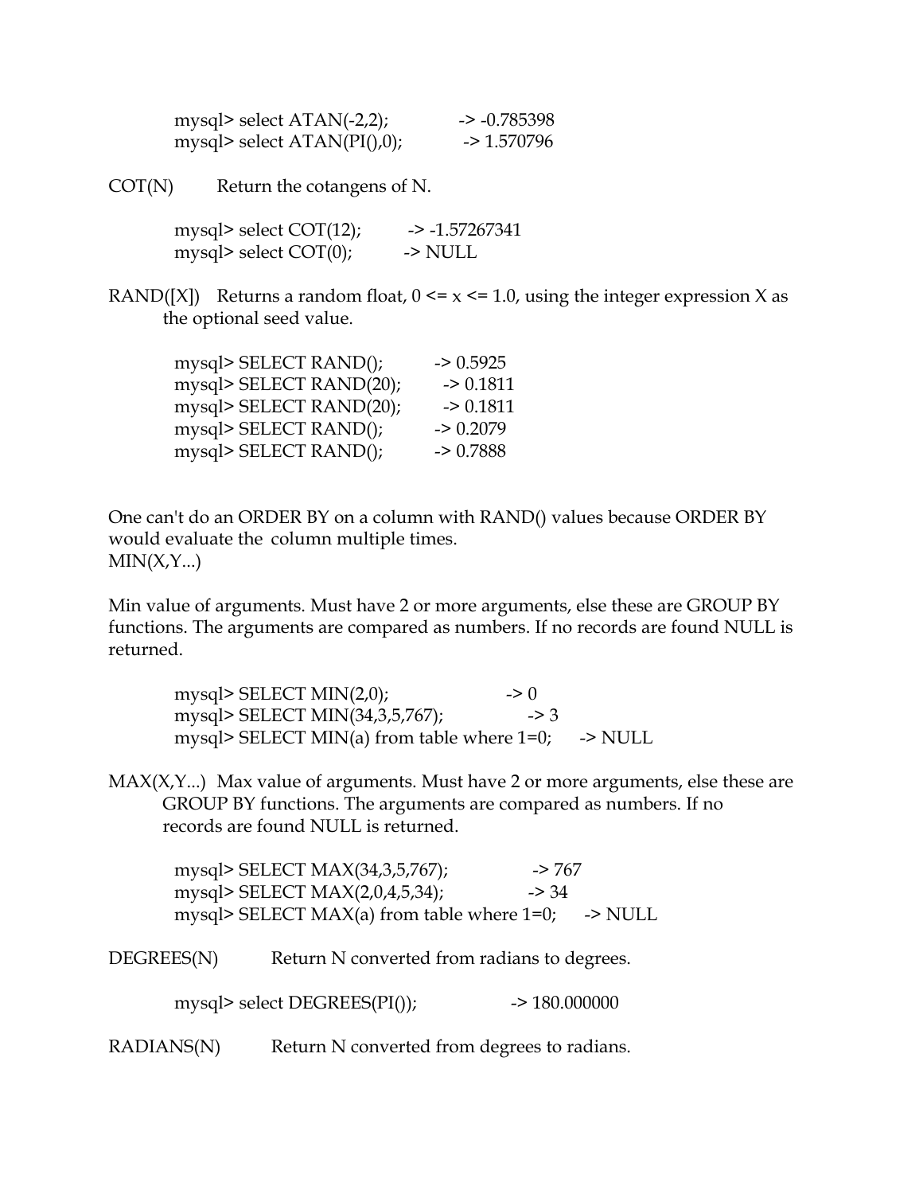```
mysql> select ATAN(-2,2);           -> -0.785398
mysql> select ATAN(PI(),0);         -> 1.570796
```

COT(N)    Return the cotangens of N.

```
mysql> select COT(12);        -> -1.57267341
mysql> select COT(0);         -> NULL
```

RAND([X])    Returns a random float, 0 <= x <= 1.0, using the integer expression X as the optional seed value.

```
mysql> SELECT RAND();         -> 0.5925
mysql> SELECT RAND(20);       -> 0.1811
mysql> SELECT RAND(20);       -> 0.1811
mysql> SELECT RAND();         -> 0.2079
mysql> SELECT RAND();         -> 0.7888
```

One can't do an ORDER BY on a column with RAND() values because ORDER BY would evaluate the column multiple times.

MIN(X,Y...)

Min value of arguments. Must have 2 or more arguments, else these are GROUP BY functions. The arguments are compared as numbers. If no records are found NULL is returned.

```
mysql> SELECT MIN(2,0);                      -> 0
mysql> SELECT MIN(34,3,5,767);               -> 3
mysql> SELECT MIN(a) from table where 1=0;   -> NULL
```

MAX(X,Y...)  Max value of arguments. Must have 2 or more arguments, else these are GROUP BY functions. The arguments are compared as numbers. If no records are found NULL is returned.

```
mysql> SELECT MAX(34,3,5,767);               -> 767
mysql> SELECT MAX(2,0,4,5,34);               -> 34
mysql> SELECT MAX(a) from table where 1=0;   -> NULL
```

DEGREES(N)    Return N converted from radians to degrees.

```
mysql> select DEGREES(PI());                 -> 180.000000
```

RADIANS(N)    Return N converted from degrees to radians.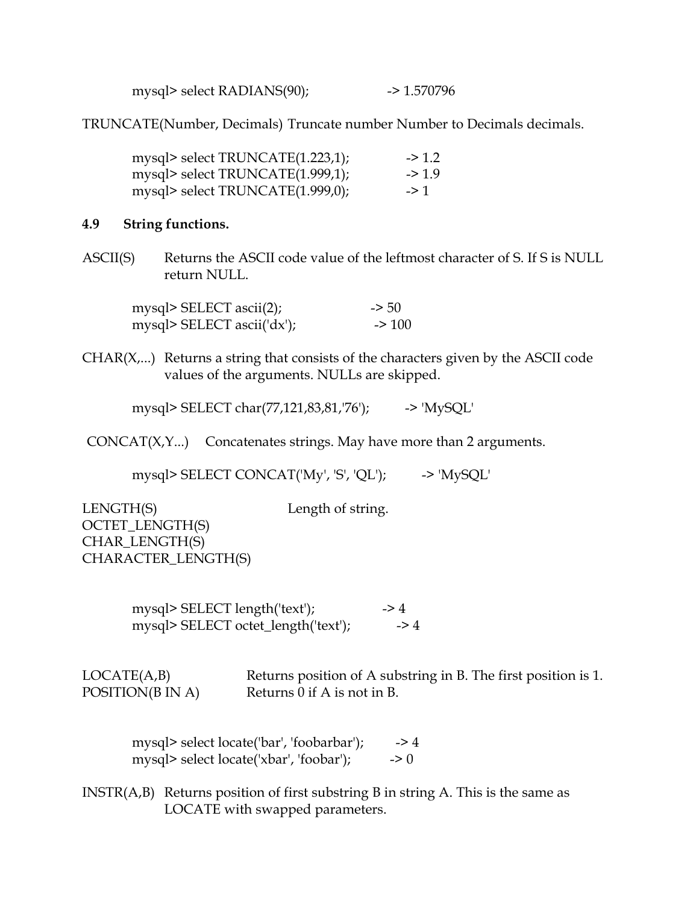```
mysql> select RADIANS(90);                 -> 1.570796
```

TRUNCATE(Number, Decimals) Truncate number Number to Decimals decimals.

```
mysql> select TRUNCATE(1.223,1);           -> 1.2
mysql> select TRUNCATE(1.999,1);           -> 1.9
mysql> select TRUNCATE(1.999,0);           -> 1
```

### 4.9 String functions.

ASCII(S) Returns the ASCII code value of the leftmost character of S. If S is NULL return NULL.

```
mysql> SELECT ascii(2);                    -> 50
mysql> SELECT ascii('dx');                 -> 100
```

CHAR(X,...) Returns a string that consists of the characters given by the ASCII code values of the arguments. NULLs are skipped.

```
mysql> SELECT char(77,121,83,81,'76');     -> 'MySQL'
```

CONCAT(X,Y...) Concatenates strings. May have more than 2 arguments.

```
mysql> SELECT CONCAT('My', 'S', 'QL');     -> 'MySQL'
```

LENGTH(S) Length of string.
OCTET_LENGTH(S)
CHAR_LENGTH(S)
CHARACTER_LENGTH(S)

```
mysql> SELECT length('text');              -> 4
mysql> SELECT octet_length('text');        -> 4
```

LOCATE(A,B) Returns position of A substring in B. The first position is 1.
POSITION(B IN A) Returns 0 if A is not in B.

```
mysql> select locate('bar', 'foobarbar');  -> 4
mysql> select locate('xbar', 'foobar');    -> 0
```

INSTR(A,B) Returns position of first substring B in string A. This is the same as LOCATE with swapped parameters.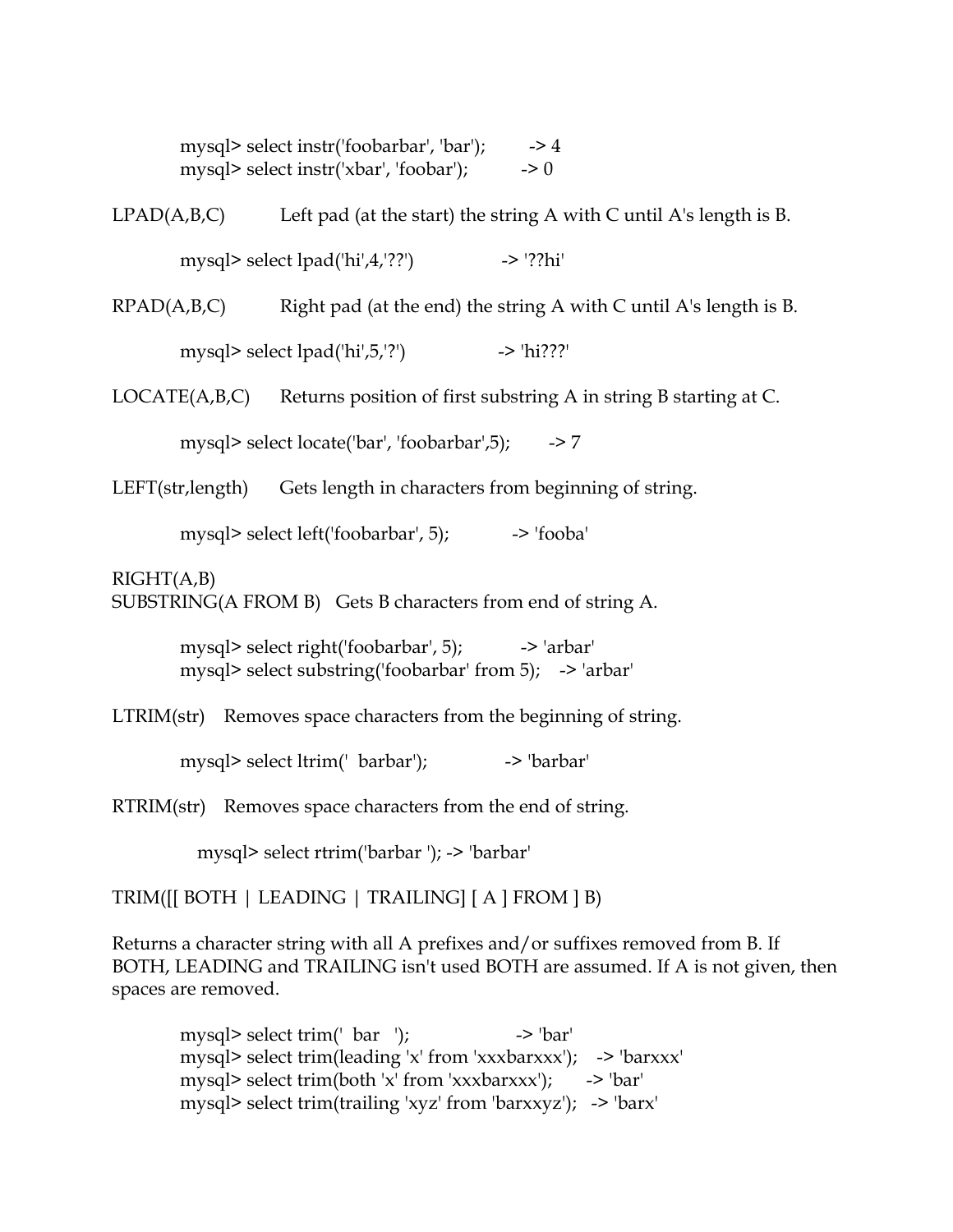```
mysql> select instr('foobarbar', 'bar');        -> 4
mysql> select instr('xbar', 'foobar');          -> 0
```

LPAD(A,B,C)     Left pad (at the start) the string A with C until A's length is B.

```
mysql> select lpad('hi',4,'??')                 -> '??hi'
```

RPAD(A,B,C)     Right pad (at the end) the string A with C until A's length is B.

```
mysql> select lpad('hi',5,'?')                  -> 'hi???'
```

LOCATE(A,B,C)   Returns position of first substring A in string B starting at C.

```
mysql> select locate('bar', 'foobarbar',5);     -> 7
```

LEFT(str,length)   Gets length in characters from beginning of string.

```
mysql> select left('foobarbar', 5);             -> 'fooba'
```

RIGHT(A,B)
SUBSTRING(A FROM B)   Gets B characters from end of string A.

```
mysql> select right('foobarbar', 5);            -> 'arbar'
mysql> select substring('foobarbar' from 5);    -> 'arbar'
```

LTRIM(str)   Removes space characters from the beginning of string.

```
mysql> select ltrim('  barbar');                -> 'barbar'
```

RTRIM(str)   Removes space characters from the end of string.

```
mysql> select rtrim('barbar '); -> 'barbar'
```

TRIM([[ BOTH | LEADING | TRAILING] [ A ] FROM ] B)

Returns a character string with all A prefixes and/or suffixes removed from B. If BOTH, LEADING and TRAILING isn't used BOTH are assumed. If A is not given, then spaces are removed.

```
mysql> select trim('  bar   ');                     -> 'bar'
mysql> select trim(leading 'x' from 'xxxbarxxx');   -> 'barxxx'
mysql> select trim(both 'x' from 'xxxbarxxx');      -> 'bar'
mysql> select trim(trailing 'xyz' from 'barxxyz');  -> 'barx'
```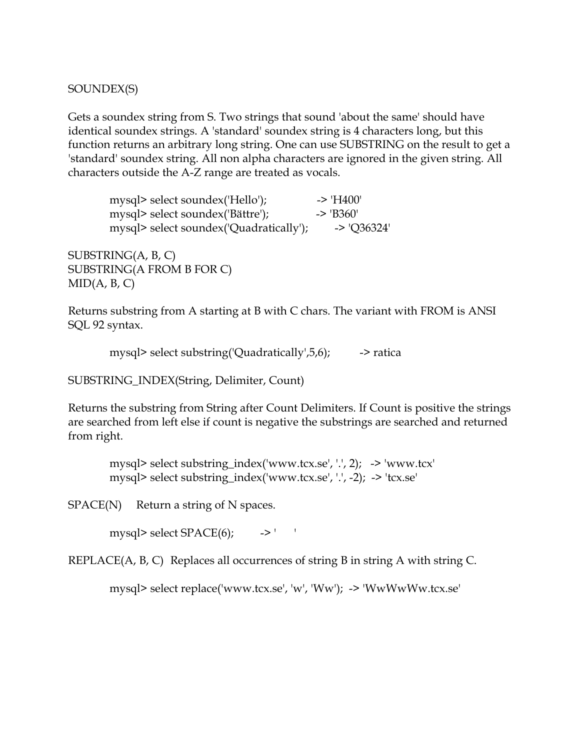SOUNDEX(S)

Gets a soundex string from S. Two strings that sound 'about the same' should have identical soundex strings. A 'standard' soundex string is 4 characters long, but this function returns an arbitrary long string. One can use SUBSTRING on the result to get a 'standard' soundex string. All non alpha characters are ignored in the given string. All characters outside the A-Z range are treated as vocals.

```
mysql> select soundex('Hello');             -> 'H400'
mysql> select soundex('Bättre');            -> 'B360'
mysql> select soundex('Quadratically');     -> 'Q36324'
```

SUBSTRING(A, B, C)
SUBSTRING(A FROM B FOR C)
MID(A, B, C)

Returns substring from A starting at B with C chars. The variant with FROM is ANSI SQL 92 syntax.

```
mysql> select substring('Quadratically',5,6);      -> ratica
```

SUBSTRING_INDEX(String, Delimiter, Count)

Returns the substring from String after Count Delimiters. If Count is positive the strings are searched from left else if count is negative the substrings are searched and returned from right.

```
mysql> select substring_index('www.tcx.se', '.', 2);   -> 'www.tcx'
mysql> select substring_index('www.tcx.se', '.', -2);  -> 'tcx.se'
```

SPACE(N)     Return a string of N spaces.

```
mysql> select SPACE(6);       -> '      '
```

REPLACE(A, B, C)  Replaces all occurrences of string B in string A with string C.

```
mysql> select replace('www.tcx.se', 'w', 'Ww');  -> 'WwWwWw.tcx.se'
```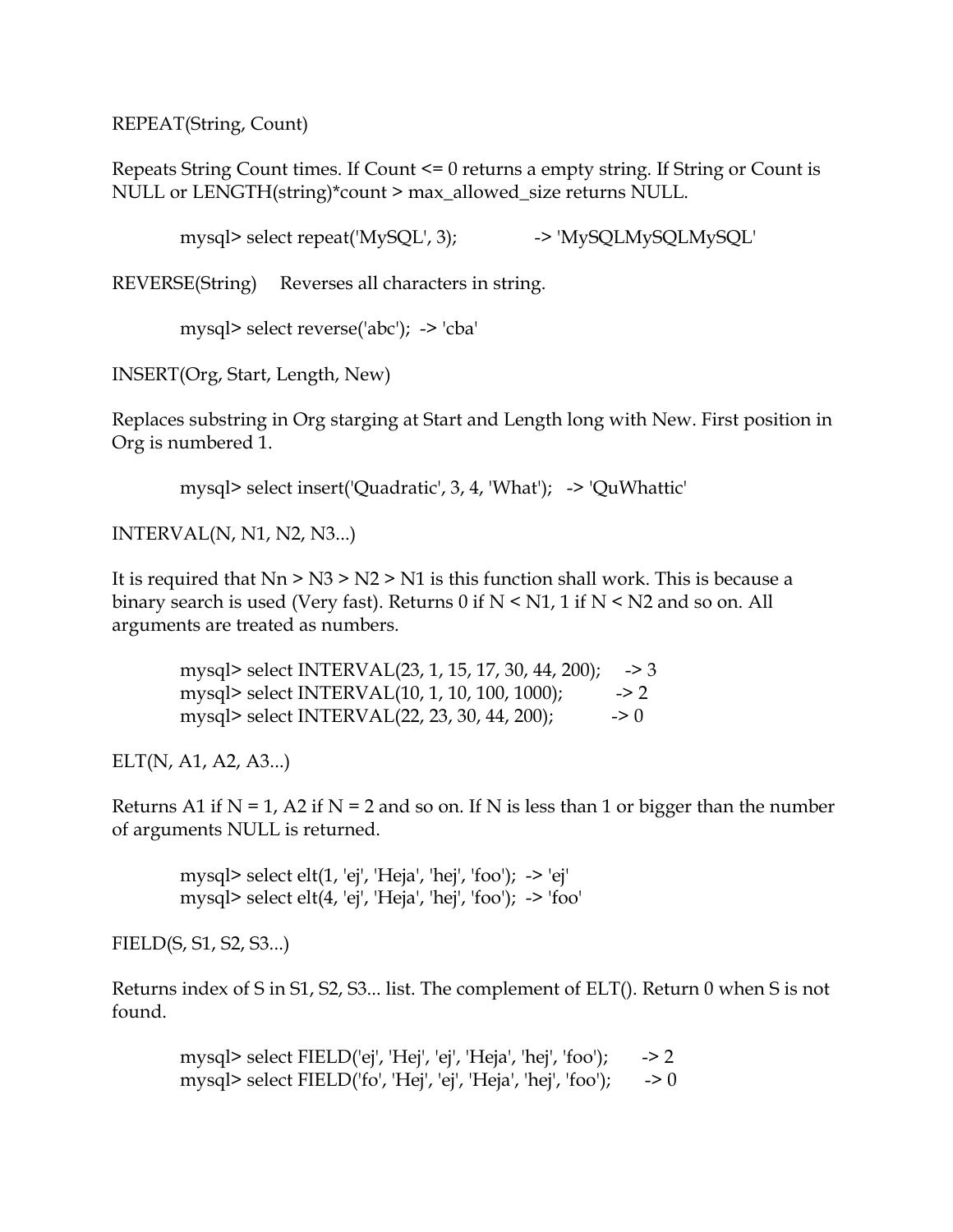REPEAT(String, Count)

Repeats String Count times. If Count <= 0 returns a empty string. If String or Count is NULL or LENGTH(string)*count > max_allowed_size returns NULL.

```
mysql> select repeat('MySQL', 3);            -> 'MySQLMySQLMySQL'
```

REVERSE(String)     Reverses all characters in string.

```
mysql> select reverse('abc');  -> 'cba'
```

INSERT(Org, Start, Length, New)

Replaces substring in Org starging at Start and Length long with New. First position in Org is numbered 1.

```
mysql> select insert('Quadratic', 3, 4, 'What');   -> 'QuWhattic'
```

INTERVAL(N, N1, N2, N3...)

It is required that Nn > N3 > N2 > N1 is this function shall work. This is because a binary search is used (Very fast). Returns 0 if N < N1, 1 if N < N2 and so on. All arguments are treated as numbers.

```
mysql> select INTERVAL(23, 1, 15, 17, 30, 44, 200);    -> 3
mysql> select INTERVAL(10, 1, 10, 100, 1000);          -> 2
mysql> select INTERVAL(22, 23, 30, 44, 200);           -> 0
```

ELT(N, A1, A2, A3...)

Returns A1 if N = 1, A2 if N = 2 and so on. If N is less than 1 or bigger than the number of arguments NULL is returned.

```
mysql> select elt(1, 'ej', 'Heja', 'hej', 'foo');  -> 'ej'
mysql> select elt(4, 'ej', 'Heja', 'hej', 'foo');  -> 'foo'
```

FIELD(S, S1, S2, S3...)

Returns index of S in S1, S2, S3... list. The complement of ELT(). Return 0 when S is not found.

```
mysql> select FIELD('ej', 'Hej', 'ej', 'Heja', 'hej', 'foo');      -> 2
mysql> select FIELD('fo', 'Hej', 'ej', 'Heja', 'hej', 'foo');      -> 0
```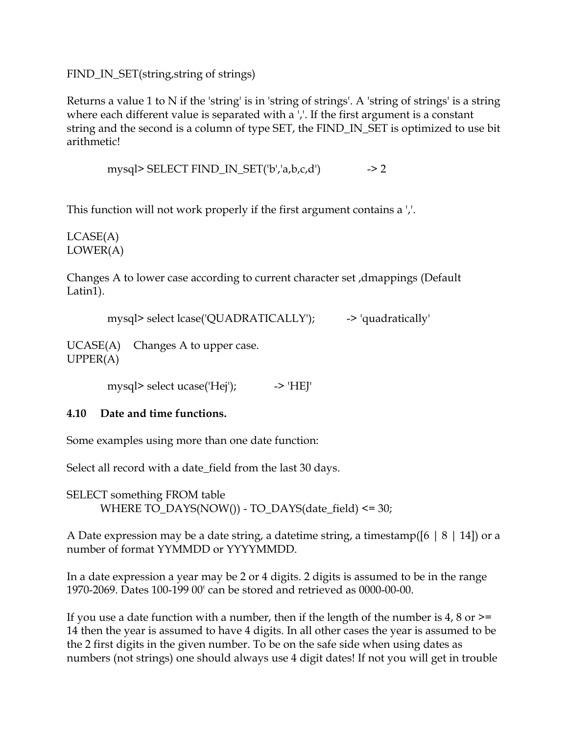FIND_IN_SET(string,string of strings)

Returns a value 1 to N if the 'string' is in 'string of strings'. A 'string of strings' is a string where each different value is separated with a ','. If the first argument is a constant string and the second is a column of type SET, the FIND_IN_SET is optimized to use bit arithmetic!

```
mysql> SELECT FIND_IN_SET('b','a,b,c,d')          -> 2
```

This function will not work properly if the first argument contains a ','.

LCASE(A)
LOWER(A)

Changes A to lower case according to current character set ,dmappings (Default Latin1).

```
mysql> select lcase('QUADRATICALLY');       -> 'quadratically'
```

UCASE(A)    Changes A to upper case.
UPPER(A)

```
mysql> select ucase('Hej');        -> 'HEJ'
```

### 4.10 Date and time functions.

Some examples using more than one date function:

Select all record with a date_field from the last 30 days.

```
SELECT something FROM table
      WHERE TO_DAYS(NOW()) - TO_DAYS(date_field) <= 30;
```

A Date expression may be a date string, a datetime string, a timestamp([6 | 8 | 14]) or a number of format YYMMDD or YYYYMMDD.

In a date expression a year may be 2 or 4 digits. 2 digits is assumed to be in the range 1970-2069. Dates 100-199 00' can be stored and retrieved as 0000-00-00.

If you use a date function with a number, then if the length of the number is 4, 8 or >= 14 then the year is assumed to have 4 digits. In all other cases the year is assumed to be the 2 first digits in the given number. To be on the safe side when using dates as numbers (not strings) one should always use 4 digit dates! If not you will get in trouble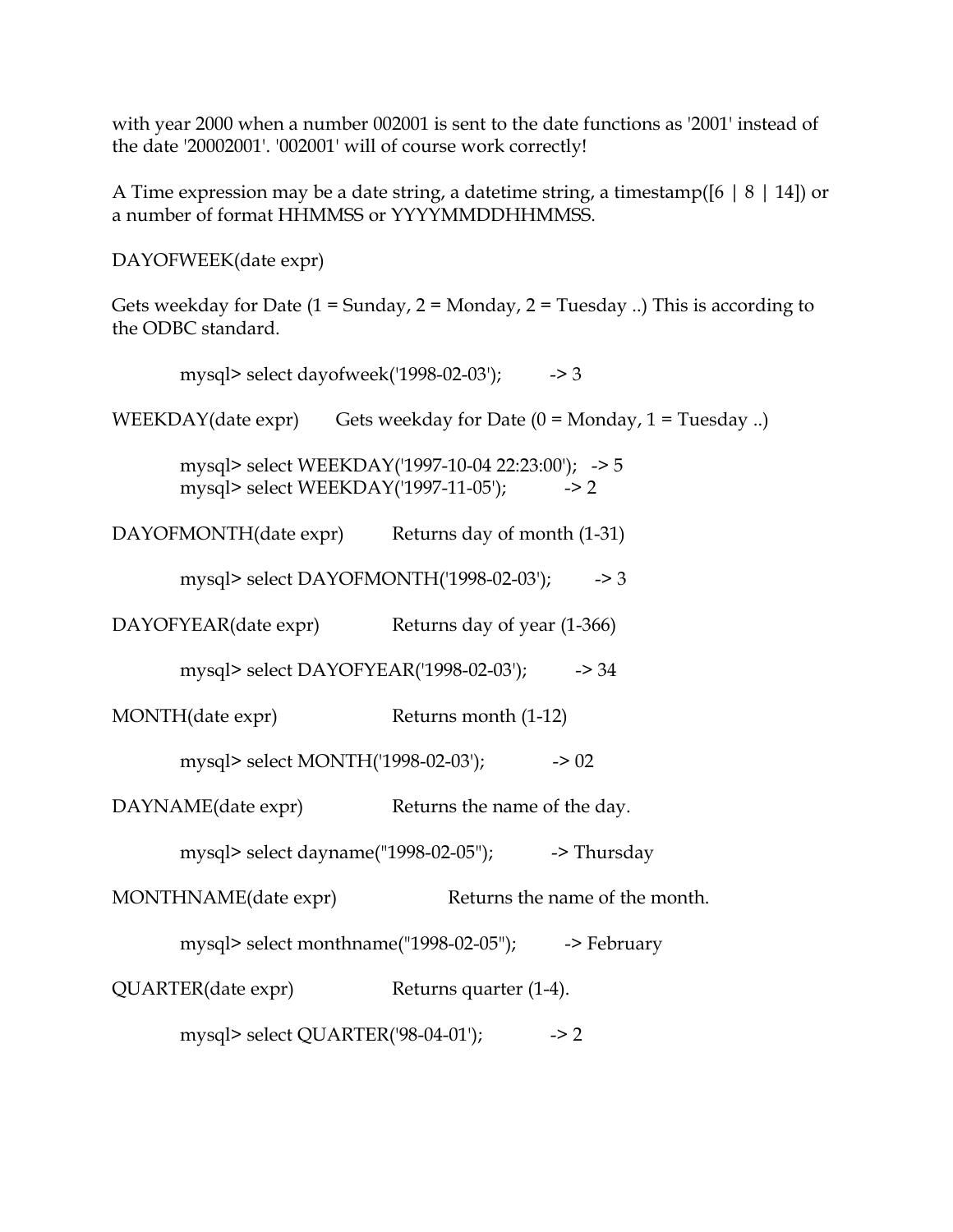with year 2000 when a number 002001 is sent to the date functions as '2001' instead of the date '20002001'. '002001' will of course work correctly!

A Time expression may be a date string, a datetime string, a timestamp([6 | 8 | 14]) or a number of format HHMMSS or YYYYMMDDHHMMSS.

DAYOFWEEK(date expr)

Gets weekday for Date (1 = Sunday, 2 = Monday, 2 = Tuesday ..) This is according to the ODBC standard.

```
mysql> select dayofweek('1998-02-03');       -> 3
```

WEEKDAY(date expr)        Gets weekday for Date (0 = Monday, 1 = Tuesday ..)

```
mysql> select WEEKDAY('1997-10-04 22:23:00');  -> 5
mysql> select WEEKDAY('1997-11-05');           -> 2
```

DAYOFMONTH(date expr)        Returns day of month (1-31)

```
mysql> select DAYOFMONTH('1998-02-03');       -> 3
```

DAYOFYEAR(date expr)        Returns day of year (1-366)

```
mysql> select DAYOFYEAR('1998-02-03');        -> 34
```

MONTH(date expr)        Returns month (1-12)

```
mysql> select MONTH('1998-02-03');            -> 02
```

DAYNAME(date expr)        Returns the name of the day.

```
mysql> select dayname("1998-02-05");          -> Thursday
```

MONTHNAME(date expr)        Returns the name of the month.

```
mysql> select monthname("1998-02-05");        -> February
```

QUARTER(date expr)        Returns quarter (1-4).

```
mysql> select QUARTER('98-04-01');            -> 2
```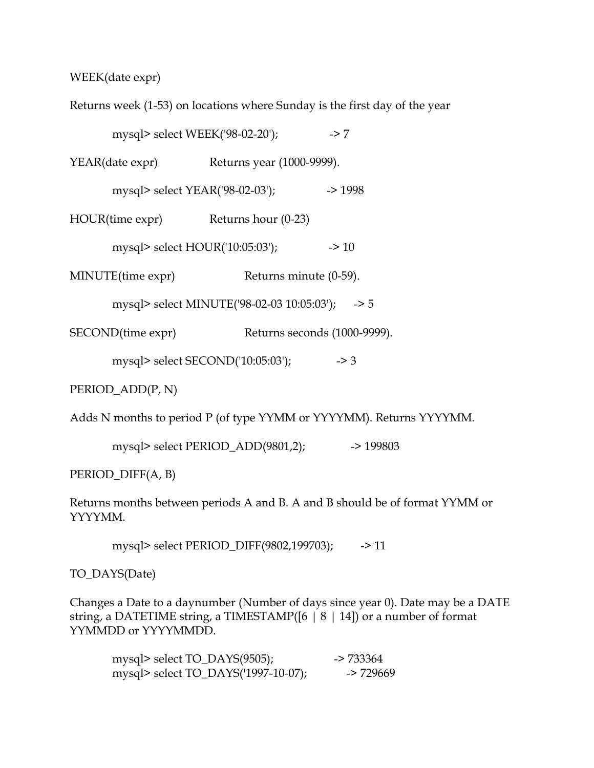WEEK(date expr)

Returns week (1-53) on locations where Sunday is the first day of the year

```
mysql> select WEEK('98-02-20');              -> 7
```

YEAR(date expr)              Returns year (1000-9999).

```
mysql> select YEAR('98-02-03');              -> 1998
```

HOUR(time expr)              Returns hour (0-23)

```
mysql> select HOUR('10:05:03');              -> 10
```

MINUTE(time expr)                    Returns minute (0-59).

```
mysql> select MINUTE('98-02-03 10:05:03');      -> 5
```

SECOND(time expr)                    Returns seconds (1000-9999).

```
mysql> select SECOND('10:05:03');            -> 3
```

PERIOD_ADD(P, N)

Adds N months to period P (of type YYMM or YYYYMM). Returns YYYYMM.

```
mysql> select PERIOD_ADD(9801,2);            -> 199803
```

PERIOD_DIFF(A, B)

Returns months between periods A and B. A and B should be of format YYMM or YYYYMM.

```
mysql> select PERIOD_DIFF(9802,199703);        -> 11
```

TO_DAYS(Date)

Changes a Date to a daynumber (Number of days since year 0). Date may be a DATE string, a DATETIME string, a TIMESTAMP([6 | 8 | 14]) or a number of format YYMMDD or YYYYMMDD.

```
mysql> select TO_DAYS(9505);                 -> 733364
mysql> select TO_DAYS('1997-10-07);           -> 729669
```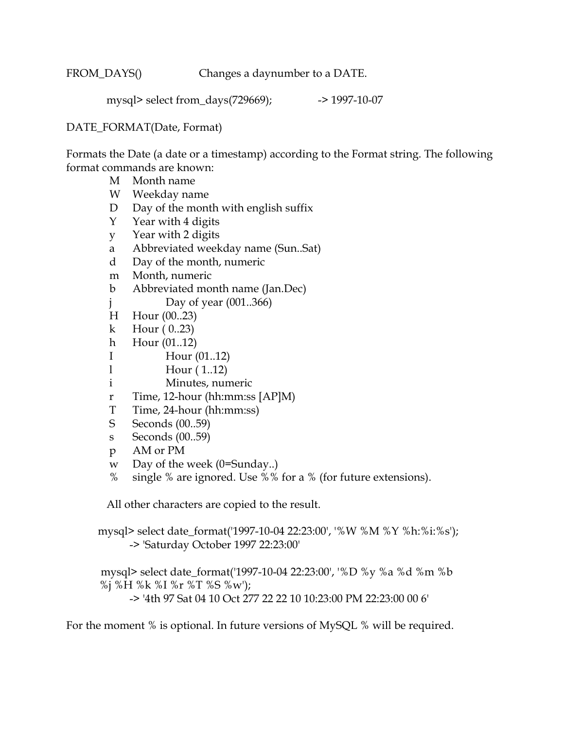FROM_DAYS()                  Changes a daynumber to a DATE.

```
mysql> select from_days(729669);              -> 1997-10-07
```

DATE_FORMAT(Date, Format)

Formats the Date (a date or a timestamp) according to the Format string. The following format commands are known:

- M    Month name
- W    Weekday name
- D    Day of the month with english suffix
- Y    Year with 4 digits
- y    Year with 2 digits
- a    Abbreviated weekday name (Sun..Sat)
- d    Day of the month, numeric
- m    Month, numeric
- b    Abbreviated month name (Jan.Dec)
- j    Day of year (001..366)
- H    Hour (00..23)
- k    Hour ( 0..23)
- h    Hour (01..12)
- I    Hour (01..12)
- l    Hour ( 1..12)
- i    Minutes, numeric
- r    Time, 12-hour (hh:mm:ss [AP]M)
- T    Time, 24-hour (hh:mm:ss)
- S    Seconds (00..59)
- s    Seconds (00..59)
- p    AM or PM
- w    Day of the week (0=Sunday..)
- %    single % are ignored. Use %% for a % (for future extensions).

All other characters are copied to the result.

```
mysql> select date_format('1997-10-04 22:23:00', '%W %M %Y %h:%i:%s');
        -> 'Saturday October 1997 22:23:00'

mysql> select date_format('1997-10-04 22:23:00', '%D %y %a %d %m %b
%j %H %k %I %r %T %S %w');
        -> '4th 97 Sat 04 10 Oct 277 22 22 10 10:23:00 PM 22:23:00 00 6'
```

For the moment % is optional. In future versions of MySQL % will be required.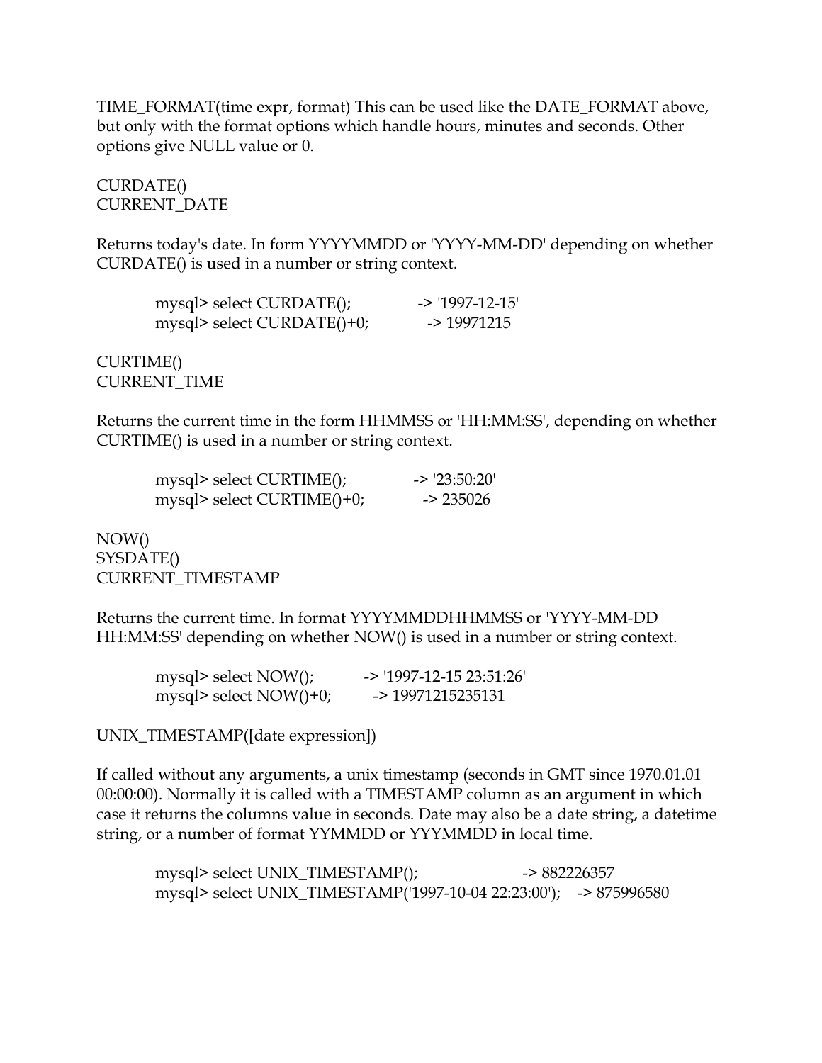TIME_FORMAT(time expr, format) This can be used like the DATE_FORMAT above, but only with the format options which handle hours, minutes and seconds. Other options give NULL value or 0.

CURDATE()
CURRENT_DATE

Returns today's date. In form YYYYMMDD or 'YYYY-MM-DD' depending on whether CURDATE() is used in a number or string context.

```
mysql> select CURDATE();           -> '1997-12-15'
mysql> select CURDATE()+0;          -> 19971215
```

CURTIME()
CURRENT_TIME

Returns the current time in the form HHMMSS or 'HH:MM:SS', depending on whether CURTIME() is used in a number or string context.

```
mysql> select CURTIME();           -> '23:50:20'
mysql> select CURTIME()+0;          -> 235026
```

NOW()
SYSDATE()
CURRENT_TIMESTAMP

Returns the current time. In format YYYYMMDDHHMMSS or 'YYYY-MM-DD HH:MM:SS' depending on whether NOW() is used in a number or string context.

```
mysql> select NOW();        -> '1997-12-15 23:51:26'
mysql> select NOW()+0;       -> 19971215235131
```

UNIX_TIMESTAMP([date expression])

If called without any arguments, a unix timestamp (seconds in GMT since 1970.01.01 00:00:00). Normally it is called with a TIMESTAMP column as an argument in which case it returns the columns value in seconds. Date may also be a date string, a datetime string, or a number of format YYMMDD or YYYMMDD in local time.

```
mysql> select UNIX_TIMESTAMP();                    -> 882226357
mysql> select UNIX_TIMESTAMP('1997-10-04 22:23:00');   -> 875996580
```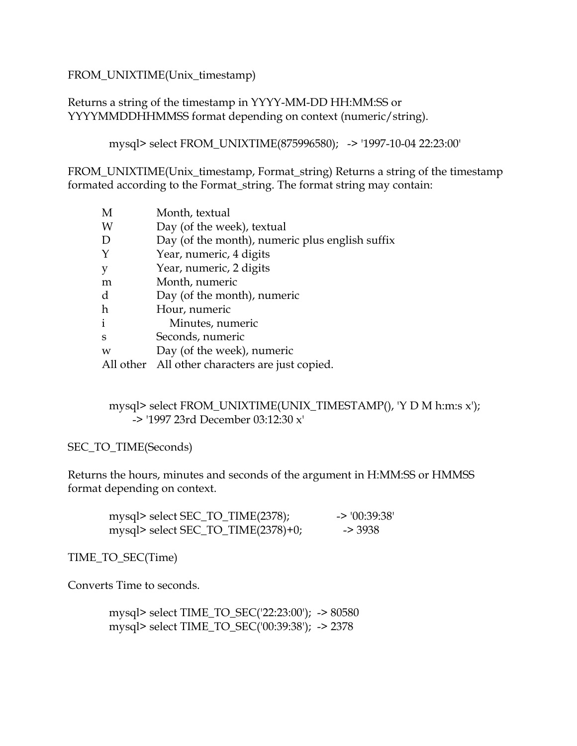FROM_UNIXTIME(Unix_timestamp)

Returns a string of the timestamp in YYYY-MM-DD HH:MM:SS or YYYYMMDDHHMMSS format depending on context (numeric/string).

```
mysql> select FROM_UNIXTIME(875996580);   -> '1997-10-04 22:23:00'
```

FROM_UNIXTIME(Unix_timestamp, Format_string) Returns a string of the timestamp formated according to the Format_string. The format string may contain:

| | |
|---|---|
| M | Month, textual |
| W | Day (of the week), textual |
| D | Day (of the month), numeric plus english suffix |
| Y | Year, numeric, 4 digits |
| y | Year, numeric, 2 digits |
| m | Month, numeric |
| d | Day (of the month), numeric |
| h | Hour, numeric |
| i | Minutes, numeric |
| s | Seconds, numeric |
| w | Day (of the week), numeric |
| All other | All other characters are just copied. |

```
mysql> select FROM_UNIXTIME(UNIX_TIMESTAMP(), 'Y D M h:m:s x');
      -> '1997 23rd December 03:12:30 x'
```

SEC_TO_TIME(Seconds)

Returns the hours, minutes and seconds of the argument in H:MM:SS or HMMSS format depending on context.

```
mysql> select SEC_TO_TIME(2378);            -> '00:39:38'
mysql> select SEC_TO_TIME(2378)+0;          -> 3938
```

TIME_TO_SEC(Time)

Converts Time to seconds.

```
mysql> select TIME_TO_SEC('22:23:00');  -> 80580
mysql> select TIME_TO_SEC('00:39:38');  -> 2378
```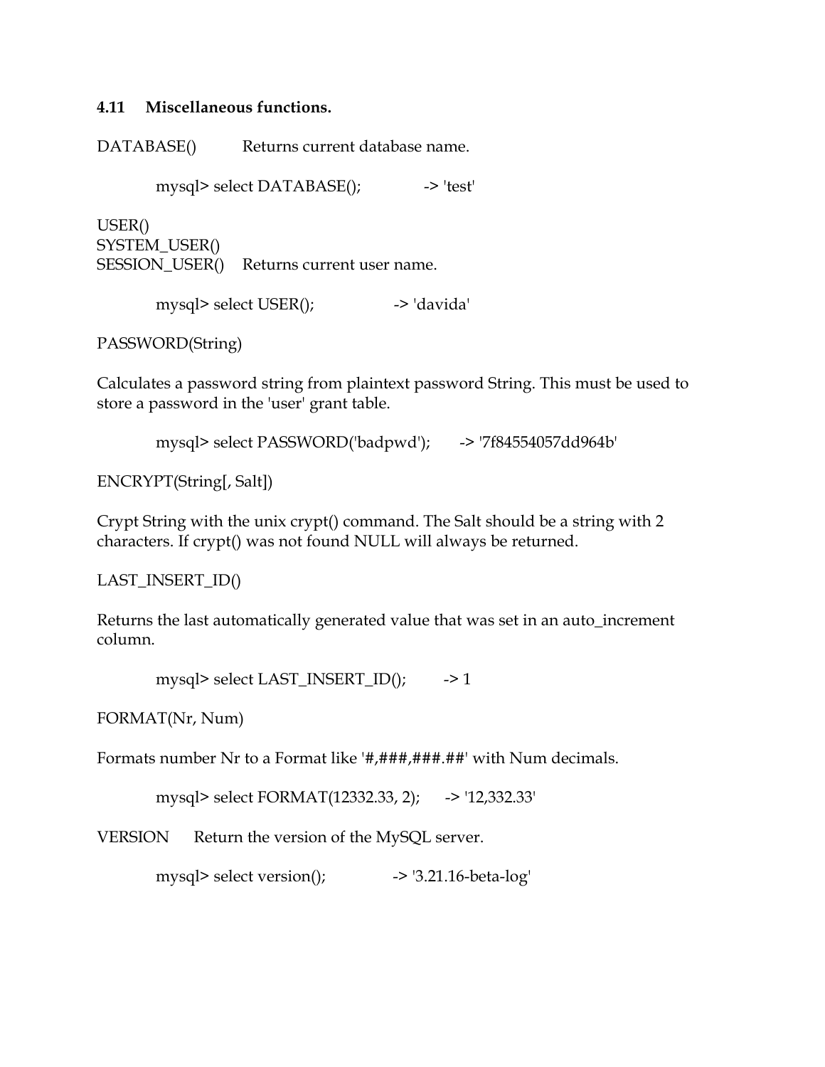### 4.11 Miscellaneous functions.

DATABASE() Returns current database name.

```
mysql> select DATABASE();            -> 'test'
```

USER()
SYSTEM_USER()
SESSION_USER() Returns current user name.

```
mysql> select USER();                -> 'davida'
```

PASSWORD(String)

Calculates a password string from plaintext password String. This must be used to store a password in the 'user' grant table.

```
mysql> select PASSWORD('badpwd');    -> '7f84554057dd964b'
```

ENCRYPT(String[, Salt])

Crypt String with the unix crypt() command. The Salt should be a string with 2 characters. If crypt() was not found NULL will always be returned.

LAST_INSERT_ID()

Returns the last automatically generated value that was set in an auto_increment column.

```
mysql> select LAST_INSERT_ID();      -> 1
```

FORMAT(Nr, Num)

Formats number Nr to a Format like '#,###,###.##' with Num decimals.

```
mysql> select FORMAT(12332.33, 2);   -> '12,332.33'
```

VERSION Return the version of the MySQL server.

```
mysql> select version();             -> '3.21.16-beta-log'
```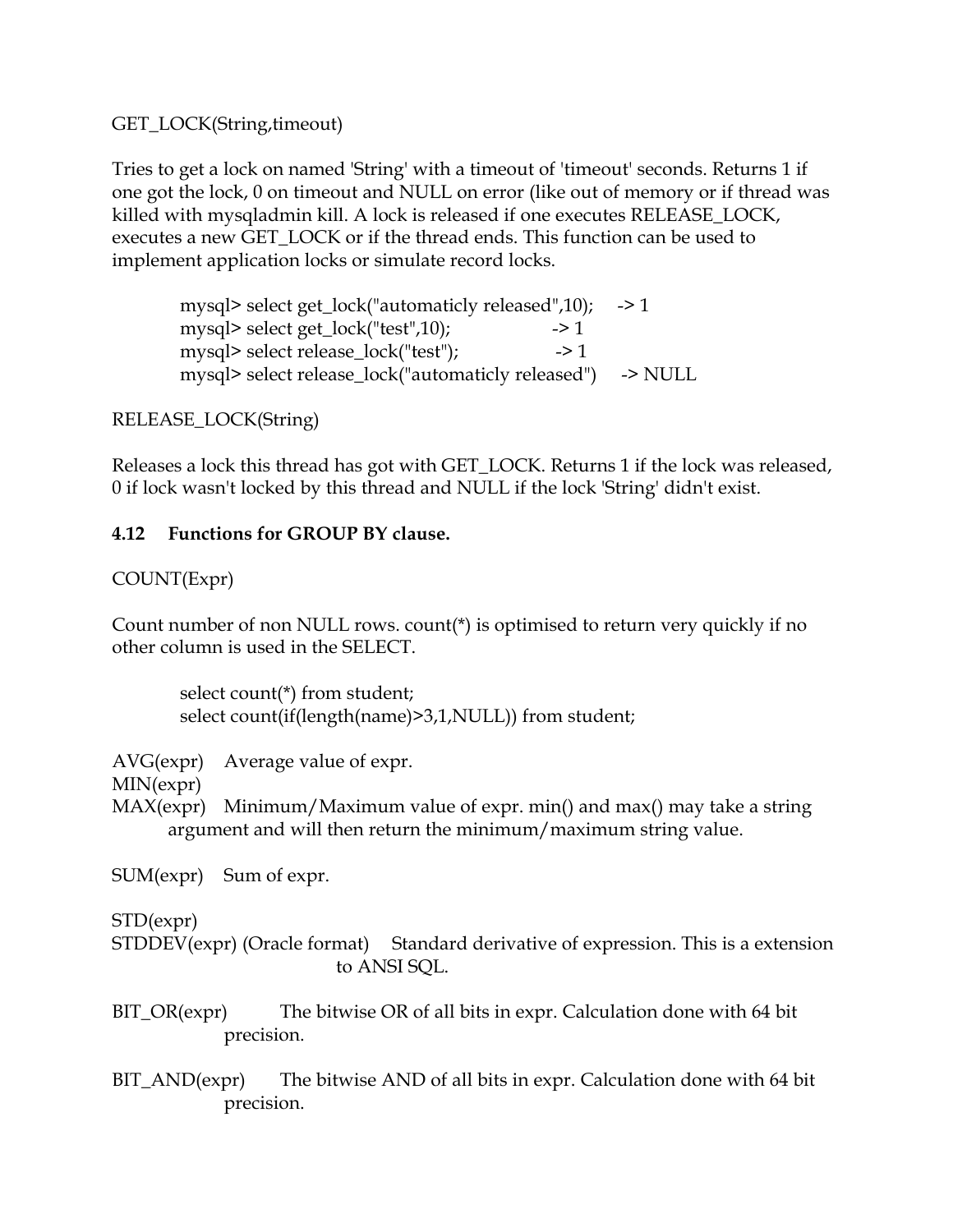GET_LOCK(String,timeout)

Tries to get a lock on named 'String' with a timeout of 'timeout' seconds. Returns 1 if one got the lock, 0 on timeout and NULL on error (like out of memory or if thread was killed with mysqladmin kill. A lock is released if one executes RELEASE_LOCK, executes a new GET_LOCK or if the thread ends. This function can be used to implement application locks or simulate record locks.

```
mysql> select get_lock("automaticly released",10);     -> 1
mysql> select get_lock("test",10);                    -> 1
mysql> select release_lock("test");                   -> 1
mysql> select release_lock("automaticly released")    -> NULL
```

RELEASE_LOCK(String)

Releases a lock this thread has got with GET_LOCK. Returns 1 if the lock was released, 0 if lock wasn't locked by this thread and NULL if the lock 'String' didn't exist.

### 4.12 Functions for GROUP BY clause.

COUNT(Expr)

Count number of non NULL rows. count(*) is optimised to return very quickly if no other column is used in the SELECT.

```
select count(*) from student;
select count(if(length(name)>3,1,NULL)) from student;
```

AVG(expr) Average value of expr.
MIN(expr)
MAX(expr) Minimum/Maximum value of expr. min() and max() may take a string argument and will then return the minimum/maximum string value.

SUM(expr) Sum of expr.

STD(expr)
STDDEV(expr) (Oracle format) Standard derivative of expression. This is a extension to ANSI SQL.

BIT_OR(expr) The bitwise OR of all bits in expr. Calculation done with 64 bit precision.

BIT_AND(expr) The bitwise AND of all bits in expr. Calculation done with 64 bit precision.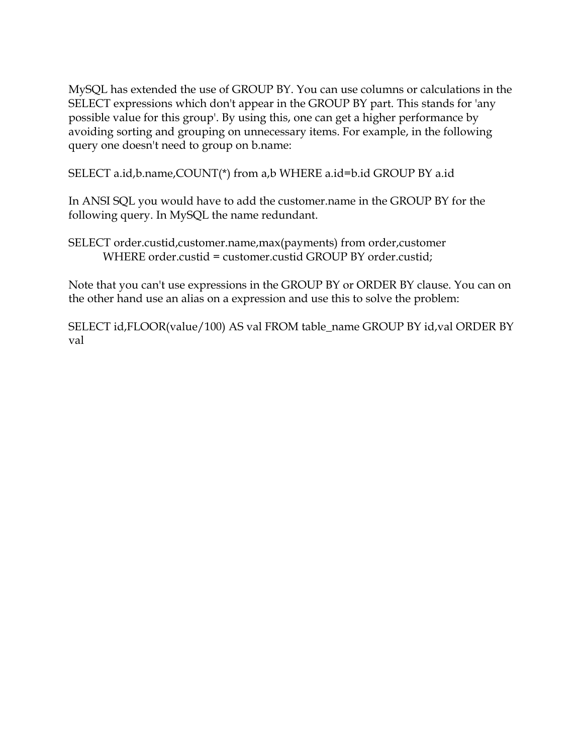MySQL has extended the use of GROUP BY. You can use columns or calculations in the SELECT expressions which don't appear in the GROUP BY part. This stands for 'any possible value for this group'. By using this, one can get a higher performance by avoiding sorting and grouping on unnecessary items. For example, in the following query one doesn't need to group on b.name:

```
SELECT a.id,b.name,COUNT(*) from a,b WHERE a.id=b.id GROUP BY a.id
```

In ANSI SQL you would have to add the customer.name in the GROUP BY for the following query. In MySQL the name redundant.

```
SELECT order.custid,customer.name,max(payments) from order,customer
    WHERE order.custid = customer.custid GROUP BY order.custid;
```

Note that you can't use expressions in the GROUP BY or ORDER BY clause. You can on the other hand use an alias on a expression and use this to solve the problem:

```
SELECT id,FLOOR(value/100) AS val FROM table_name GROUP BY id,val ORDER BY val
```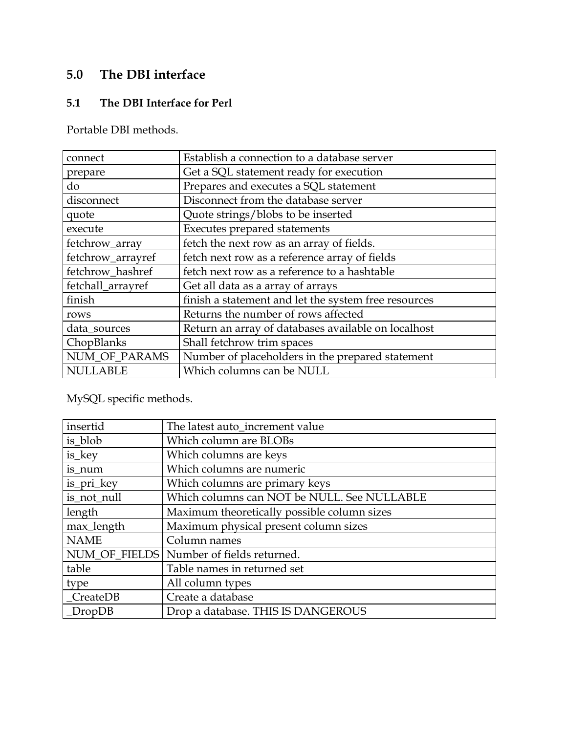## 5.0 The DBI interface

### 5.1 The DBI Interface for Perl

Portable DBI methods.

| | |
|---|---|
| connect | Establish a connection to a database server |
| prepare | Get a SQL statement ready for execution |
| do | Prepares and executes a SQL statement |
| disconnect | Disconnect from the database server |
| quote | Quote strings/blobs to be inserted |
| execute | Executes prepared statements |
| fetchrow_array | fetch the next row as an array of fields. |
| fetchrow_arrayref | fetch next row as a reference array of fields |
| fetchrow_hashref | fetch next row as a reference to a hashtable |
| fetchall_arrayref | Get all data as a array of arrays |
| finish | finish a statement and let the system free resources |
| rows | Returns the number of rows affected |
| data_sources | Return an array of databases available on localhost |
| ChopBlanks | Shall fetchrow trim spaces |
| NUM_OF_PARAMS | Number of placeholders in the prepared statement |
| NULLABLE | Which columns can be NULL |

MySQL specific methods.

| | |
|---|---|
| insertid | The latest auto_increment value |
| is_blob | Which column are BLOBs |
| is_key | Which columns are keys |
| is_num | Which columns are numeric |
| is_pri_key | Which columns are primary keys |
| is_not_null | Which columns can NOT be NULL. See NULLABLE |
| length | Maximum theoretically possible column sizes |
| max_length | Maximum physical present column sizes |
| NAME | Column names |
| NUM_OF_FIELDS | Number of fields returned. |
| table | Table names in returned set |
| type | All column types |
| _CreateDB | Create a database |
| _DropDB | Drop a database. THIS IS DANGEROUS |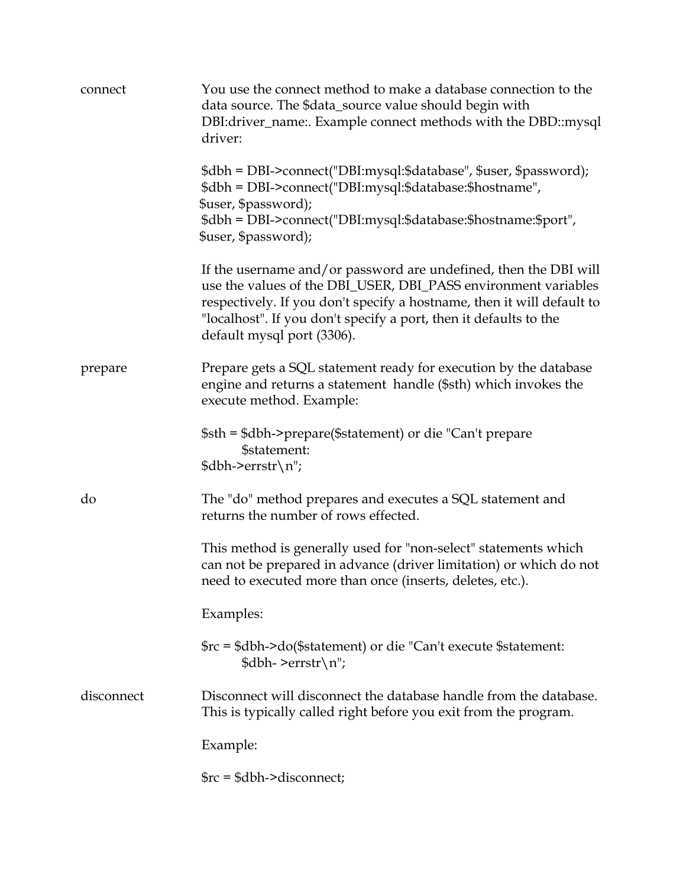**connect**

You use the connect method to make a database connection to the data source. The $data_source value should begin with DBI:driver_name:. Example connect methods with the DBD::mysql driver:

```
$dbh = DBI->connect("DBI:mysql:$database", $user, $password);
$dbh = DBI->connect("DBI:mysql:$database:$hostname",
$user, $password);
$dbh = DBI->connect("DBI:mysql:$database:$hostname:$port",
$user, $password);
```

If the username and/or password are undefined, then the DBI will use the values of the DBI_USER, DBI_PASS environment variables respectively. If you don't specify a hostname, then it will default to "localhost". If you don't specify a port, then it defaults to the default mysql port (3306).

**prepare**

Prepare gets a SQL statement ready for execution by the database engine and returns a statement handle ($sth) which invokes the execute method. Example:

```
$sth = $dbh->prepare($statement) or die "Can't prepare
        $statement:
$dbh->errstr\n";
```

**do**

The "do" method prepares and executes a SQL statement and returns the number of rows effected.

This method is generally used for "non-select" statements which can not be prepared in advance (driver limitation) or which do not need to executed more than once (inserts, deletes, etc.).

Examples:

```
$rc = $dbh->do($statement) or die "Can't execute $statement:
        $dbh- >errstr\n";
```

**disconnect**

Disconnect will disconnect the database handle from the database. This is typically called right before you exit from the program.

Example:

```
$rc = $dbh->disconnect;
```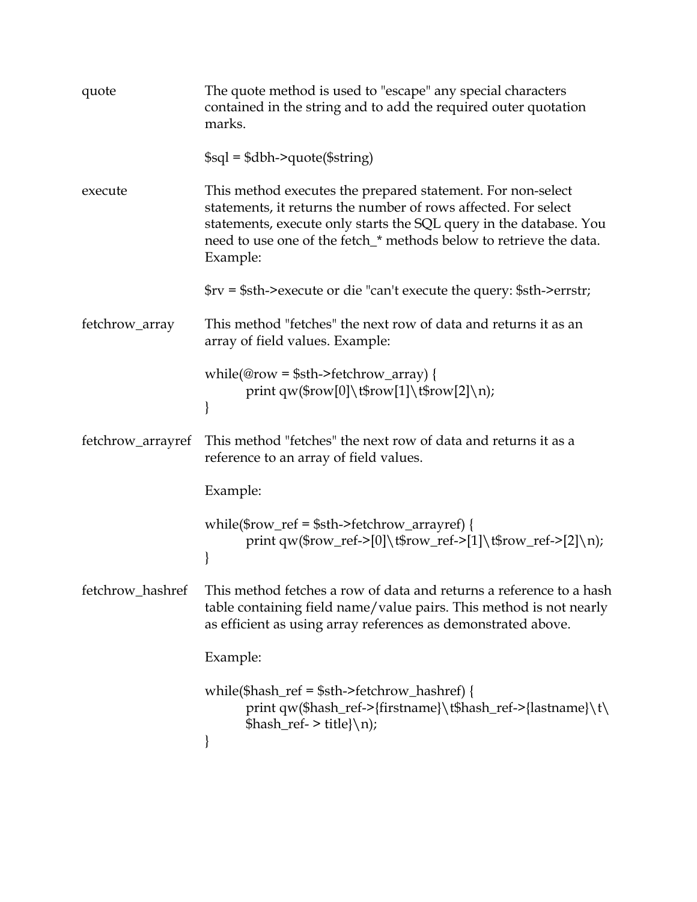**quote**

The quote method is used to "escape" any special characters contained in the string and to add the required outer quotation marks.

```
$sql = $dbh->quote($string)
```

**execute**

This method executes the prepared statement. For non-select statements, it returns the number of rows affected. For select statements, execute only starts the SQL query in the database. You need to use one of the fetch_* methods below to retrieve the data. Example:

```
$rv = $sth->execute or die "can't execute the query: $sth->errstr;
```

**fetchrow_array**

This method "fetches" the next row of data and returns it as an array of field values. Example:

```
while(@row = $sth->fetchrow_array) {
        print qw($row[0]\t$row[1]\t$row[2]\n);
}
```

**fetchrow_arrayref**

This method "fetches" the next row of data and returns it as a reference to an array of field values.

Example:

```
while($row_ref = $sth->fetchrow_arrayref) {
        print qw($row_ref->[0]\t$row_ref->[1]\t$row_ref->[2]\n);
}
```

**fetchrow_hashref**

This method fetches a row of data and returns a reference to a hash table containing field name/value pairs. This method is not nearly as efficient as using array references as demonstrated above.

Example:

```
while($hash_ref = $sth->fetchrow_hashref) {
        print qw($hash_ref->{firstname}\t$hash_ref->{lastname}\t\
        $hash_ref- > title}\n);
}
```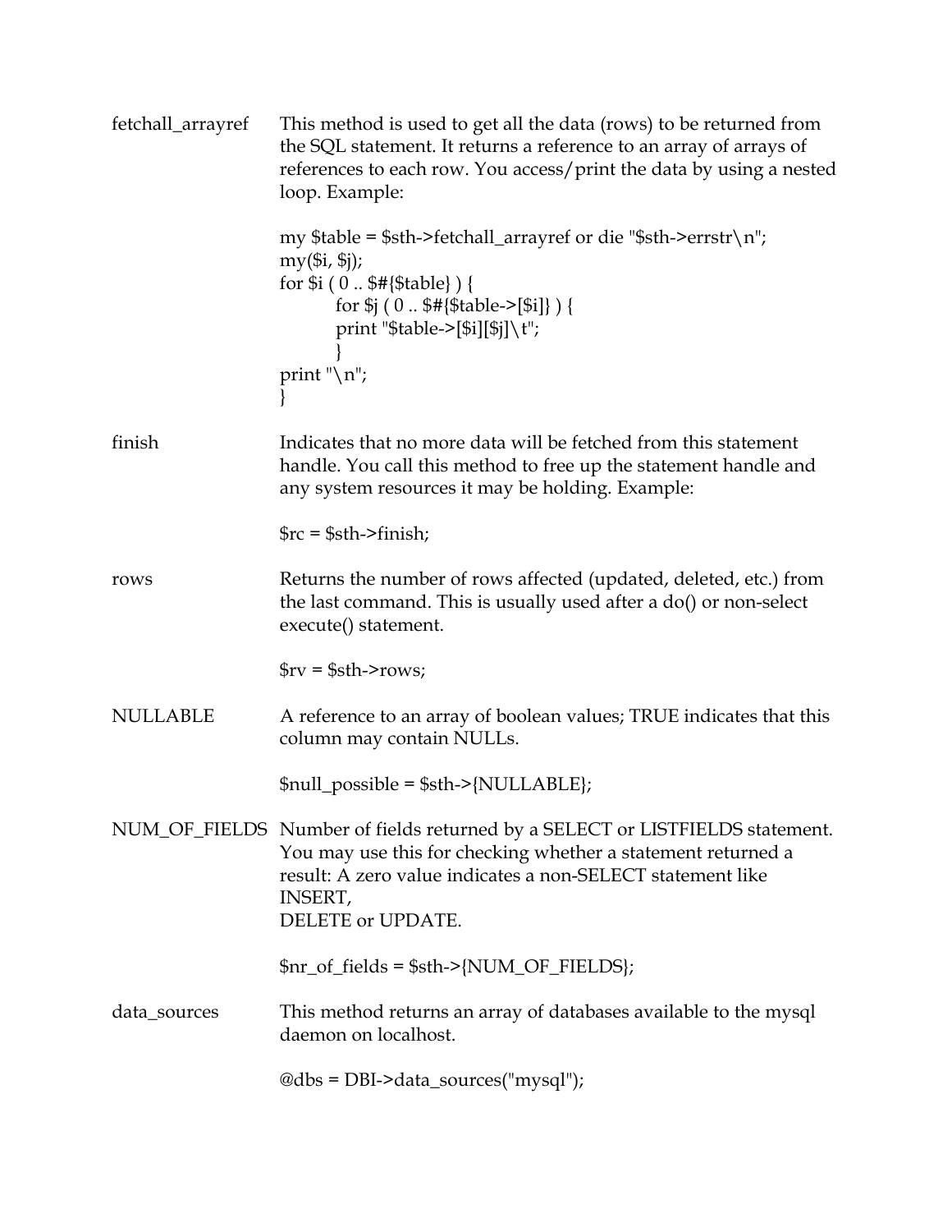fetchall_arrayref — This method is used to get all the data (rows) to be returned from the SQL statement. It returns a reference to an array of arrays of references to each row. You access/print the data by using a nested loop. Example:

```
my $table = $sth->fetchall_arrayref or die "$sth->errstr\n";
my($i, $j);
for $i ( 0 .. $#{$table} ) {
        for $j ( 0 .. $#{$table->[$i]} ) {
        print "$table->[$i][$j]\t";
        }
print "\n";
}
```

finish — Indicates that no more data will be fetched from this statement handle. You call this method to free up the statement handle and any system resources it may be holding. Example:

```
$rc = $sth->finish;
```

rows — Returns the number of rows affected (updated, deleted, etc.) from the last command. This is usually used after a do() or non-select execute() statement.

```
$rv = $sth->rows;
```

NULLABLE — A reference to an array of boolean values; TRUE indicates that this column may contain NULLs.

```
$null_possible = $sth->{NULLABLE};
```

NUM_OF_FIELDS — Number of fields returned by a SELECT or LISTFIELDS statement. You may use this for checking whether a statement returned a result: A zero value indicates a non-SELECT statement like INSERT,
DELETE or UPDATE.

```
$nr_of_fields = $sth->{NUM_OF_FIELDS};
```

data_sources — This method returns an array of databases available to the mysql daemon on localhost.

```
@dbs = DBI->data_sources("mysql");
```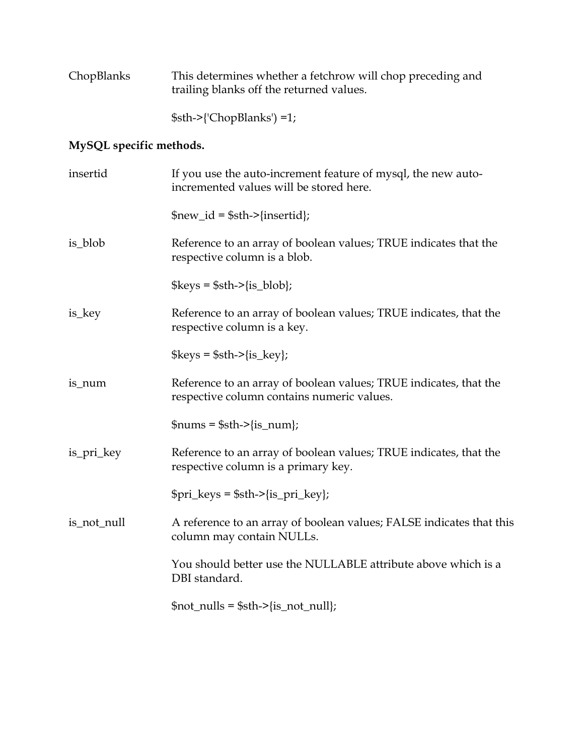ChopBlanks — This determines whether a fetchrow will chop preceding and trailing blanks off the returned values.

```
$sth->{'ChopBlanks') =1;
```

**MySQL specific methods.**

insertid — If you use the auto-increment feature of mysql, the new auto-incremented values will be stored here.

```
$new_id = $sth->{insertid};
```

is_blob — Reference to an array of boolean values; TRUE indicates that the respective column is a blob.

```
$keys = $sth->{is_blob};
```

is_key — Reference to an array of boolean values; TRUE indicates, that the respective column is a key.

```
$keys = $sth->{is_key};
```

is_num — Reference to an array of boolean values; TRUE indicates, that the respective column contains numeric values.

```
$nums = $sth->{is_num};
```

is_pri_key — Reference to an array of boolean values; TRUE indicates, that the respective column is a primary key.

```
$pri_keys = $sth->{is_pri_key};
```

is_not_null — A reference to an array of boolean values; FALSE indicates that this column may contain NULLs.

You should better use the NULLABLE attribute above which is a DBI standard.

```
$not_nulls = $sth->{is_not_null};
```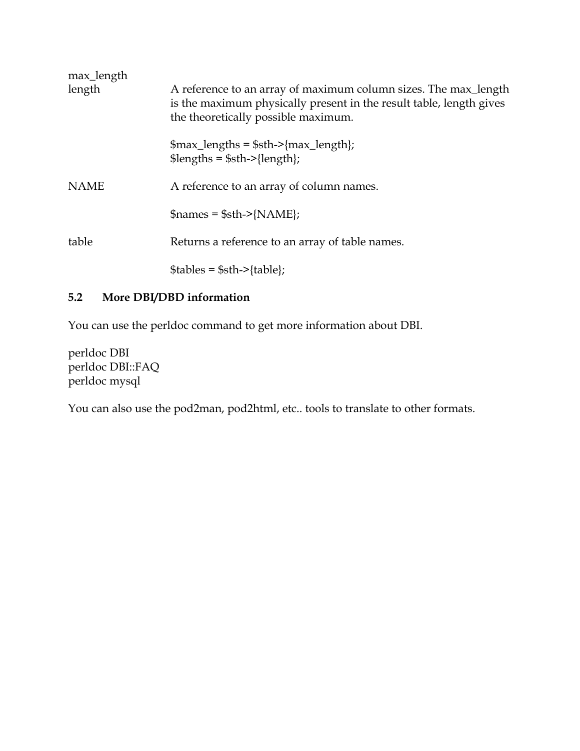| | |
|---|---|
| max_length<br>length | A reference to an array of maximum column sizes. The max_length is the maximum physically present in the result table, length gives the theoretically possible maximum.<br><br>$max_lengths = $sth->{max_length};<br>$lengths = $sth->{length}; |
| NAME | A reference to an array of column names.<br><br>$names = $sth->{NAME}; |
| table | Returns a reference to an array of table names.<br><br>$tables = $sth->{table}; |

### 5.2 More DBI/DBD information

You can use the perldoc command to get more information about DBI.

```
perldoc DBI
perldoc DBI::FAQ
perldoc mysql
```

You can also use the pod2man, pod2html, etc.. tools to translate to other formats.